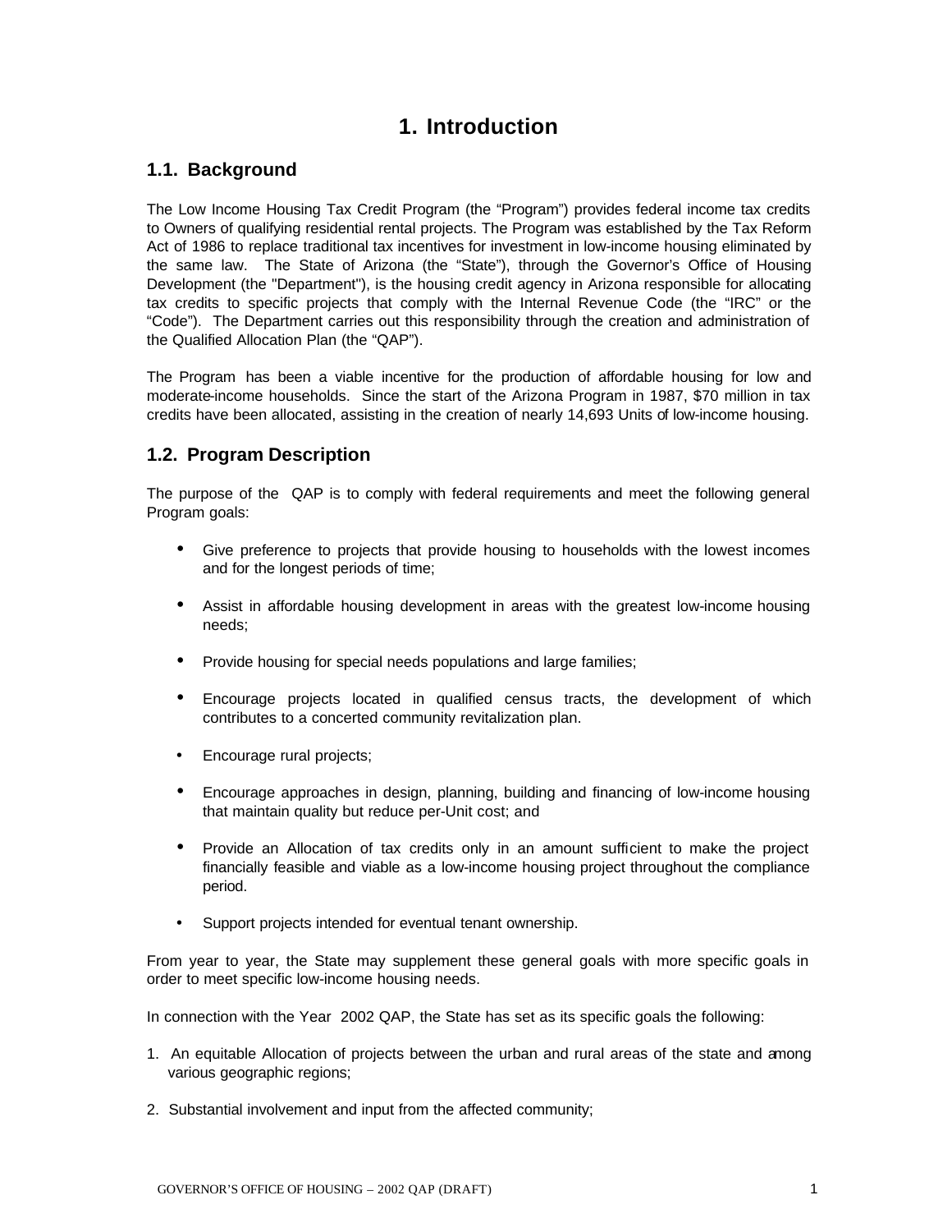# 1. Introduction

## 1.1. Background

The Low Income Housing Tax Credit Program (the "Program") provides federal income tax credits to Owners of qualifying residential rental projects. The Program was established by the Tax Reform Act of 1986 to replace traditional tax incentives for investment in low-income housing eliminated by the same law. The State of Arizona (the "State"), through the Governor's Office of Housing Development (the "Department"), is the housing credit agency in Arizona responsible for allocating tax credits to specific projects that comply with the Internal Revenue Code (the "IRC" or the "Code"). The Department carries out this responsibility through the creation and administration of the Qualified Allocation Plan (the "QAP").

The Program has been a viable incentive for the production of affordable housing for low and moderate-income households. Since the start of the Arizona Program in 1987, $70 million in tax credits have been allocated, assisting in the creation of nearly 14,693 Units of low-income housing.

## 1.2. Program Description

The purpose of the QAP is to comply with federal requirements and meet the following general Program goals:

- Give preference to projects that provide housing to households with the lowest incomes and for the longest periods of time;
- Assist in affordable housing development in areas with the greatest low-income housing needs;
- Provide housing for special needs populations and large families;
- Encourage projects located in qualified census tracts, the development of which contributes to a concerted community revitalization plan.
- Encourage rural projects;
- Encourage approaches in design, planning, building and financing of low-income housing that maintain quality but reduce per-Unit cost; and
- Provide an Allocation of tax credits only in an amount sufficient to make the project financially feasible and viable as a low-income housing project throughout the compliance period.
- Support projects intended for eventual tenant ownership.

From year to year, the State may supplement these general goals with more specific goals in order to meet specific low-income housing needs.

In connection with the Year 2002 QAP, the State has set as its specific goals the following:

1. An equitable Allocation of projects between the urban and rural areas of the state and among various geographic regions;
2. Substantial involvement and input from the affected community;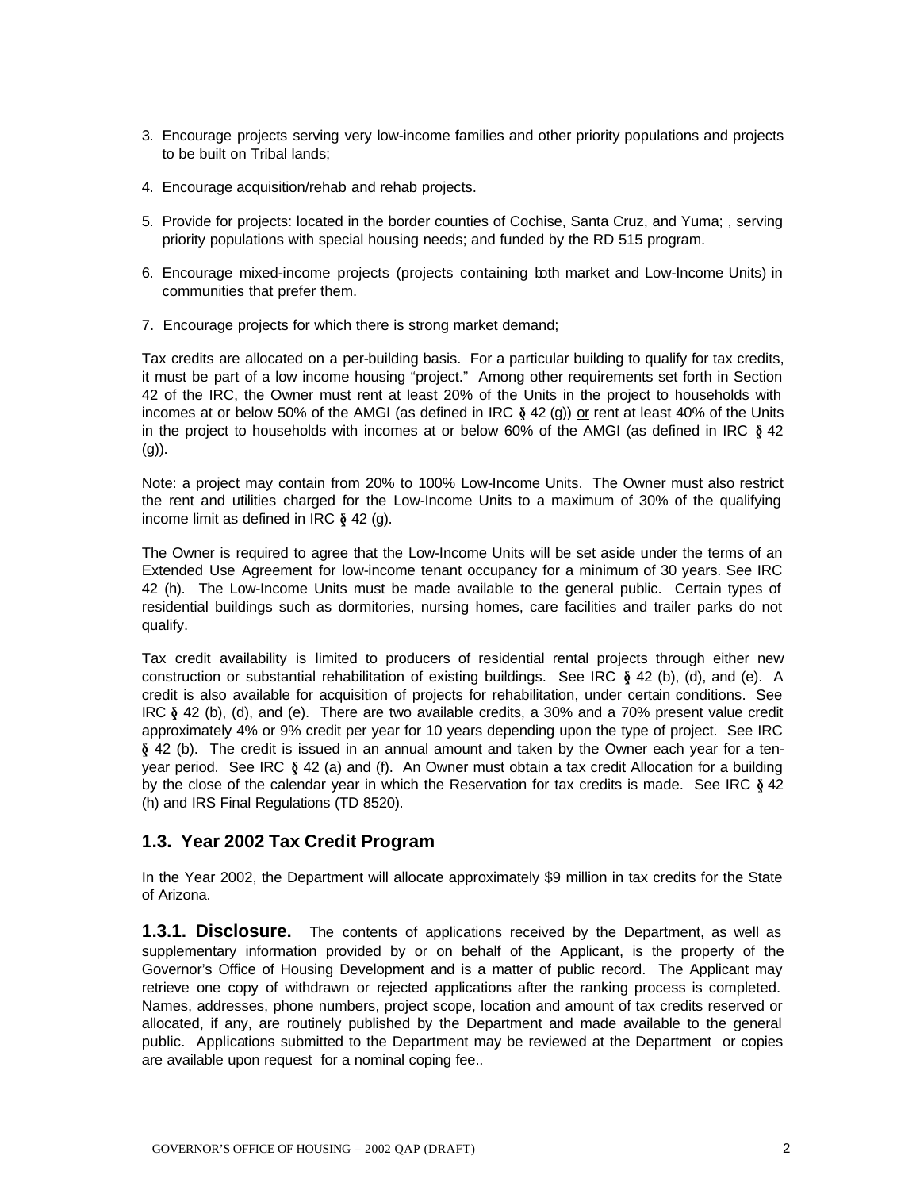3. Encourage projects serving very low-income families and other priority populations and projects to be built on Tribal lands;

4. Encourage acquisition/rehab and rehab projects.

5. Provide for projects: located in the border counties of Cochise, Santa Cruz, and Yuma; , serving priority populations with special housing needs; and funded by the RD 515 program.

6. Encourage mixed-income projects (projects containing both market and Low-Income Units) in communities that prefer them.

7. Encourage projects for which there is strong market demand;

Tax credits are allocated on a per-building basis. For a particular building to qualify for tax credits, it must be part of a low income housing "project." Among other requirements set forth in Section 42 of the IRC, the Owner must rent at least 20% of the Units in the project to households with incomes at or below 50% of the AMGI (as defined in IRC § 42 (g)) <u>or</u> rent at least 40% of the Units in the project to households with incomes at or below 60% of the AMGI (as defined in IRC § 42 (g)).

Note: a project may contain from 20% to 100% Low-Income Units. The Owner must also restrict the rent and utilities charged for the Low-Income Units to a maximum of 30% of the qualifying income limit as defined in IRC § 42 (g).

The Owner is required to agree that the Low-Income Units will be set aside under the terms of an Extended Use Agreement for low-income tenant occupancy for a minimum of 30 years. See IRC 42 (h). The Low-Income Units must be made available to the general public. Certain types of residential buildings such as dormitories, nursing homes, care facilities and trailer parks do not qualify.

Tax credit availability is limited to producers of residential rental projects through either new construction or substantial rehabilitation of existing buildings. See IRC § 42 (b), (d), and (e). A credit is also available for acquisition of projects for rehabilitation, under certain conditions. See IRC § 42 (b), (d), and (e). There are two available credits, a 30% and a 70% present value credit approximately 4% or 9% credit per year for 10 years depending upon the type of project. See IRC § 42 (b). The credit is issued in an annual amount and taken by the Owner each year for a ten-year period. See IRC § 42 (a) and (f). An Owner must obtain a tax credit Allocation for a building by the close of the calendar year in which the Reservation for tax credits is made. See IRC § 42 (h) and IRS Final Regulations (TD 8520).

## 1.3. Year 2002 Tax Credit Program

In the Year 2002, the Department will allocate approximately $9 million in tax credits for the State of Arizona.

**1.3.1. Disclosure.** The contents of applications received by the Department, as well as supplementary information provided by or on behalf of the Applicant, is the property of the Governor's Office of Housing Development and is a matter of public record. The Applicant may retrieve one copy of withdrawn or rejected applications after the ranking process is completed. Names, addresses, phone numbers, project scope, location and amount of tax credits reserved or allocated, if any, are routinely published by the Department and made available to the general public. Applications submitted to the Department may be reviewed at the Department or copies are available upon request for a nominal coping fee..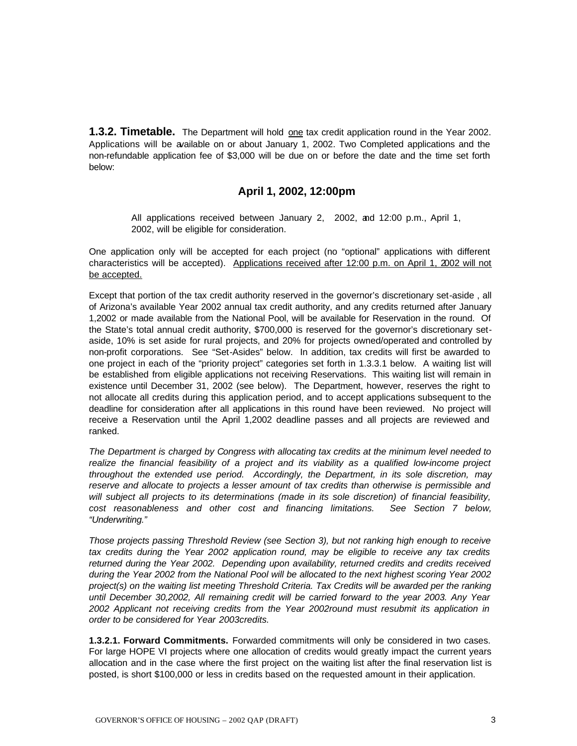**1.3.2. Timetable.** The Department will hold one tax credit application round in the Year 2002. Applications will be available on or about January 1, 2002. Two Completed applications and the non-refundable application fee of $3,000 will be due on or before the date and the time set forth below:

### April 1, 2002, 12:00pm

> All applications received between January 2, 2002, and 12:00 p.m., April 1, 2002, will be eligible for consideration.

One application only will be accepted for each project (no "optional" applications with different characteristics will be accepted). Applications received after 12:00 p.m. on April 1, 2002 will not be accepted.

Except that portion of the tax credit authority reserved in the governor's discretionary set-aside , all of Arizona's available Year 2002 annual tax credit authority, and any credits returned after January 1,2002 or made available from the National Pool, will be available for Reservation in the round. Of the State's total annual credit authority, $700,000 is reserved for the governor's discretionary set-aside, 10% is set aside for rural projects, and 20% for projects owned/operated and controlled by non-profit corporations. See "Set-Asides" below. In addition, tax credits will first be awarded to one project in each of the "priority project" categories set forth in 1.3.3.1 below. A waiting list will be established from eligible applications not receiving Reservations. This waiting list will remain in existence until December 31, 2002 (see below). The Department, however, reserves the right to not allocate all credits during this application period, and to accept applications subsequent to the deadline for consideration after all applications in this round have been reviewed. No project will receive a Reservation until the April 1,2002 deadline passes and all projects are reviewed and ranked.

*The Department is charged by Congress with allocating tax credits at the minimum level needed to realize the financial feasibility of a project and its viability as a qualified low-income project throughout the extended use period. Accordingly, the Department, in its sole discretion, may reserve and allocate to projects a lesser amount of tax credits than otherwise is permissible and will subject all projects to its determinations (made in its sole discretion) of financial feasibility, cost reasonableness and other cost and financing limitations. See Section 7 below, "Underwriting."*

*Those projects passing Threshold Review (see Section 3), but not ranking high enough to receive tax credits during the Year 2002 application round, may be eligible to receive any tax credits returned during the Year 2002. Depending upon availability, returned credits and credits received during the Year 2002 from the National Pool will be allocated to the next highest scoring Year 2002 project(s) on the waiting list meeting Threshold Criteria. Tax Credits will be awarded per the ranking until December 30,2002, All remaining credit will be carried forward to the year 2003. Any Year 2002 Applicant not receiving credits from the Year 2002round must resubmit its application in order to be considered for Year 2003credits.*

**1.3.2.1. Forward Commitments.** Forwarded commitments will only be considered in two cases. For large HOPE VI projects where one allocation of credits would greatly impact the current years allocation and in the case where the first project on the waiting list after the final reservation list is posted, is short $100,000 or less in credits based on the requested amount in their application.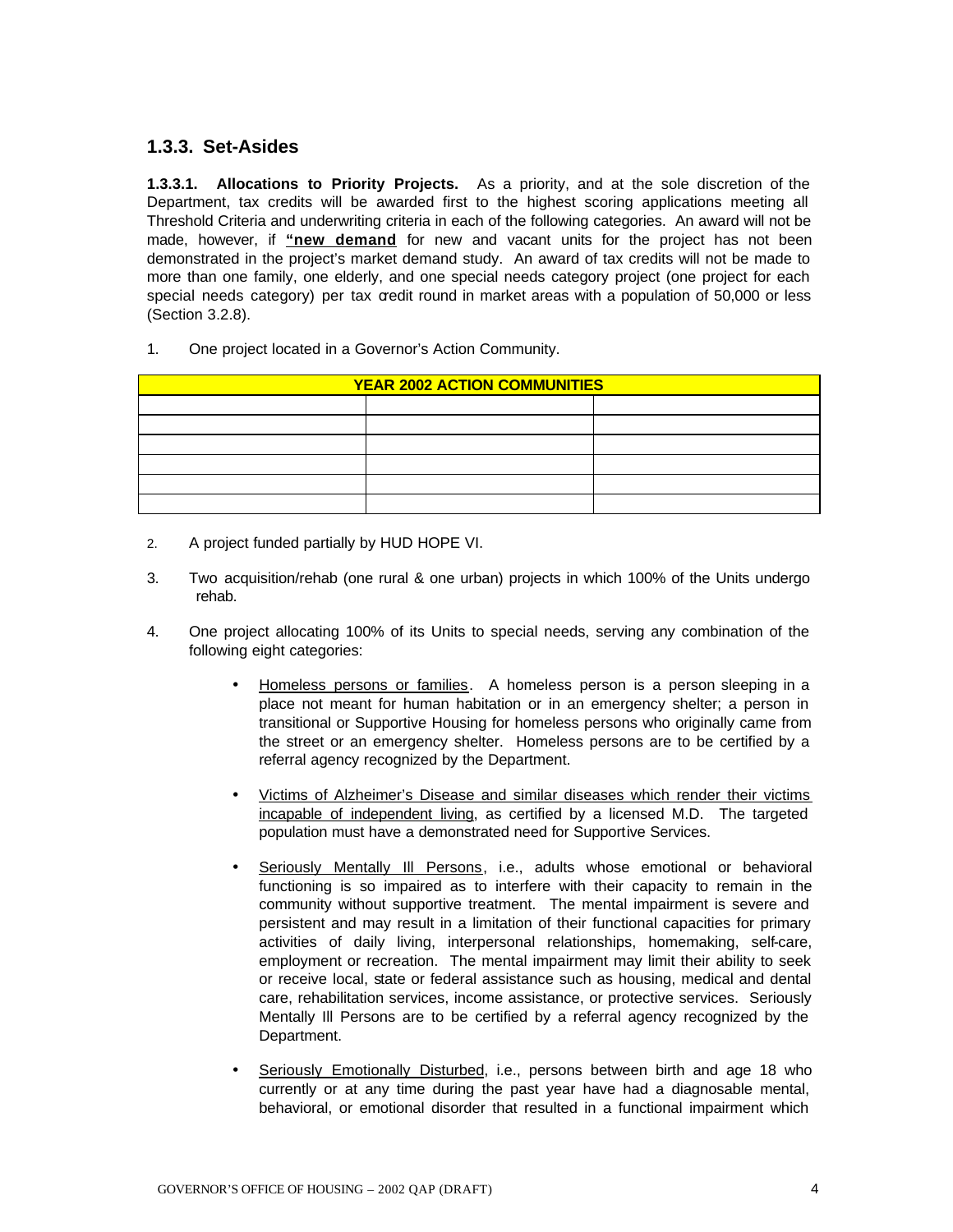### 1.3.3. Set-Asides

**1.3.3.1. Allocations to Priority Projects.** As a priority, and at the sole discretion of the Department, tax credits will be awarded first to the highest scoring applications meeting all Threshold Criteria and underwriting criteria in each of the following categories. An award will not be made, however, if **<u>"new demand</u>** for new and vacant units for the project has not been demonstrated in the project's market demand study. An award of tax credits will not be made to more than one family, one elderly, and one special needs category project (one project for each special needs category) per tax credit round in market areas with a population of 50,000 or less (Section 3.2.8).

1. One project located in a Governor's Action Community.

| YEAR 2002 ACTION COMMUNITIES | | |
|---|---|---|
| | | |
| | | |
| | | |
| | | |
| | | |
| | | |

2. A project funded partially by HUD HOPE VI.

3. Two acquisition/rehab (one rural & one urban) projects in which 100% of the Units undergo rehab.

4. One project allocating 100% of its Units to special needs, serving any combination of the following eight categories:

   - <u>Homeless persons or families</u>. A homeless person is a person sleeping in a place not meant for human habitation or in an emergency shelter; a person in transitional or Supportive Housing for homeless persons who originally came from the street or an emergency shelter. Homeless persons are to be certified by a referral agency recognized by the Department.

   - <u>Victims of Alzheimer's Disease and similar diseases which render their victims incapable of independent living</u>, as certified by a licensed M.D. The targeted population must have a demonstrated need for Supportive Services.

   - <u>Seriously Mentally Ill Persons</u>, i.e., adults whose emotional or behavioral functioning is so impaired as to interfere with their capacity to remain in the community without supportive treatment. The mental impairment is severe and persistent and may result in a limitation of their functional capacities for primary activities of daily living, interpersonal relationships, homemaking, self-care, employment or recreation. The mental impairment may limit their ability to seek or receive local, state or federal assistance such as housing, medical and dental care, rehabilitation services, income assistance, or protective services. Seriously Mentally Ill Persons are to be certified by a referral agency recognized by the Department.

   - <u>Seriously Emotionally Disturbed</u>, i.e., persons between birth and age 18 who currently or at any time during the past year have had a diagnosable mental, behavioral, or emotional disorder that resulted in a functional impairment which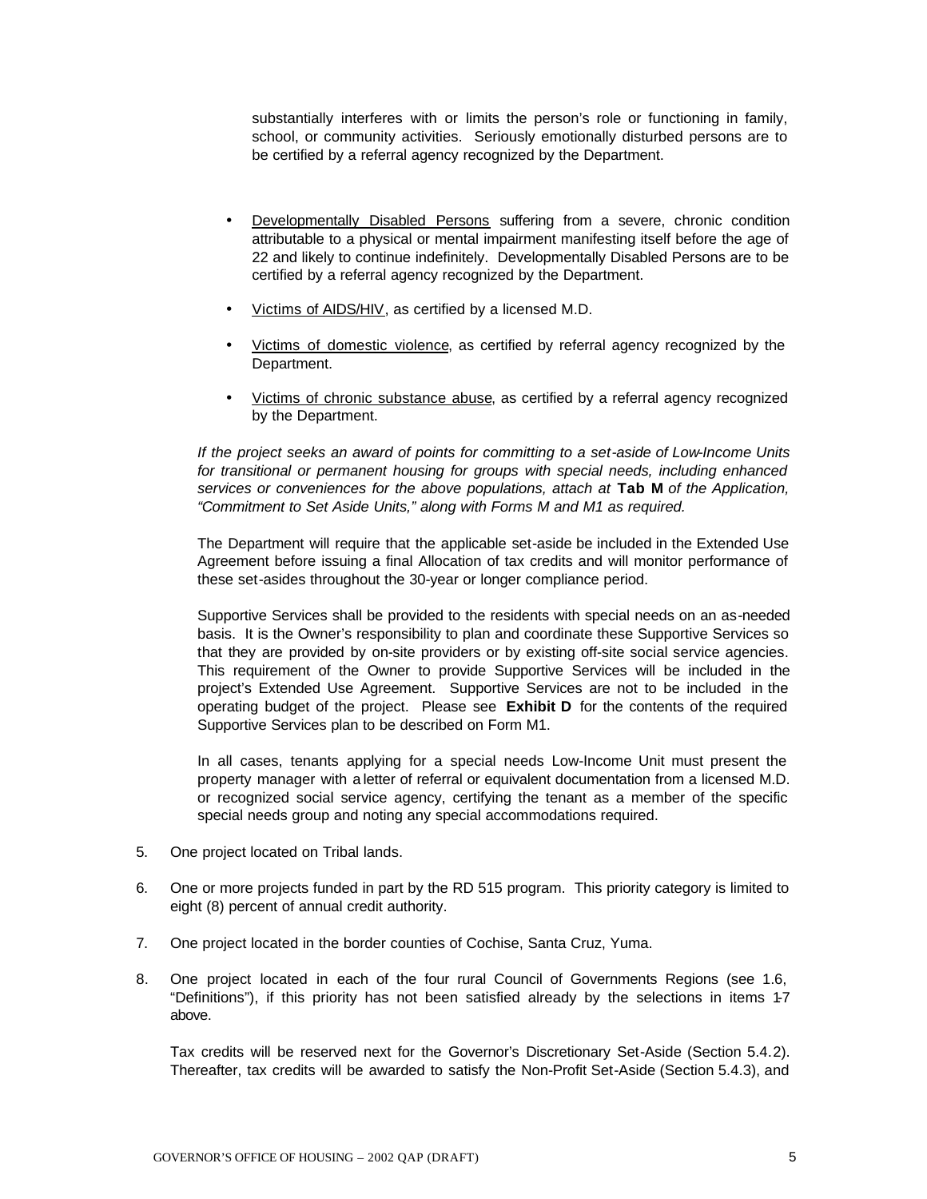substantially interferes with or limits the person's role or functioning in family, school, or community activities. Seriously emotionally disturbed persons are to be certified by a referral agency recognized by the Department.

- Developmentally Disabled Persons suffering from a severe, chronic condition attributable to a physical or mental impairment manifesting itself before the age of 22 and likely to continue indefinitely. Developmentally Disabled Persons are to be certified by a referral agency recognized by the Department.
- Victims of AIDS/HIV, as certified by a licensed M.D.
- Victims of domestic violence, as certified by referral agency recognized by the Department.
- Victims of chronic substance abuse, as certified by a referral agency recognized by the Department.

*If the project seeks an award of points for committing to a set-aside of Low-Income Units for transitional or permanent housing for groups with special needs, including enhanced services or conveniences for the above populations, attach at* **Tab M** *of the Application, "Commitment to Set Aside Units," along with Forms M and M1 as required.*

The Department will require that the applicable set-aside be included in the Extended Use Agreement before issuing a final Allocation of tax credits and will monitor performance of these set-asides throughout the 30-year or longer compliance period.

Supportive Services shall be provided to the residents with special needs on an as-needed basis. It is the Owner's responsibility to plan and coordinate these Supportive Services so that they are provided by on-site providers or by existing off-site social service agencies. This requirement of the Owner to provide Supportive Services will be included in the project's Extended Use Agreement. Supportive Services are not to be included in the operating budget of the project. Please see **Exhibit D** for the contents of the required Supportive Services plan to be described on Form M1.

In all cases, tenants applying for a special needs Low-Income Unit must present the property manager with a letter of referral or equivalent documentation from a licensed M.D. or recognized social service agency, certifying the tenant as a member of the specific special needs group and noting any special accommodations required.

5. One project located on Tribal lands.
6. One or more projects funded in part by the RD 515 program. This priority category is limited to eight (8) percent of annual credit authority.
7. One project located in the border counties of Cochise, Santa Cruz, Yuma.
8. One project located in each of the four rural Council of Governments Regions (see 1.6, "Definitions"), if this priority has not been satisfied already by the selections in items 1-7 above.

Tax credits will be reserved next for the Governor's Discretionary Set-Aside (Section 5.4.2). Thereafter, tax credits will be awarded to satisfy the Non-Profit Set-Aside (Section 5.4.3), and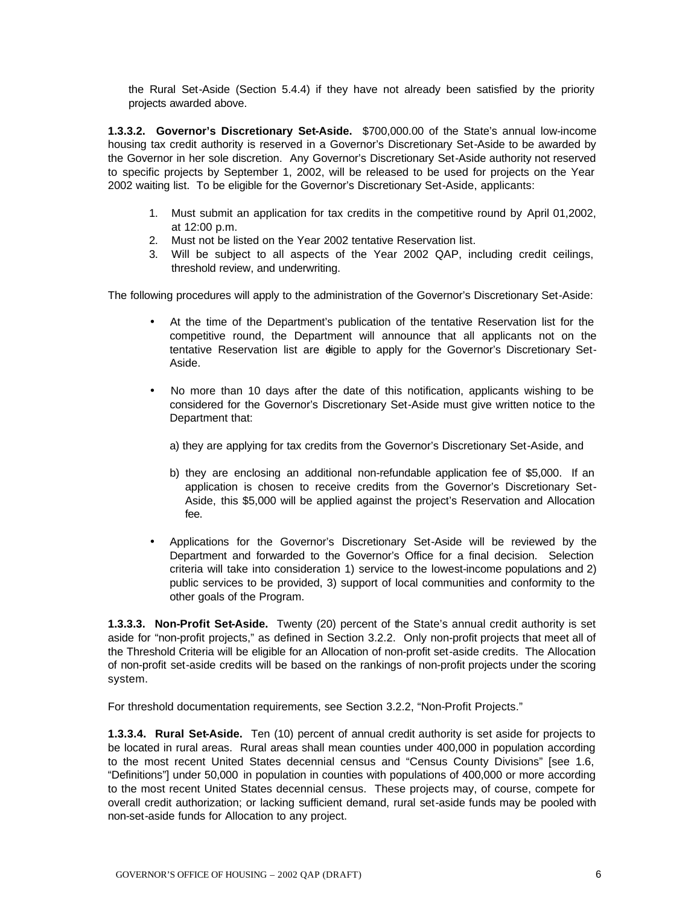the Rural Set-Aside (Section 5.4.4) if they have not already been satisfied by the priority projects awarded above.

**1.3.3.2. Governor's Discretionary Set-Aside.** $700,000.00 of the State's annual low-income housing tax credit authority is reserved in a Governor's Discretionary Set-Aside to be awarded by the Governor in her sole discretion. Any Governor's Discretionary Set-Aside authority not reserved to specific projects by September 1, 2002, will be released to be used for projects on the Year 2002 waiting list. To be eligible for the Governor's Discretionary Set-Aside, applicants:

1. Must submit an application for tax credits in the competitive round by April 01,2002, at 12:00 p.m.
2. Must not be listed on the Year 2002 tentative Reservation list.
3. Will be subject to all aspects of the Year 2002 QAP, including credit ceilings, threshold review, and underwriting.

The following procedures will apply to the administration of the Governor's Discretionary Set-Aside:

- At the time of the Department's publication of the tentative Reservation list for the competitive round, the Department will announce that all applicants not on the tentative Reservation list are eligible to apply for the Governor's Discretionary Set-Aside.

- No more than 10 days after the date of this notification, applicants wishing to be considered for the Governor's Discretionary Set-Aside must give written notice to the Department that:

  a) they are applying for tax credits from the Governor's Discretionary Set-Aside, and

  b) they are enclosing an additional non-refundable application fee of $5,000. If an application is chosen to receive credits from the Governor's Discretionary Set-Aside, this $5,000 will be applied against the project's Reservation and Allocation fee.

- Applications for the Governor's Discretionary Set-Aside will be reviewed by the Department and forwarded to the Governor's Office for a final decision. Selection criteria will take into consideration 1) service to the lowest-income populations and 2) public services to be provided, 3) support of local communities and conformity to the other goals of the Program.

**1.3.3.3. Non-Profit Set-Aside.** Twenty (20) percent of the State's annual credit authority is set aside for "non-profit projects," as defined in Section 3.2.2. Only non-profit projects that meet all of the Threshold Criteria will be eligible for an Allocation of non-profit set-aside credits. The Allocation of non-profit set-aside credits will be based on the rankings of non-profit projects under the scoring system.

For threshold documentation requirements, see Section 3.2.2, "Non-Profit Projects."

**1.3.3.4. Rural Set-Aside.** Ten (10) percent of annual credit authority is set aside for projects to be located in rural areas. Rural areas shall mean counties under 400,000 in population according to the most recent United States decennial census and "Census County Divisions" [see 1.6, "Definitions"] under 50,000 in population in counties with populations of 400,000 or more according to the most recent United States decennial census. These projects may, of course, compete for overall credit authorization; or lacking sufficient demand, rural set-aside funds may be pooled with non-set-aside funds for Allocation to any project.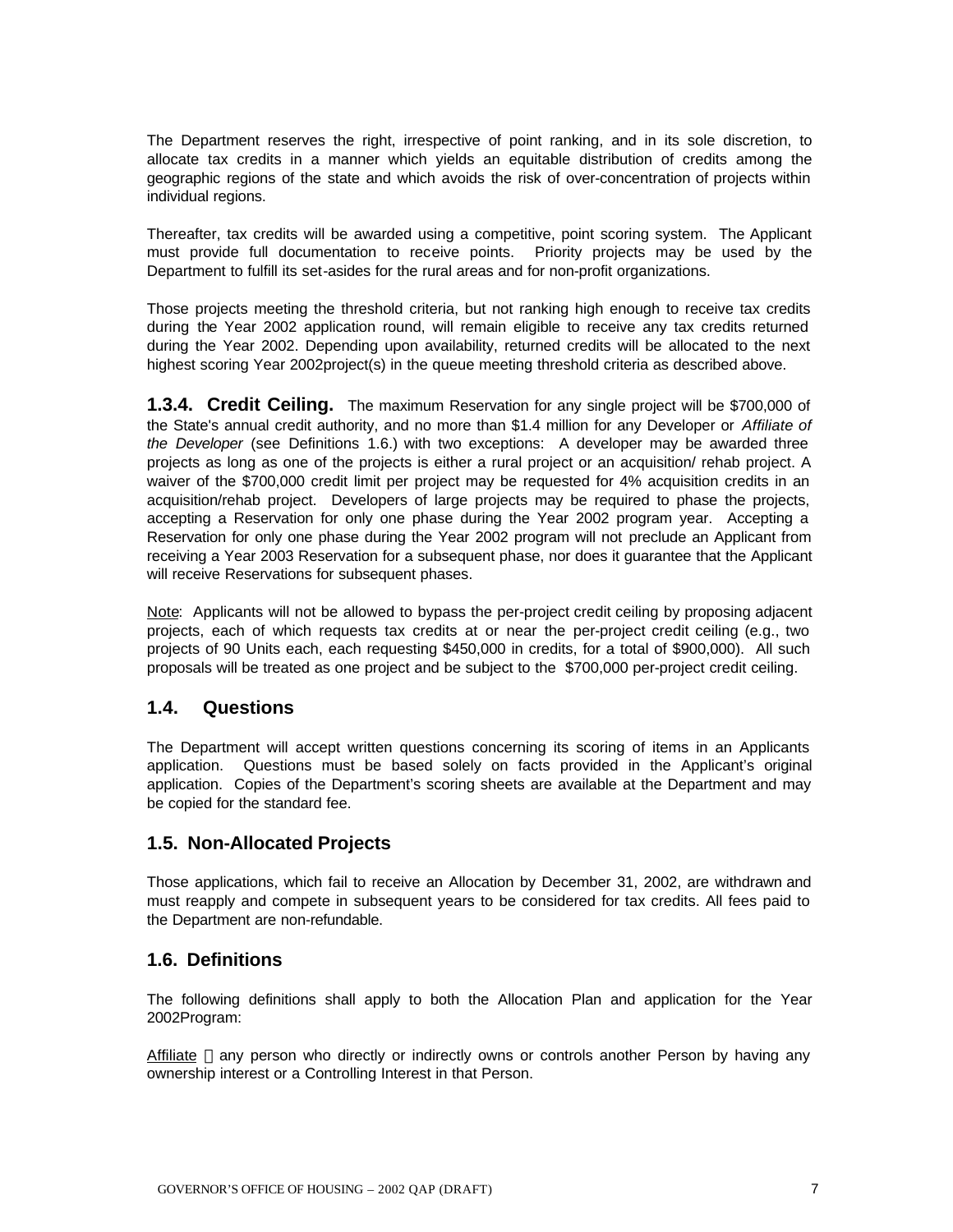The Department reserves the right, irrespective of point ranking, and in its sole discretion, to allocate tax credits in a manner which yields an equitable distribution of credits among the geographic regions of the state and which avoids the risk of over-concentration of projects within individual regions.

Thereafter, tax credits will be awarded using a competitive, point scoring system. The Applicant must provide full documentation to receive points. Priority projects may be used by the Department to fulfill its set-asides for the rural areas and for non-profit organizations.

Those projects meeting the threshold criteria, but not ranking high enough to receive tax credits during the Year 2002 application round, will remain eligible to receive any tax credits returned during the Year 2002. Depending upon availability, returned credits will be allocated to the next highest scoring Year 2002project(s) in the queue meeting threshold criteria as described above.

**1.3.4. Credit Ceiling.** The maximum Reservation for any single project will be $700,000 of the State's annual credit authority, and no more than $1.4 million for any Developer or *Affiliate of the Developer* (see Definitions 1.6.) with two exceptions: A developer may be awarded three projects as long as one of the projects is either a rural project or an acquisition/ rehab project. A waiver of the $700,000 credit limit per project may be requested for 4% acquisition credits in an acquisition/rehab project. Developers of large projects may be required to phase the projects, accepting a Reservation for only one phase during the Year 2002 program year. Accepting a Reservation for only one phase during the Year 2002 program will not preclude an Applicant from receiving a Year 2003 Reservation for a subsequent phase, nor does it guarantee that the Applicant will receive Reservations for subsequent phases.

<u>Note</u>: Applicants will not be allowed to bypass the per-project credit ceiling by proposing adjacent projects, each of which requests tax credits at or near the per-project credit ceiling (e.g., two projects of 90 Units each, each requesting $450,000 in credits, for a total of $900,000). All such proposals will be treated as one project and be subject to the $700,000 per-project credit ceiling.

## 1.4. Questions

The Department will accept written questions concerning its scoring of items in an Applicants application. Questions must be based solely on facts provided in the Applicant's original application. Copies of the Department's scoring sheets are available at the Department and may be copied for the standard fee.

## 1.5. Non-Allocated Projects

Those applications, which fail to receive an Allocation by December 31, 2002, are withdrawn and must reapply and compete in subsequent years to be considered for tax credits. All fees paid to the Department are non-refundable.

## 1.6. Definitions

The following definitions shall apply to both the Allocation Plan and application for the Year 2002Program:

<u>Affiliate</u> – any person who directly or indirectly owns or controls another Person by having any ownership interest or a Controlling Interest in that Person.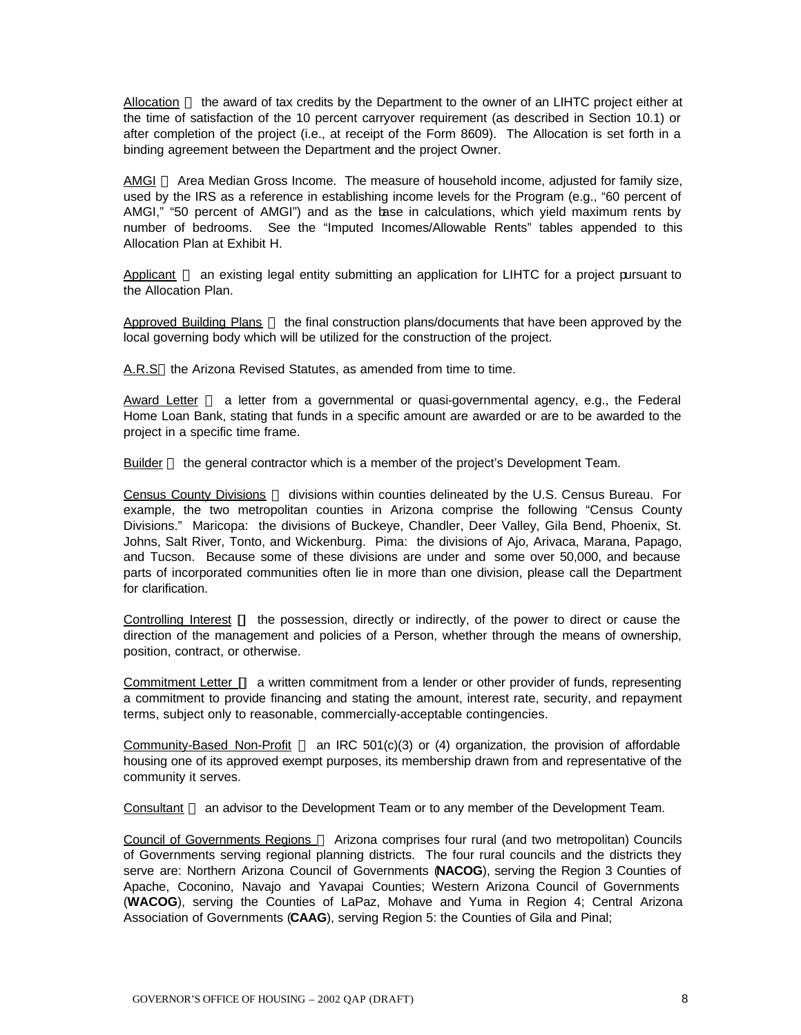Allocation  the award of tax credits by the Department to the owner of an LIHTC project either at the time of satisfaction of the 10 percent carryover requirement (as described in Section 10.1) or after completion of the project (i.e., at receipt of the Form 8609). The Allocation is set forth in a binding agreement between the Department and the project Owner.

AMGI  Area Median Gross Income. The measure of household income, adjusted for family size, used by the IRS as a reference in establishing income levels for the Program (e.g., "60 percent of AMGI," "50 percent of AMGI") and as the base in calculations, which yield maximum rents by number of bedrooms. See the "Imputed Incomes/Allowable Rents" tables appended to this Allocation Plan at Exhibit H.

Applicant  an existing legal entity submitting an application for LIHTC for a project pursuant to the Allocation Plan.

Approved Building Plans  the final construction plans/documents that have been approved by the local governing body which will be utilized for the construction of the project.

A.R.S the Arizona Revised Statutes, as amended from time to time.

Award Letter  a letter from a governmental or quasi-governmental agency, e.g., the Federal Home Loan Bank, stating that funds in a specific amount are awarded or are to be awarded to the project in a specific time frame.

Builder  the general contractor which is a member of the project's Development Team.

Census County Divisions  divisions within counties delineated by the U.S. Census Bureau. For example, the two metropolitan counties in Arizona comprise the following "Census County Divisions." Maricopa: the divisions of Buckeye, Chandler, Deer Valley, Gila Bend, Phoenix, St. Johns, Salt River, Tonto, and Wickenburg. Pima: the divisions of Ajo, Arivaca, Marana, Papago, and Tucson. Because some of these divisions are under and some over 50,000, and because parts of incorporated communities often lie in more than one division, please call the Department for clarification.

Controlling Interest  the possession, directly or indirectly, of the power to direct or cause the direction of the management and policies of a Person, whether through the means of ownership, position, contract, or otherwise.

Commitment Letter  a written commitment from a lender or other provider of funds, representing a commitment to provide financing and stating the amount, interest rate, security, and repayment terms, subject only to reasonable, commercially-acceptable contingencies.

Community-Based Non-Profit  an IRC 501(c)(3) or (4) organization, the provision of affordable housing one of its approved exempt purposes, its membership drawn from and representative of the community it serves.

Consultant  an advisor to the Development Team or to any member of the Development Team.

Council of Governments Regions  Arizona comprises four rural (and two metropolitan) Councils of Governments serving regional planning districts. The four rural councils and the districts they serve are: Northern Arizona Council of Governments (**NACOG**), serving the Region 3 Counties of Apache, Coconino, Navajo and Yavapai Counties; Western Arizona Council of Governments (**WACOG**), serving the Counties of LaPaz, Mohave and Yuma in Region 4; Central Arizona Association of Governments (**CAAG**), serving Region 5: the Counties of Gila and Pinal;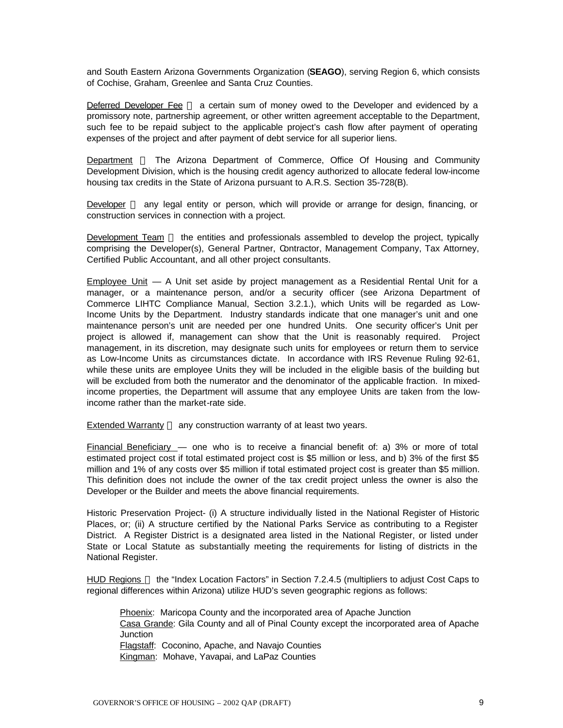and South Eastern Arizona Governments Organization (**SEAGO**), serving Region 6, which consists of Cochise, Graham, Greenlee and Santa Cruz Counties.

Deferred Developer Fee — a certain sum of money owed to the Developer and evidenced by a promissory note, partnership agreement, or other written agreement acceptable to the Department, such fee to be repaid subject to the applicable project's cash flow after payment of operating expenses of the project and after payment of debt service for all superior liens.

Department — The Arizona Department of Commerce, Office Of Housing and Community Development Division, which is the housing credit agency authorized to allocate federal low-income housing tax credits in the State of Arizona pursuant to A.R.S. Section 35-728(B).

Developer — any legal entity or person, which will provide or arrange for design, financing, or construction services in connection with a project.

Development Team — the entities and professionals assembled to develop the project, typically comprising the Developer(s), General Partner, Contractor, Management Company, Tax Attorney, Certified Public Accountant, and all other project consultants.

Employee Unit — A Unit set aside by project management as a Residential Rental Unit for a manager, or a maintenance person, and/or a security officer (see Arizona Department of Commerce LIHTC Compliance Manual, Section 3.2.1.), which Units will be regarded as Low-Income Units by the Department. Industry standards indicate that one manager's unit and one maintenance person's unit are needed per one hundred Units. One security officer's Unit per project is allowed if, management can show that the Unit is reasonably required. Project management, in its discretion, may designate such units for employees or return them to service as Low-Income Units as circumstances dictate. In accordance with IRS Revenue Ruling 92-61, while these units are employee Units they will be included in the eligible basis of the building but will be excluded from both the numerator and the denominator of the applicable fraction. In mixed-income properties, the Department will assume that any employee Units are taken from the low-income rather than the market-rate side.

Extended Warranty — any construction warranty of at least two years.

Financial Beneficiary — one who is to receive a financial benefit of: a) 3% or more of total estimated project cost if total estimated project cost is $5 million or less, and b) 3% of the first $5 million and 1% of any costs over $5 million if total estimated project cost is greater than $5 million. This definition does not include the owner of the tax credit project unless the owner is also the Developer or the Builder and meets the above financial requirements.

Historic Preservation Project- (i) A structure individually listed in the National Register of Historic Places, or; (ii) A structure certified by the National Parks Service as contributing to a Register District. A Register District is a designated area listed in the National Register, or listed under State or Local Statute as substantially meeting the requirements for listing of districts in the National Register.

HUD Regions — the "Index Location Factors" in Section 7.2.4.5 (multipliers to adjust Cost Caps to regional differences within Arizona) utilize HUD's seven geographic regions as follows:

Phoenix: Maricopa County and the incorporated area of Apache Junction
Casa Grande: Gila County and all of Pinal County except the incorporated area of Apache Junction
Flagstaff: Coconino, Apache, and Navajo Counties
Kingman: Mohave, Yavapai, and LaPaz Counties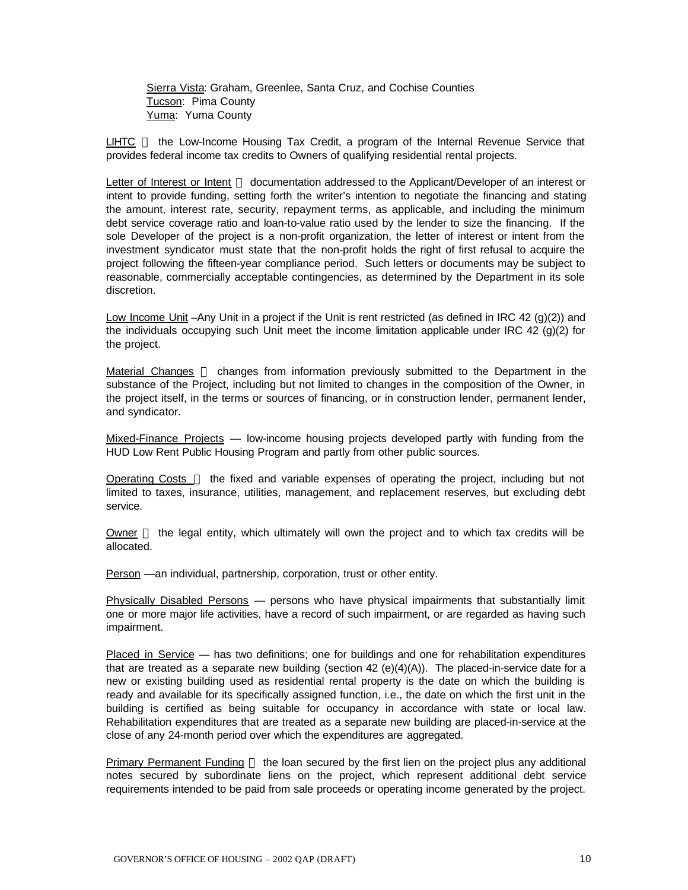Sierra Vista: Graham, Greenlee, Santa Cruz, and Cochise Counties
Tucson: Pima County
Yuma: Yuma County

LIHTC — the Low-Income Housing Tax Credit, a program of the Internal Revenue Service that provides federal income tax credits to Owners of qualifying residential rental projects.

Letter of Interest or Intent — documentation addressed to the Applicant/Developer of an interest or intent to provide funding, setting forth the writer's intention to negotiate the financing and stating the amount, interest rate, security, repayment terms, as applicable, and including the minimum debt service coverage ratio and loan-to-value ratio used by the lender to size the financing. If the sole Developer of the project is a non-profit organization, the letter of interest or intent from the investment syndicator must state that the non-profit holds the right of first refusal to acquire the project following the fifteen-year compliance period. Such letters or documents may be subject to reasonable, commercially acceptable contingencies, as determined by the Department in its sole discretion.

Low Income Unit –Any Unit in a project if the Unit is rent restricted (as defined in IRC 42 (g)(2)) and the individuals occupying such Unit meet the income limitation applicable under IRC 42 (g)(2) for the project.

Material Changes — changes from information previously submitted to the Department in the substance of the Project, including but not limited to changes in the composition of the Owner, in the project itself, in the terms or sources of financing, or in construction lender, permanent lender, and syndicator.

Mixed-Finance Projects — low-income housing projects developed partly with funding from the HUD Low Rent Public Housing Program and partly from other public sources.

Operating Costs — the fixed and variable expenses of operating the project, including but not limited to taxes, insurance, utilities, management, and replacement reserves, but excluding debt service.

Owner — the legal entity, which ultimately will own the project and to which tax credits will be allocated.

Person —an individual, partnership, corporation, trust or other entity.

Physically Disabled Persons — persons who have physical impairments that substantially limit one or more major life activities, have a record of such impairment, or are regarded as having such impairment.

Placed in Service — has two definitions; one for buildings and one for rehabilitation expenditures that are treated as a separate new building (section 42 (e)(4)(A)). The placed-in-service date for a new or existing building used as residential rental property is the date on which the building is ready and available for its specifically assigned function, i.e., the date on which the first unit in the building is certified as being suitable for occupancy in accordance with state or local law. Rehabilitation expenditures that are treated as a separate new building are placed-in-service at the close of any 24-month period over which the expenditures are aggregated.

Primary Permanent Funding — the loan secured by the first lien on the project plus any additional notes secured by subordinate liens on the project, which represent additional debt service requirements intended to be paid from sale proceeds or operating income generated by the project.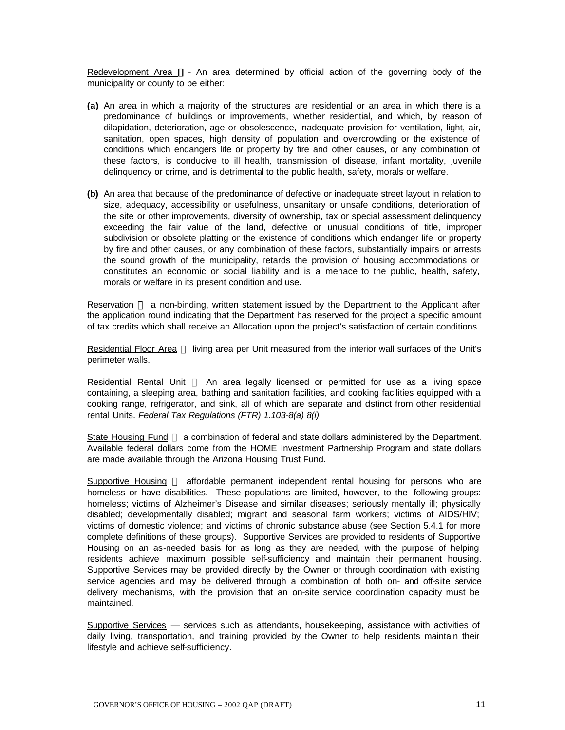Redevelopment Area  - An area determined by official action of the governing body of the municipality or county to be either:

**(a)** An area in which a majority of the structures are residential or an area in which there is a predominance of buildings or improvements, whether residential, and which, by reason of dilapidation, deterioration, age or obsolescence, inadequate provision for ventilation, light, air, sanitation, open spaces, high density of population and overcrowding or the existence of conditions which endangers life or property by fire and other causes, or any combination of these factors, is conducive to ill health, transmission of disease, infant mortality, juvenile delinquency or crime, and is detrimental to the public health, safety, morals or welfare.

**(b)** An area that because of the predominance of defective or inadequate street layout in relation to size, adequacy, accessibility or usefulness, unsanitary or unsafe conditions, deterioration of the site or other improvements, diversity of ownership, tax or special assessment delinquency exceeding the fair value of the land, defective or unusual conditions of title, improper subdivision or obsolete platting or the existence of conditions which endanger life or property by fire and other causes, or any combination of these factors, substantially impairs or arrests the sound growth of the municipality, retards the provision of housing accommodations or constitutes an economic or social liability and is a menace to the public, health, safety, morals or welfare in its present condition and use.

Reservation  a non-binding, written statement issued by the Department to the Applicant after the application round indicating that the Department has reserved for the project a specific amount of tax credits which shall receive an Allocation upon the project's satisfaction of certain conditions.

Residential Floor Area  living area per Unit measured from the interior wall surfaces of the Unit's perimeter walls.

Residential Rental Unit  An area legally licensed or permitted for use as a living space containing, a sleeping area, bathing and sanitation facilities, and cooking facilities equipped with a cooking range, refrigerator, and sink, all of which are separate and distinct from other residential rental Units. *Federal Tax Regulations (FTR) 1.103-8(a) 8(i)*

State Housing Fund  a combination of federal and state dollars administered by the Department. Available federal dollars come from the HOME Investment Partnership Program and state dollars are made available through the Arizona Housing Trust Fund.

Supportive Housing  affordable permanent independent rental housing for persons who are homeless or have disabilities. These populations are limited, however, to the following groups: homeless; victims of Alzheimer's Disease and similar diseases; seriously mentally ill; physically disabled; developmentally disabled; migrant and seasonal farm workers; victims of AIDS/HIV; victims of domestic violence; and victims of chronic substance abuse (see Section 5.4.1 for more complete definitions of these groups). Supportive Services are provided to residents of Supportive Housing on an as-needed basis for as long as they are needed, with the purpose of helping residents achieve maximum possible self-sufficiency and maintain their permanent housing. Supportive Services may be provided directly by the Owner or through coordination with existing service agencies and may be delivered through a combination of both on- and off-site service delivery mechanisms, with the provision that an on-site service coordination capacity must be maintained.

Supportive Services — services such as attendants, housekeeping, assistance with activities of daily living, transportation, and training provided by the Owner to help residents maintain their lifestyle and achieve self-sufficiency.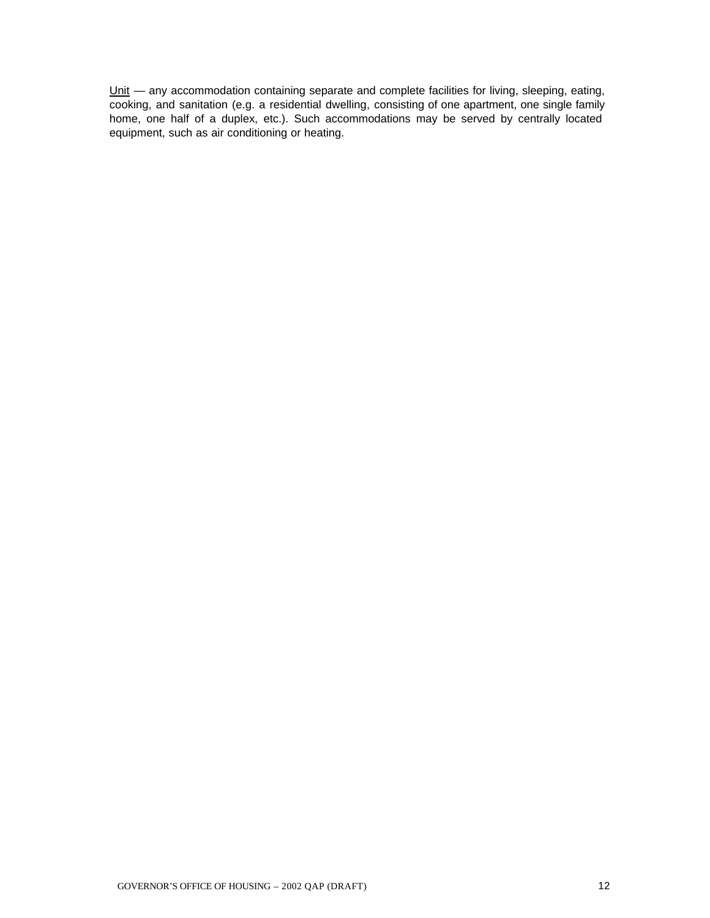<u>Unit</u> — any accommodation containing separate and complete facilities for living, sleeping, eating, cooking, and sanitation (e.g. a residential dwelling, consisting of one apartment, one single family home, one half of a duplex, etc.). Such accommodations may be served by centrally located equipment, such as air conditioning or heating.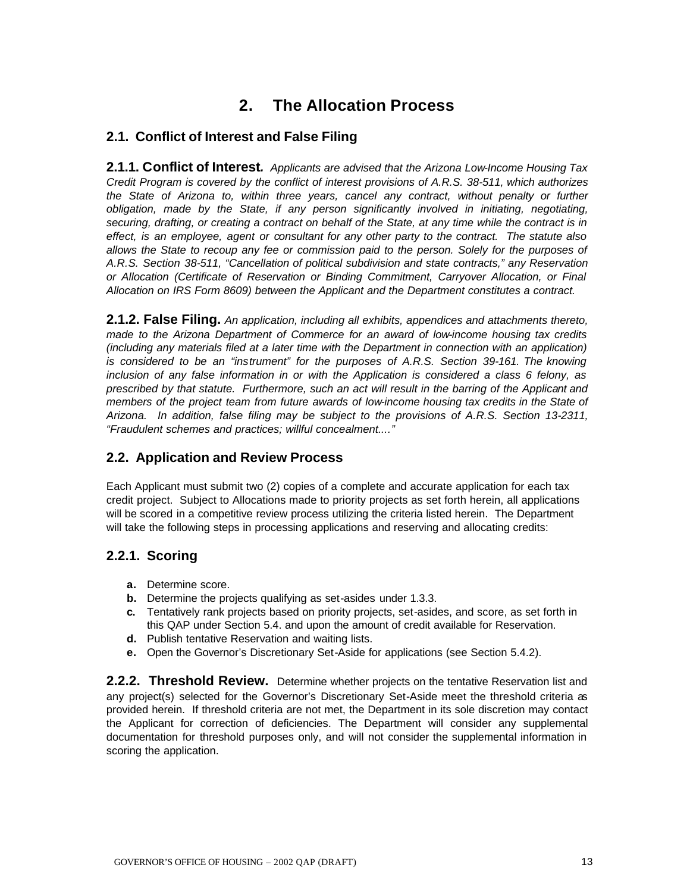# 2. The Allocation Process

## 2.1. Conflict of Interest and False Filing

**2.1.1. Conflict of Interest.** *Applicants are advised that the Arizona Low-Income Housing Tax Credit Program is covered by the conflict of interest provisions of A.R.S. 38-511, which authorizes the State of Arizona to, within three years, cancel any contract, without penalty or further obligation, made by the State, if any person significantly involved in initiating, negotiating, securing, drafting, or creating a contract on behalf of the State, at any time while the contract is in effect, is an employee, agent or consultant for any other party to the contract. The statute also allows the State to recoup any fee or commission paid to the person. Solely for the purposes of A.R.S. Section 38-511, "Cancellation of political subdivision and state contracts," any Reservation or Allocation (Certificate of Reservation or Binding Commitment, Carryover Allocation, or Final Allocation on IRS Form 8609) between the Applicant and the Department constitutes a contract.*

**2.1.2. False Filing.** *An application, including all exhibits, appendices and attachments thereto, made to the Arizona Department of Commerce for an award of low-income housing tax credits (including any materials filed at a later time with the Department in connection with an application) is considered to be an "instrument" for the purposes of A.R.S. Section 39-161. The knowing inclusion of any false information in or with the Application is considered a class 6 felony, as prescribed by that statute. Furthermore, such an act will result in the barring of the Applicant and members of the project team from future awards of low-income housing tax credits in the State of Arizona. In addition, false filing may be subject to the provisions of A.R.S. Section 13-2311, "Fraudulent schemes and practices; willful concealment...."*

## 2.2. Application and Review Process

Each Applicant must submit two (2) copies of a complete and accurate application for each tax credit project. Subject to Allocations made to priority projects as set forth herein, all applications will be scored in a competitive review process utilizing the criteria listed herein. The Department will take the following steps in processing applications and reserving and allocating credits:

### 2.2.1. Scoring

- **a.** Determine score.
- **b.** Determine the projects qualifying as set-asides under 1.3.3.
- **c.** Tentatively rank projects based on priority projects, set-asides, and score, as set forth in this QAP under Section 5.4. and upon the amount of credit available for Reservation.
- **d.** Publish tentative Reservation and waiting lists.
- **e.** Open the Governor's Discretionary Set-Aside for applications (see Section 5.4.2).

**2.2.2. Threshold Review.** Determine whether projects on the tentative Reservation list and any project(s) selected for the Governor's Discretionary Set-Aside meet the threshold criteria as provided herein. If threshold criteria are not met, the Department in its sole discretion may contact the Applicant for correction of deficiencies. The Department will consider any supplemental documentation for threshold purposes only, and will not consider the supplemental information in scoring the application.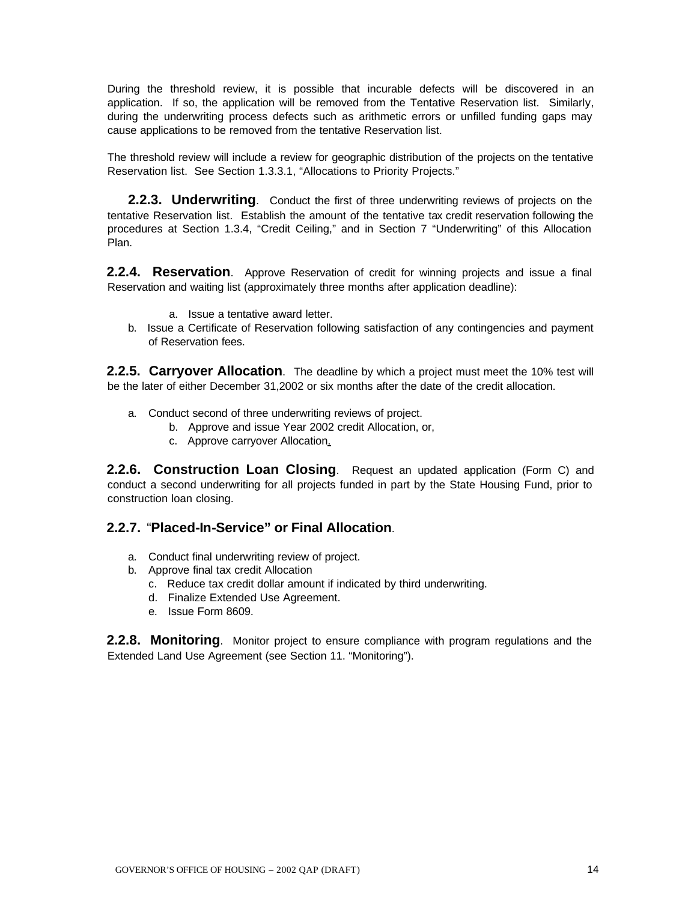During the threshold review, it is possible that incurable defects will be discovered in an application. If so, the application will be removed from the Tentative Reservation list. Similarly, during the underwriting process defects such as arithmetic errors or unfilled funding gaps may cause applications to be removed from the tentative Reservation list.

The threshold review will include a review for geographic distribution of the projects on the tentative Reservation list. See Section 1.3.3.1, "Allocations to Priority Projects."

**2.2.3. Underwriting**. Conduct the first of three underwriting reviews of projects on the tentative Reservation list. Establish the amount of the tentative tax credit reservation following the procedures at Section 1.3.4, "Credit Ceiling," and in Section 7 "Underwriting" of this Allocation Plan.

**2.2.4. Reservation**. Approve Reservation of credit for winning projects and issue a final Reservation and waiting list (approximately three months after application deadline):

a. Issue a tentative award letter.
b. Issue a Certificate of Reservation following satisfaction of any contingencies and payment of Reservation fees.

**2.2.5. Carryover Allocation**. The deadline by which a project must meet the 10% test will be the later of either December 31,2002 or six months after the date of the credit allocation.

a. Conduct second of three underwriting reviews of project.
b. Approve and issue Year 2002 credit Allocation, or,
c. Approve carryover Allocation.

**2.2.6. Construction Loan Closing**. Request an updated application (Form C) and conduct a second underwriting for all projects funded in part by the State Housing Fund, prior to construction loan closing.

**2.2.7. "Placed-In-Service" or Final Allocation**.

a. Conduct final underwriting review of project.
b. Approve final tax credit Allocation
c. Reduce tax credit dollar amount if indicated by third underwriting.
d. Finalize Extended Use Agreement.
e. Issue Form 8609.

**2.2.8. Monitoring**. Monitor project to ensure compliance with program regulations and the Extended Land Use Agreement (see Section 11. "Monitoring").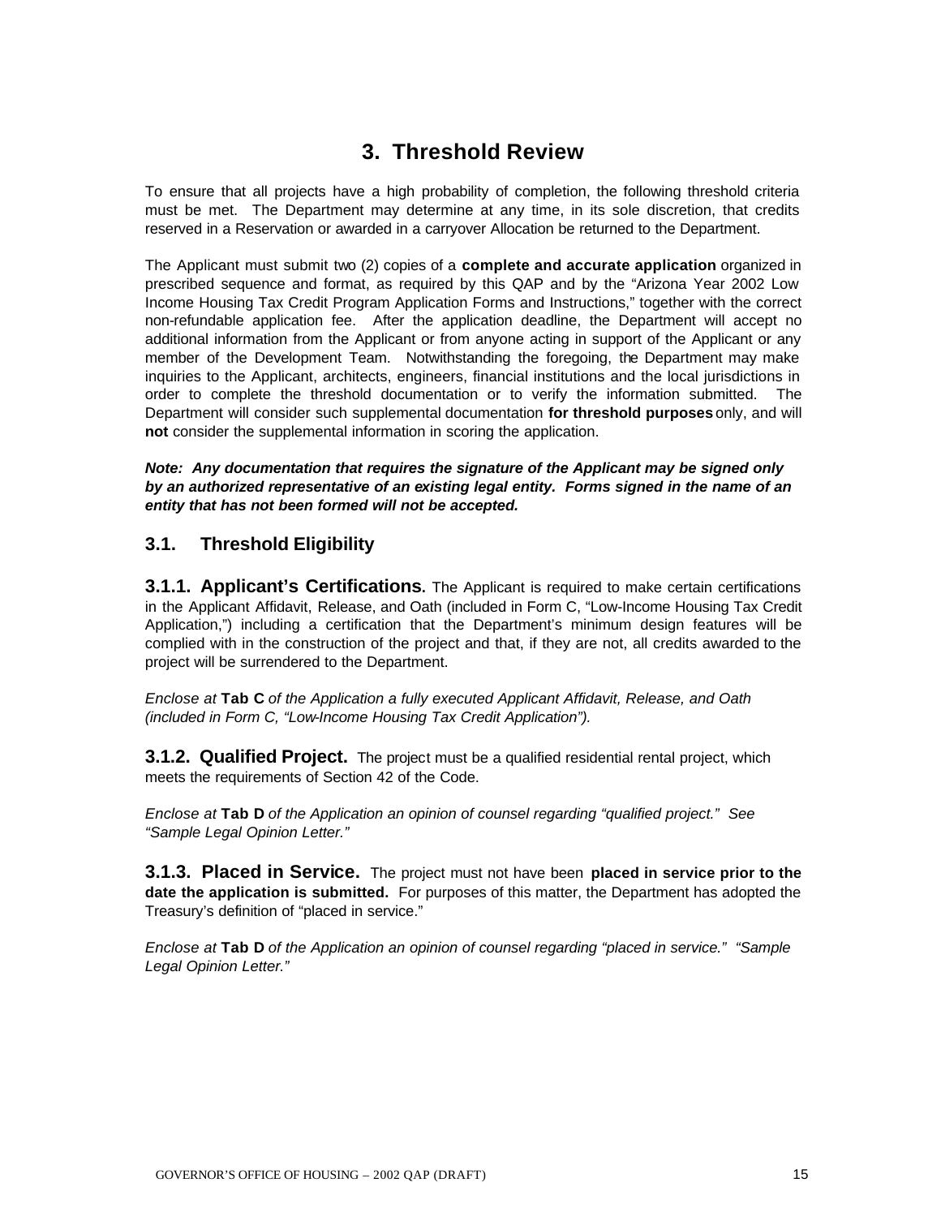# 3. Threshold Review

To ensure that all projects have a high probability of completion, the following threshold criteria must be met. The Department may determine at any time, in its sole discretion, that credits reserved in a Reservation or awarded in a carryover Allocation be returned to the Department.

The Applicant must submit two (2) copies of a **complete and accurate application** organized in prescribed sequence and format, as required by this QAP and by the "Arizona Year 2002 Low Income Housing Tax Credit Program Application Forms and Instructions," together with the correct non-refundable application fee. After the application deadline, the Department will accept no additional information from the Applicant or from anyone acting in support of the Applicant or any member of the Development Team. Notwithstanding the foregoing, the Department may make inquiries to the Applicant, architects, engineers, financial institutions and the local jurisdictions in order to complete the threshold documentation or to verify the information submitted. The Department will consider such supplemental documentation **for threshold purposes** only, and will **not** consider the supplemental information in scoring the application.

***Note: Any documentation that requires the signature of the Applicant may be signed only by an authorized representative of an existing legal entity. Forms signed in the name of an entity that has not been formed will not be accepted.***

## 3.1. Threshold Eligibility

**3.1.1. Applicant's Certifications.** The Applicant is required to make certain certifications in the Applicant Affidavit, Release, and Oath (included in Form C, "Low-Income Housing Tax Credit Application,") including a certification that the Department's minimum design features will be complied with in the construction of the project and that, if they are not, all credits awarded to the project will be surrendered to the Department.

*Enclose at* **Tab C** *of the Application a fully executed Applicant Affidavit, Release, and Oath (included in Form C, "Low-Income Housing Tax Credit Application").*

**3.1.2. Qualified Project.** The project must be a qualified residential rental project, which meets the requirements of Section 42 of the Code.

*Enclose at* **Tab D** *of the Application an opinion of counsel regarding "qualified project." See "Sample Legal Opinion Letter."*

**3.1.3. Placed in Service.** The project must not have been **placed in service prior to the date the application is submitted.** For purposes of this matter, the Department has adopted the Treasury's definition of "placed in service."

*Enclose at* **Tab D** *of the Application an opinion of counsel regarding "placed in service." "Sample Legal Opinion Letter."*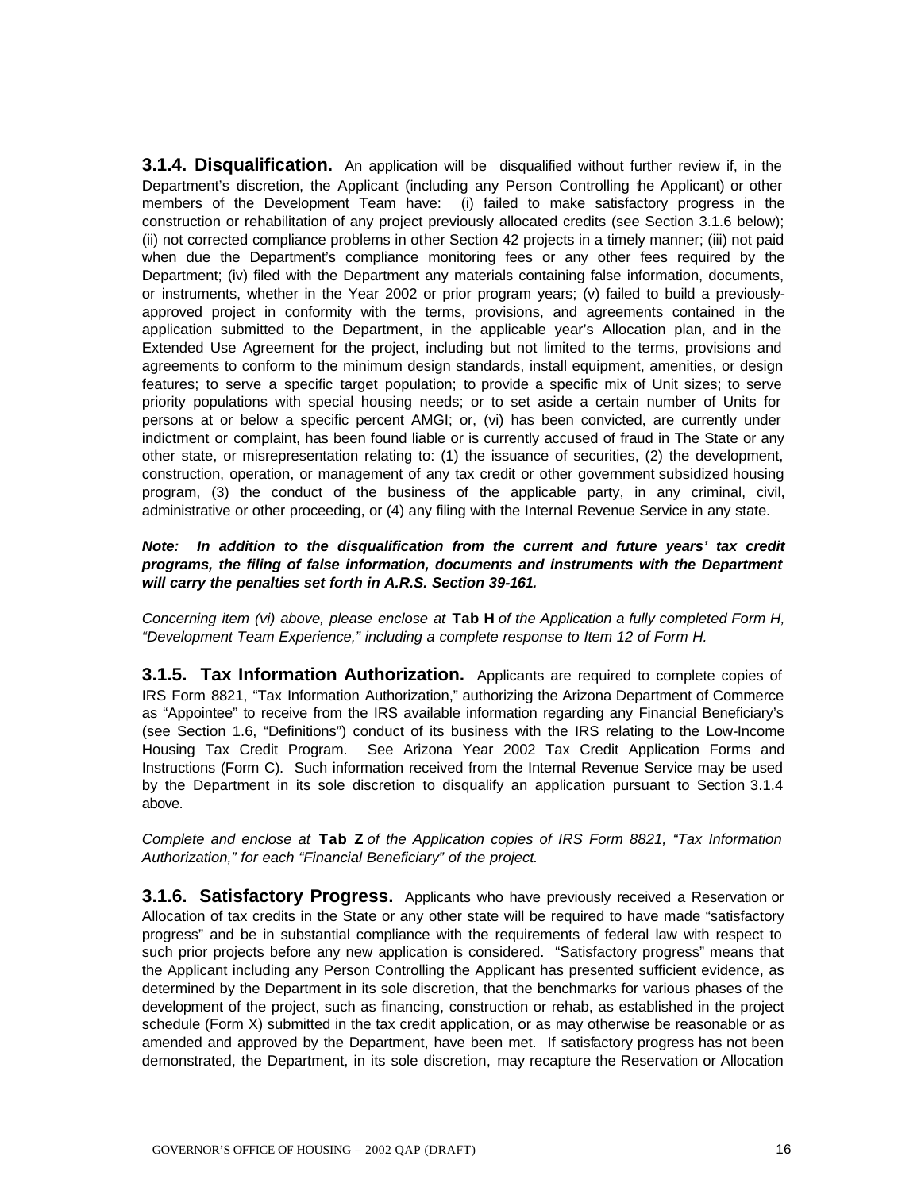**3.1.4. Disqualification.** An application will be disqualified without further review if, in the Department's discretion, the Applicant (including any Person Controlling the Applicant) or other members of the Development Team have: (i) failed to make satisfactory progress in the construction or rehabilitation of any project previously allocated credits (see Section 3.1.6 below); (ii) not corrected compliance problems in other Section 42 projects in a timely manner; (iii) not paid when due the Department's compliance monitoring fees or any other fees required by the Department; (iv) filed with the Department any materials containing false information, documents, or instruments, whether in the Year 2002 or prior program years; (v) failed to build a previously-approved project in conformity with the terms, provisions, and agreements contained in the application submitted to the Department, in the applicable year's Allocation plan, and in the Extended Use Agreement for the project, including but not limited to the terms, provisions and agreements to conform to the minimum design standards, install equipment, amenities, or design features; to serve a specific target population; to provide a specific mix of Unit sizes; to serve priority populations with special housing needs; or to set aside a certain number of Units for persons at or below a specific percent AMGI; or, (vi) has been convicted, are currently under indictment or complaint, has been found liable or is currently accused of fraud in The State or any other state, or misrepresentation relating to: (1) the issuance of securities, (2) the development, construction, operation, or management of any tax credit or other government subsidized housing program, (3) the conduct of the business of the applicable party, in any criminal, civil, administrative or other proceeding, or (4) any filing with the Internal Revenue Service in any state.

***Note: In addition to the disqualification from the current and future years' tax credit programs, the filing of false information, documents and instruments with the Department will carry the penalties set forth in A.R.S. Section 39-161.***

*Concerning item (vi) above, please enclose at* **Tab H** *of the Application a fully completed Form H, "Development Team Experience," including a complete response to Item 12 of Form H.*

**3.1.5. Tax Information Authorization.** Applicants are required to complete copies of IRS Form 8821, "Tax Information Authorization," authorizing the Arizona Department of Commerce as "Appointee" to receive from the IRS available information regarding any Financial Beneficiary's (see Section 1.6, "Definitions") conduct of its business with the IRS relating to the Low-Income Housing Tax Credit Program. See Arizona Year 2002 Tax Credit Application Forms and Instructions (Form C). Such information received from the Internal Revenue Service may be used by the Department in its sole discretion to disqualify an application pursuant to Section 3.1.4 above.

*Complete and enclose at* **Tab Z** *of the Application copies of IRS Form 8821, "Tax Information Authorization," for each "Financial Beneficiary" of the project.*

**3.1.6. Satisfactory Progress.** Applicants who have previously received a Reservation or Allocation of tax credits in the State or any other state will be required to have made "satisfactory progress" and be in substantial compliance with the requirements of federal law with respect to such prior projects before any new application is considered. "Satisfactory progress" means that the Applicant including any Person Controlling the Applicant has presented sufficient evidence, as determined by the Department in its sole discretion, that the benchmarks for various phases of the development of the project, such as financing, construction or rehab, as established in the project schedule (Form X) submitted in the tax credit application, or as may otherwise be reasonable or as amended and approved by the Department, have been met. If satisfactory progress has not been demonstrated, the Department, in its sole discretion, may recapture the Reservation or Allocation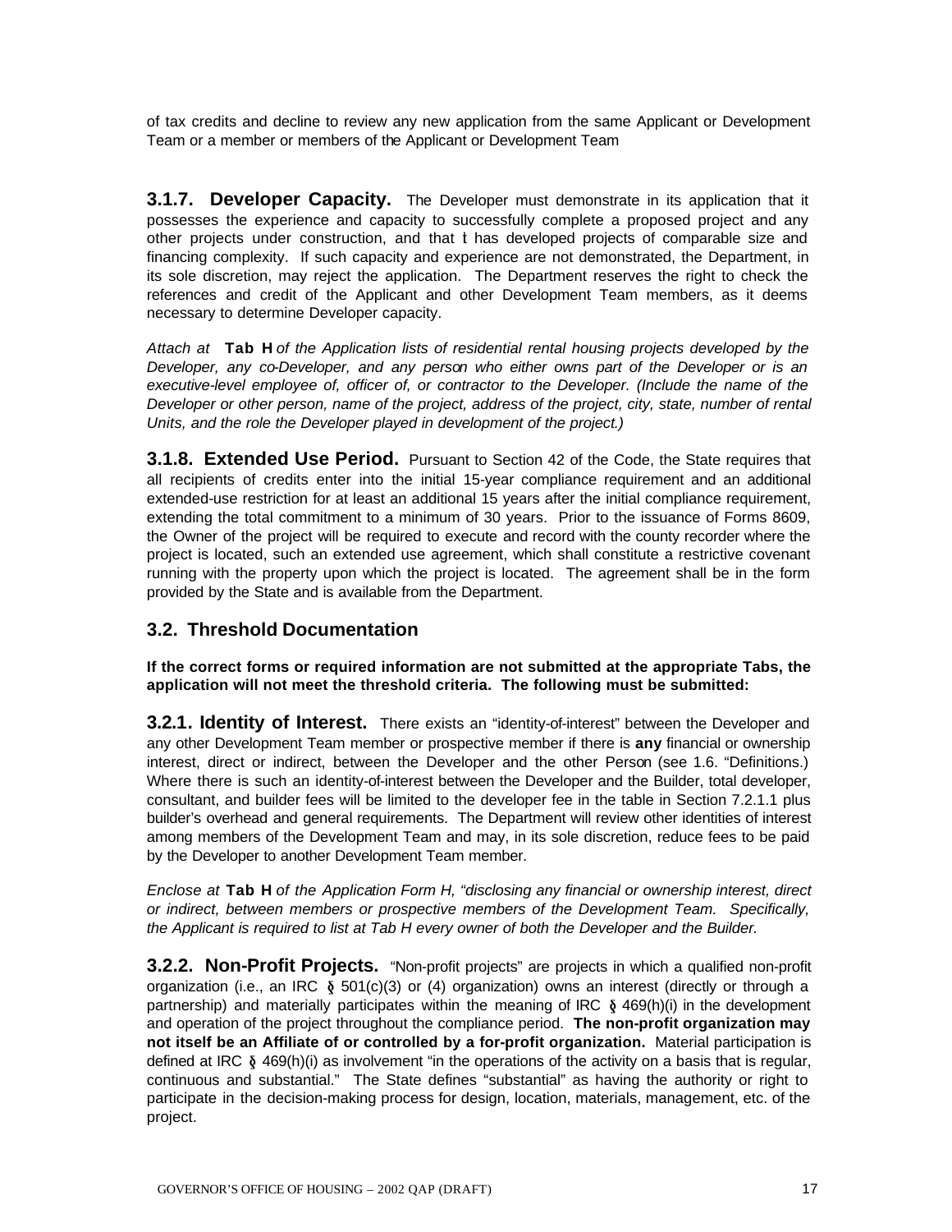of tax credits and decline to review any new application from the same Applicant or Development Team or a member or members of the Applicant or Development Team

**3.1.7. Developer Capacity.** The Developer must demonstrate in its application that it possesses the experience and capacity to successfully complete a proposed project and any other projects under construction, and that it has developed projects of comparable size and financing complexity. If such capacity and experience are not demonstrated, the Department, in its sole discretion, may reject the application. The Department reserves the right to check the references and credit of the Applicant and other Development Team members, as it deems necessary to determine Developer capacity.

*Attach at* **Tab H** *of the Application lists of residential rental housing projects developed by the Developer, any co-Developer, and any person who either owns part of the Developer or is an executive-level employee of, officer of, or contractor to the Developer. (Include the name of the Developer or other person, name of the project, address of the project, city, state, number of rental Units, and the role the Developer played in development of the project.)*

**3.1.8. Extended Use Period.** Pursuant to Section 42 of the Code, the State requires that all recipients of credits enter into the initial 15-year compliance requirement and an additional extended-use restriction for at least an additional 15 years after the initial compliance requirement, extending the total commitment to a minimum of 30 years. Prior to the issuance of Forms 8609, the Owner of the project will be required to execute and record with the county recorder where the project is located, such an extended use agreement, which shall constitute a restrictive covenant running with the property upon which the project is located. The agreement shall be in the form provided by the State and is available from the Department.

## 3.2. Threshold Documentation

**If the correct forms or required information are not submitted at the appropriate Tabs, the application will not meet the threshold criteria. The following must be submitted:**

**3.2.1. Identity of Interest.** There exists an "identity-of-interest" between the Developer and any other Development Team member or prospective member if there is **any** financial or ownership interest, direct or indirect, between the Developer and the other Person (see 1.6. "Definitions.) Where there is such an identity-of-interest between the Developer and the Builder, total developer, consultant, and builder fees will be limited to the developer fee in the table in Section 7.2.1.1 plus builder's overhead and general requirements. The Department will review other identities of interest among members of the Development Team and may, in its sole discretion, reduce fees to be paid by the Developer to another Development Team member.

*Enclose at* **Tab H** *of the Application Form H, "disclosing any financial or ownership interest, direct or indirect, between members or prospective members of the Development Team. Specifically, the Applicant is required to list at Tab H every owner of both the Developer and the Builder.*

**3.2.2. Non-Profit Projects.** "Non-profit projects" are projects in which a qualified non-profit organization (i.e., an IRC § 501(c)(3) or (4) organization) owns an interest (directly or through a partnership) and materially participates within the meaning of IRC § 469(h)(i) in the development and operation of the project throughout the compliance period. **The non-profit organization may not itself be an Affiliate of or controlled by a for-profit organization.** Material participation is defined at IRC § 469(h)(i) as involvement "in the operations of the activity on a basis that is regular, continuous and substantial." The State defines "substantial" as having the authority or right to participate in the decision-making process for design, location, materials, management, etc. of the project.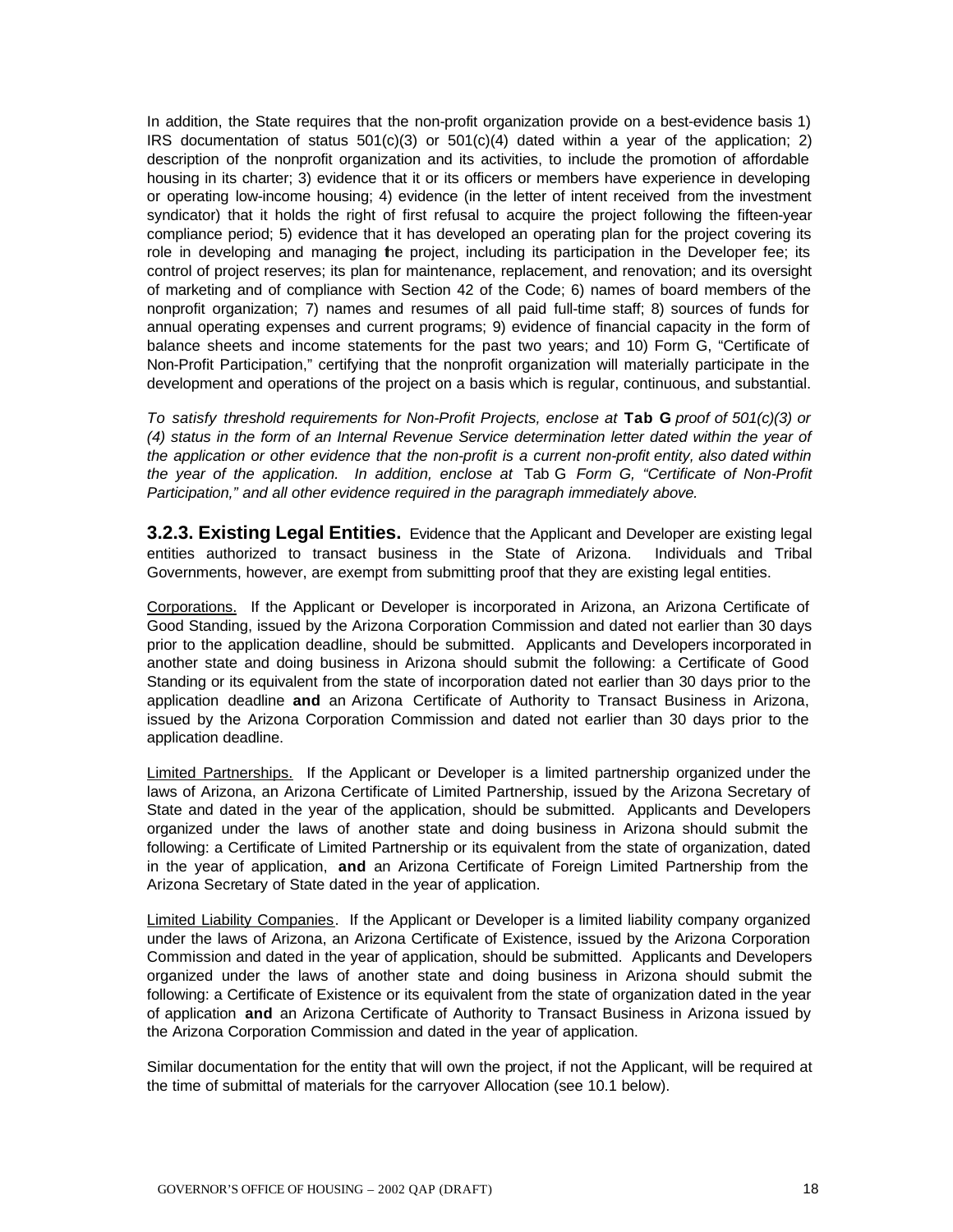In addition, the State requires that the non-profit organization provide on a best-evidence basis 1) IRS documentation of status 501(c)(3) or 501(c)(4) dated within a year of the application; 2) description of the nonprofit organization and its activities, to include the promotion of affordable housing in its charter; 3) evidence that it or its officers or members have experience in developing or operating low-income housing; 4) evidence (in the letter of intent received from the investment syndicator) that it holds the right of first refusal to acquire the project following the fifteen-year compliance period; 5) evidence that it has developed an operating plan for the project covering its role in developing and managing the project, including its participation in the Developer fee; its control of project reserves; its plan for maintenance, replacement, and renovation; and its oversight of marketing and of compliance with Section 42 of the Code; 6) names of board members of the nonprofit organization; 7) names and resumes of all paid full-time staff; 8) sources of funds for annual operating expenses and current programs; 9) evidence of financial capacity in the form of balance sheets and income statements for the past two years; and 10) Form G, "Certificate of Non-Profit Participation," certifying that the nonprofit organization will materially participate in the development and operations of the project on a basis which is regular, continuous, and substantial.

*To satisfy threshold requirements for Non-Profit Projects, enclose at* **Tab G** *proof of 501(c)(3) or (4) status in the form of an Internal Revenue Service determination letter dated within the year of the application or other evidence that the non-profit is a current non-profit entity, also dated within the year of the application. In addition, enclose at* Tab G *Form G, "Certificate of Non-Profit Participation," and all other evidence required in the paragraph immediately above.*

**3.2.3. Existing Legal Entities.** Evidence that the Applicant and Developer are existing legal entities authorized to transact business in the State of Arizona. Individuals and Tribal Governments, however, are exempt from submitting proof that they are existing legal entities.

Corporations. If the Applicant or Developer is incorporated in Arizona, an Arizona Certificate of Good Standing, issued by the Arizona Corporation Commission and dated not earlier than 30 days prior to the application deadline, should be submitted. Applicants and Developers incorporated in another state and doing business in Arizona should submit the following: a Certificate of Good Standing or its equivalent from the state of incorporation dated not earlier than 30 days prior to the application deadline **and** an Arizona Certificate of Authority to Transact Business in Arizona, issued by the Arizona Corporation Commission and dated not earlier than 30 days prior to the application deadline.

Limited Partnerships. If the Applicant or Developer is a limited partnership organized under the laws of Arizona, an Arizona Certificate of Limited Partnership, issued by the Arizona Secretary of State and dated in the year of the application, should be submitted. Applicants and Developers organized under the laws of another state and doing business in Arizona should submit the following: a Certificate of Limited Partnership or its equivalent from the state of organization, dated in the year of application, **and** an Arizona Certificate of Foreign Limited Partnership from the Arizona Secretary of State dated in the year of application.

Limited Liability Companies. If the Applicant or Developer is a limited liability company organized under the laws of Arizona, an Arizona Certificate of Existence, issued by the Arizona Corporation Commission and dated in the year of application, should be submitted. Applicants and Developers organized under the laws of another state and doing business in Arizona should submit the following: a Certificate of Existence or its equivalent from the state of organization dated in the year of application **and** an Arizona Certificate of Authority to Transact Business in Arizona issued by the Arizona Corporation Commission and dated in the year of application.

Similar documentation for the entity that will own the project, if not the Applicant, will be required at the time of submittal of materials for the carryover Allocation (see 10.1 below).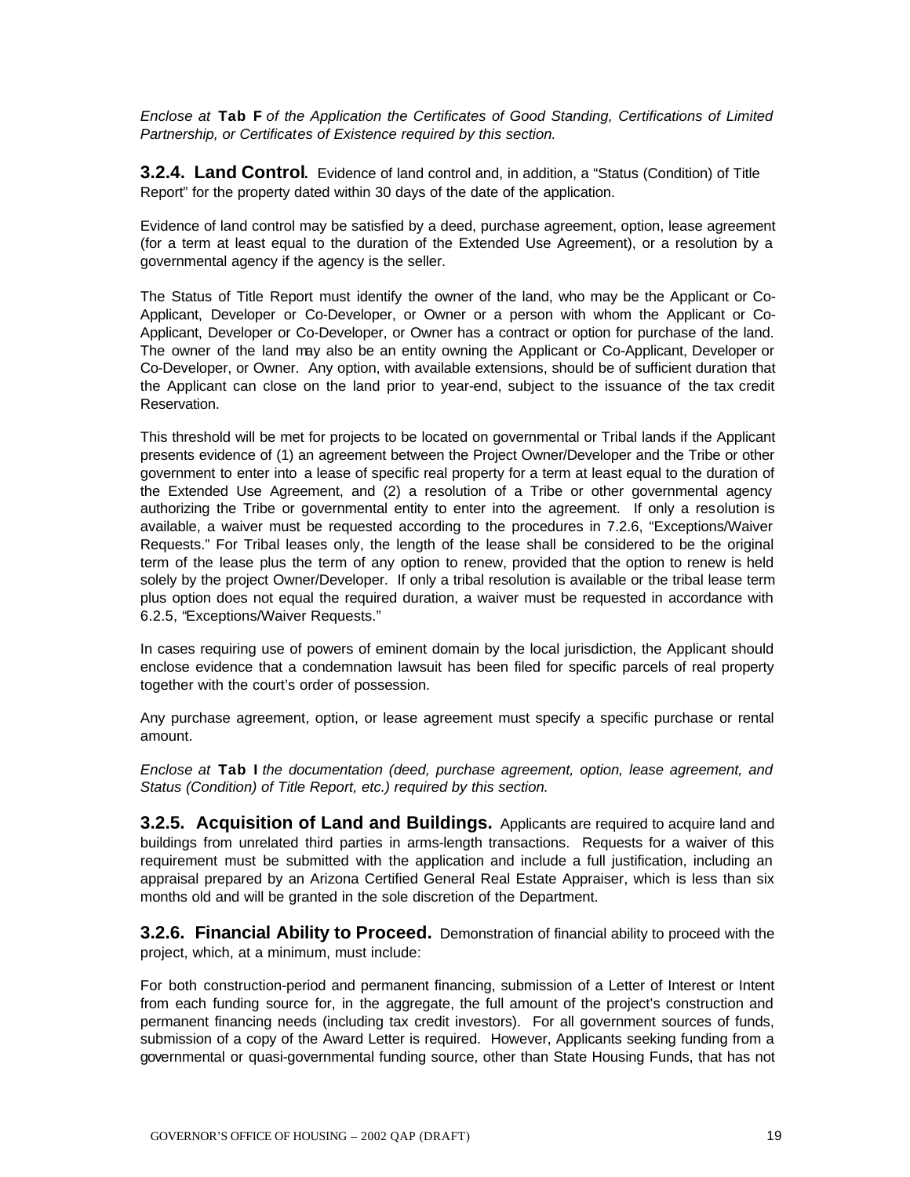*Enclose at* **Tab F** *of the Application the Certificates of Good Standing, Certifications of Limited Partnership, or Certificates of Existence required by this section.*

**3.2.4. Land Control.** Evidence of land control and, in addition, a "Status (Condition) of Title Report" for the property dated within 30 days of the date of the application.

Evidence of land control may be satisfied by a deed, purchase agreement, option, lease agreement (for a term at least equal to the duration of the Extended Use Agreement), or a resolution by a governmental agency if the agency is the seller.

The Status of Title Report must identify the owner of the land, who may be the Applicant or Co-Applicant, Developer or Co-Developer, or Owner or a person with whom the Applicant or Co-Applicant, Developer or Co-Developer, or Owner has a contract or option for purchase of the land. The owner of the land may also be an entity owning the Applicant or Co-Applicant, Developer or Co-Developer, or Owner. Any option, with available extensions, should be of sufficient duration that the Applicant can close on the land prior to year-end, subject to the issuance of the tax credit Reservation.

This threshold will be met for projects to be located on governmental or Tribal lands if the Applicant presents evidence of (1) an agreement between the Project Owner/Developer and the Tribe or other government to enter into a lease of specific real property for a term at least equal to the duration of the Extended Use Agreement, and (2) a resolution of a Tribe or other governmental agency authorizing the Tribe or governmental entity to enter into the agreement. If only a resolution is available, a waiver must be requested according to the procedures in 7.2.6, "Exceptions/Waiver Requests." For Tribal leases only, the length of the lease shall be considered to be the original term of the lease plus the term of any option to renew, provided that the option to renew is held solely by the project Owner/Developer. If only a tribal resolution is available or the tribal lease term plus option does not equal the required duration, a waiver must be requested in accordance with 6.2.5, "Exceptions/Waiver Requests."

In cases requiring use of powers of eminent domain by the local jurisdiction, the Applicant should enclose evidence that a condemnation lawsuit has been filed for specific parcels of real property together with the court's order of possession.

Any purchase agreement, option, or lease agreement must specify a specific purchase or rental amount.

*Enclose at* **Tab I** *the documentation (deed, purchase agreement, option, lease agreement, and Status (Condition) of Title Report, etc.) required by this section.*

**3.2.5. Acquisition of Land and Buildings.** Applicants are required to acquire land and buildings from unrelated third parties in arms-length transactions. Requests for a waiver of this requirement must be submitted with the application and include a full justification, including an appraisal prepared by an Arizona Certified General Real Estate Appraiser, which is less than six months old and will be granted in the sole discretion of the Department.

**3.2.6. Financial Ability to Proceed.** Demonstration of financial ability to proceed with the project, which, at a minimum, must include:

For both construction-period and permanent financing, submission of a Letter of Interest or Intent from each funding source for, in the aggregate, the full amount of the project's construction and permanent financing needs (including tax credit investors). For all government sources of funds, submission of a copy of the Award Letter is required. However, Applicants seeking funding from a governmental or quasi-governmental funding source, other than State Housing Funds, that has not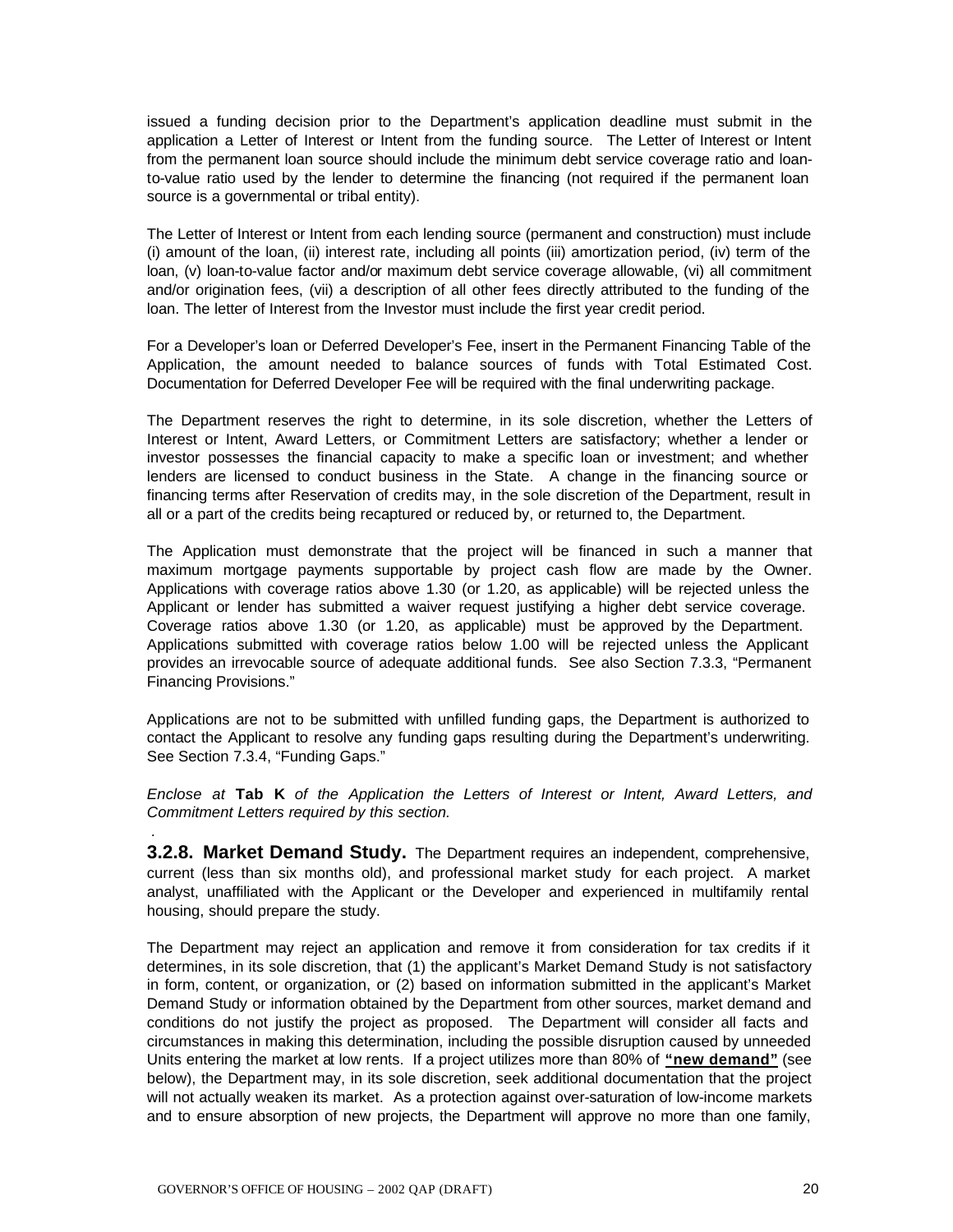issued a funding decision prior to the Department's application deadline must submit in the application a Letter of Interest or Intent from the funding source. The Letter of Interest or Intent from the permanent loan source should include the minimum debt service coverage ratio and loan-to-value ratio used by the lender to determine the financing (not required if the permanent loan source is a governmental or tribal entity).

The Letter of Interest or Intent from each lending source (permanent and construction) must include (i) amount of the loan, (ii) interest rate, including all points (iii) amortization period, (iv) term of the loan, (v) loan-to-value factor and/or maximum debt service coverage allowable, (vi) all commitment and/or origination fees, (vii) a description of all other fees directly attributed to the funding of the loan. The letter of Interest from the Investor must include the first year credit period.

For a Developer's loan or Deferred Developer's Fee, insert in the Permanent Financing Table of the Application, the amount needed to balance sources of funds with Total Estimated Cost. Documentation for Deferred Developer Fee will be required with the final underwriting package.

The Department reserves the right to determine, in its sole discretion, whether the Letters of Interest or Intent, Award Letters, or Commitment Letters are satisfactory; whether a lender or investor possesses the financial capacity to make a specific loan or investment; and whether lenders are licensed to conduct business in the State. A change in the financing source or financing terms after Reservation of credits may, in the sole discretion of the Department, result in all or a part of the credits being recaptured or reduced by, or returned to, the Department.

The Application must demonstrate that the project will be financed in such a manner that maximum mortgage payments supportable by project cash flow are made by the Owner. Applications with coverage ratios above 1.30 (or 1.20, as applicable) will be rejected unless the Applicant or lender has submitted a waiver request justifying a higher debt service coverage. Coverage ratios above 1.30 (or 1.20, as applicable) must be approved by the Department. Applications submitted with coverage ratios below 1.00 will be rejected unless the Applicant provides an irrevocable source of adequate additional funds. See also Section 7.3.3, "Permanent Financing Provisions."

Applications are not to be submitted with unfilled funding gaps, the Department is authorized to contact the Applicant to resolve any funding gaps resulting during the Department's underwriting. See Section 7.3.4, "Funding Gaps."

*Enclose at* **Tab K** *of the Application the Letters of Interest or Intent, Award Letters, and Commitment Letters required by this section.*

**3.2.8. Market Demand Study.** The Department requires an independent, comprehensive, current (less than six months old), and professional market study for each project. A market analyst, unaffiliated with the Applicant or the Developer and experienced in multifamily rental housing, should prepare the study.

The Department may reject an application and remove it from consideration for tax credits if it determines, in its sole discretion, that (1) the applicant's Market Demand Study is not satisfactory in form, content, or organization, or (2) based on information submitted in the applicant's Market Demand Study or information obtained by the Department from other sources, market demand and conditions do not justify the project as proposed. The Department will consider all facts and circumstances in making this determination, including the possible disruption caused by unneeded Units entering the market at low rents. If a project utilizes more than 80% of **"new demand"** (see below), the Department may, in its sole discretion, seek additional documentation that the project will not actually weaken its market. As a protection against over-saturation of low-income markets and to ensure absorption of new projects, the Department will approve no more than one family,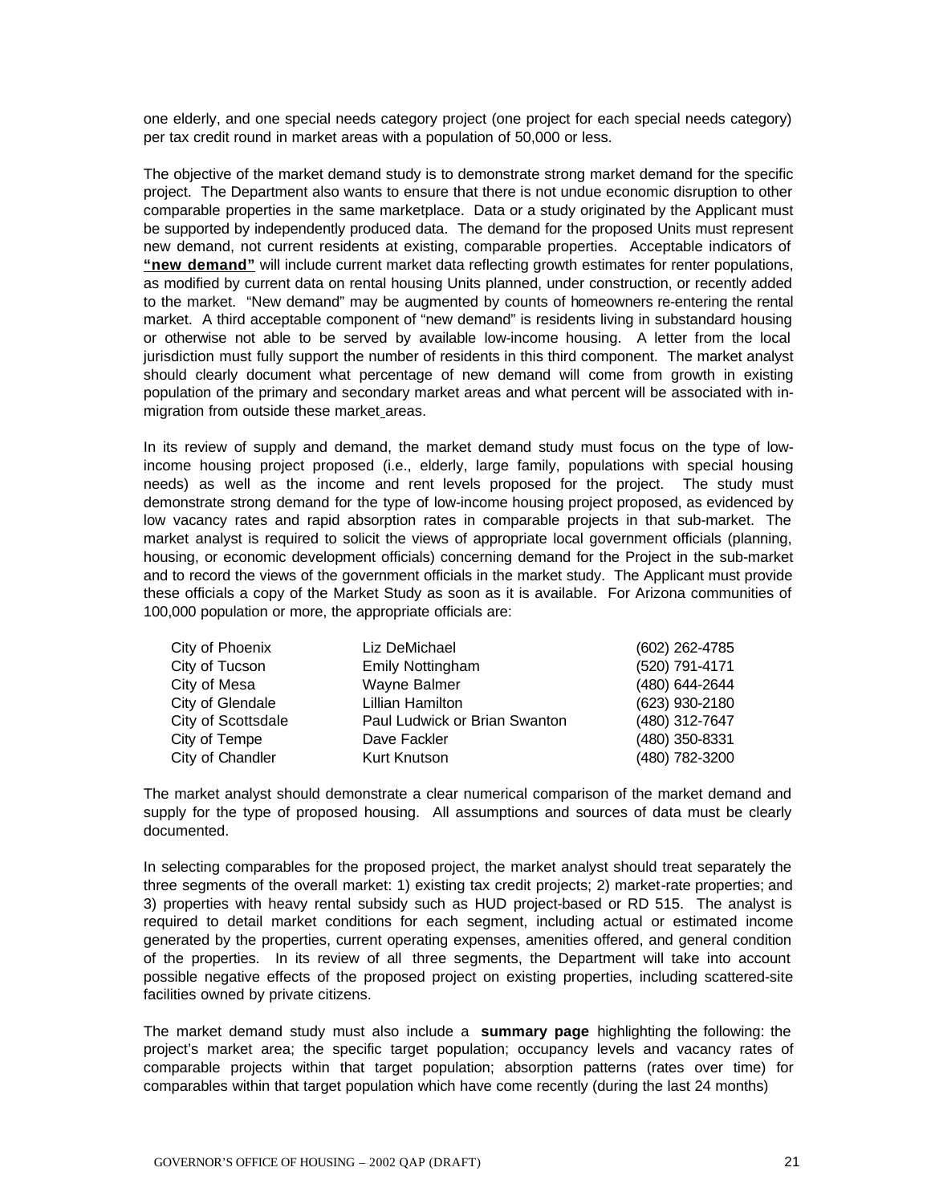one elderly, and one special needs category project (one project for each special needs category) per tax credit round in market areas with a population of 50,000 or less.

The objective of the market demand study is to demonstrate strong market demand for the specific project. The Department also wants to ensure that there is not undue economic disruption to other comparable properties in the same marketplace. Data or a study originated by the Applicant must be supported by independently produced data. The demand for the proposed Units must represent new demand, not current residents at existing, comparable properties. Acceptable indicators of **"new demand"** will include current market data reflecting growth estimates for renter populations, as modified by current data on rental housing Units planned, under construction, or recently added to the market. "New demand" may be augmented by counts of homeowners re-entering the rental market. A third acceptable component of "new demand" is residents living in substandard housing or otherwise not able to be served by available low-income housing. A letter from the local jurisdiction must fully support the number of residents in this third component. The market analyst should clearly document what percentage of new demand will come from growth in existing population of the primary and secondary market areas and what percent will be associated with in-migration from outside these market areas.

In its review of supply and demand, the market demand study must focus on the type of low-income housing project proposed (i.e., elderly, large family, populations with special housing needs) as well as the income and rent levels proposed for the project. The study must demonstrate strong demand for the type of low-income housing project proposed, as evidenced by low vacancy rates and rapid absorption rates in comparable projects in that sub-market. The market analyst is required to solicit the views of appropriate local government officials (planning, housing, or economic development officials) concerning demand for the Project in the sub-market and to record the views of the government officials in the market study. The Applicant must provide these officials a copy of the Market Study as soon as it is available. For Arizona communities of 100,000 population or more, the appropriate officials are:

| | | |
|---|---|---|
| City of Phoenix | Liz DeMichael | (602) 262-4785 |
| City of Tucson | Emily Nottingham | (520) 791-4171 |
| City of Mesa | Wayne Balmer | (480) 644-2644 |
| City of Glendale | Lillian Hamilton | (623) 930-2180 |
| City of Scottsdale | Paul Ludwick or Brian Swanton | (480) 312-7647 |
| City of Tempe | Dave Fackler | (480) 350-8331 |
| City of Chandler | Kurt Knutson | (480) 782-3200 |

The market analyst should demonstrate a clear numerical comparison of the market demand and supply for the type of proposed housing. All assumptions and sources of data must be clearly documented.

In selecting comparables for the proposed project, the market analyst should treat separately the three segments of the overall market: 1) existing tax credit projects; 2) market-rate properties; and 3) properties with heavy rental subsidy such as HUD project-based or RD 515. The analyst is required to detail market conditions for each segment, including actual or estimated income generated by the properties, current operating expenses, amenities offered, and general condition of the properties. In its review of all three segments, the Department will take into account possible negative effects of the proposed project on existing properties, including scattered-site facilities owned by private citizens.

The market demand study must also include a **summary page** highlighting the following: the project's market area; the specific target population; occupancy levels and vacancy rates of comparable projects within that target population; absorption patterns (rates over time) for comparables within that target population which have come recently (during the last 24 months)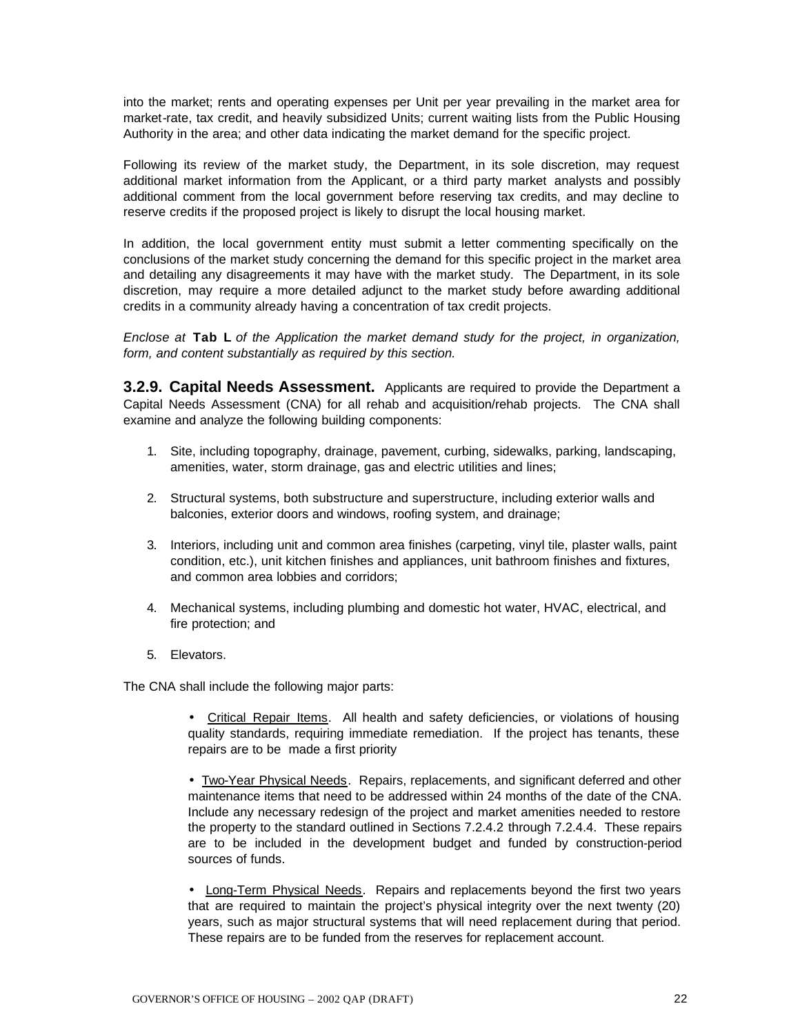into the market; rents and operating expenses per Unit per year prevailing in the market area for market-rate, tax credit, and heavily subsidized Units; current waiting lists from the Public Housing Authority in the area; and other data indicating the market demand for the specific project.

Following its review of the market study, the Department, in its sole discretion, may request additional market information from the Applicant, or a third party market analysts and possibly additional comment from the local government before reserving tax credits, and may decline to reserve credits if the proposed project is likely to disrupt the local housing market.

In addition, the local government entity must submit a letter commenting specifically on the conclusions of the market study concerning the demand for this specific project in the market area and detailing any disagreements it may have with the market study. The Department, in its sole discretion, may require a more detailed adjunct to the market study before awarding additional credits in a community already having a concentration of tax credit projects.

*Enclose at* **Tab L** *of the Application the market demand study for the project, in organization, form, and content substantially as required by this section.*

**3.2.9. Capital Needs Assessment.** Applicants are required to provide the Department a Capital Needs Assessment (CNA) for all rehab and acquisition/rehab projects. The CNA shall examine and analyze the following building components:

1. Site, including topography, drainage, pavement, curbing, sidewalks, parking, landscaping, amenities, water, storm drainage, gas and electric utilities and lines;
2. Structural systems, both substructure and superstructure, including exterior walls and balconies, exterior doors and windows, roofing system, and drainage;
3. Interiors, including unit and common area finishes (carpeting, vinyl tile, plaster walls, paint condition, etc.), unit kitchen finishes and appliances, unit bathroom finishes and fixtures, and common area lobbies and corridors;
4. Mechanical systems, including plumbing and domestic hot water, HVAC, electrical, and fire protection; and
5. Elevators.

The CNA shall include the following major parts:

- Critical Repair Items. All health and safety deficiencies, or violations of housing quality standards, requiring immediate remediation. If the project has tenants, these repairs are to be made a first priority

- Two-Year Physical Needs. Repairs, replacements, and significant deferred and other maintenance items that need to be addressed within 24 months of the date of the CNA. Include any necessary redesign of the project and market amenities needed to restore the property to the standard outlined in Sections 7.2.4.2 through 7.2.4.4. These repairs are to be included in the development budget and funded by construction-period sources of funds.

- Long-Term Physical Needs. Repairs and replacements beyond the first two years that are required to maintain the project's physical integrity over the next twenty (20) years, such as major structural systems that will need replacement during that period. These repairs are to be funded from the reserves for replacement account.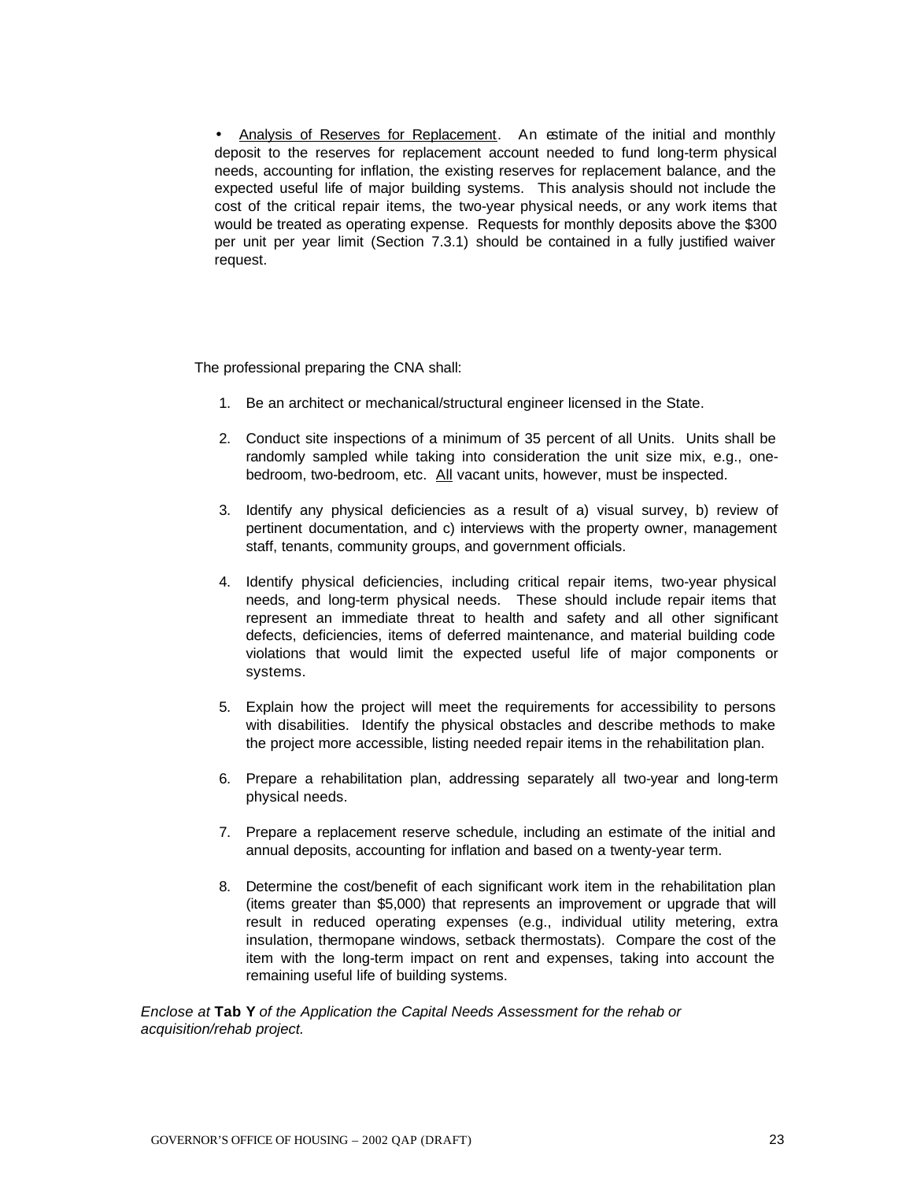- <u>Analysis of Reserves for Replacement</u>. An estimate of the initial and monthly deposit to the reserves for replacement account needed to fund long-term physical needs, accounting for inflation, the existing reserves for replacement balance, and the expected useful life of major building systems. This analysis should not include the cost of the critical repair items, the two-year physical needs, or any work items that would be treated as operating expense. Requests for monthly deposits above the $300 per unit per year limit (Section 7.3.1) should be contained in a fully justified waiver request.

The professional preparing the CNA shall:

1. Be an architect or mechanical/structural engineer licensed in the State.

2. Conduct site inspections of a minimum of 35 percent of all Units. Units shall be randomly sampled while taking into consideration the unit size mix, e.g., one-bedroom, two-bedroom, etc. <u>All</u> vacant units, however, must be inspected.

3. Identify any physical deficiencies as a result of a) visual survey, b) review of pertinent documentation, and c) interviews with the property owner, management staff, tenants, community groups, and government officials.

4. Identify physical deficiencies, including critical repair items, two-year physical needs, and long-term physical needs. These should include repair items that represent an immediate threat to health and safety and all other significant defects, deficiencies, items of deferred maintenance, and material building code violations that would limit the expected useful life of major components or systems.

5. Explain how the project will meet the requirements for accessibility to persons with disabilities. Identify the physical obstacles and describe methods to make the project more accessible, listing needed repair items in the rehabilitation plan.

6. Prepare a rehabilitation plan, addressing separately all two-year and long-term physical needs.

7. Prepare a replacement reserve schedule, including an estimate of the initial and annual deposits, accounting for inflation and based on a twenty-year term.

8. Determine the cost/benefit of each significant work item in the rehabilitation plan (items greater than $5,000) that represents an improvement or upgrade that will result in reduced operating expenses (e.g., individual utility metering, extra insulation, thermopane windows, setback thermostats). Compare the cost of the item with the long-term impact on rent and expenses, taking into account the remaining useful life of building systems.

*Enclose at* **Tab Y** *of the Application the Capital Needs Assessment for the rehab or acquisition/rehab project.*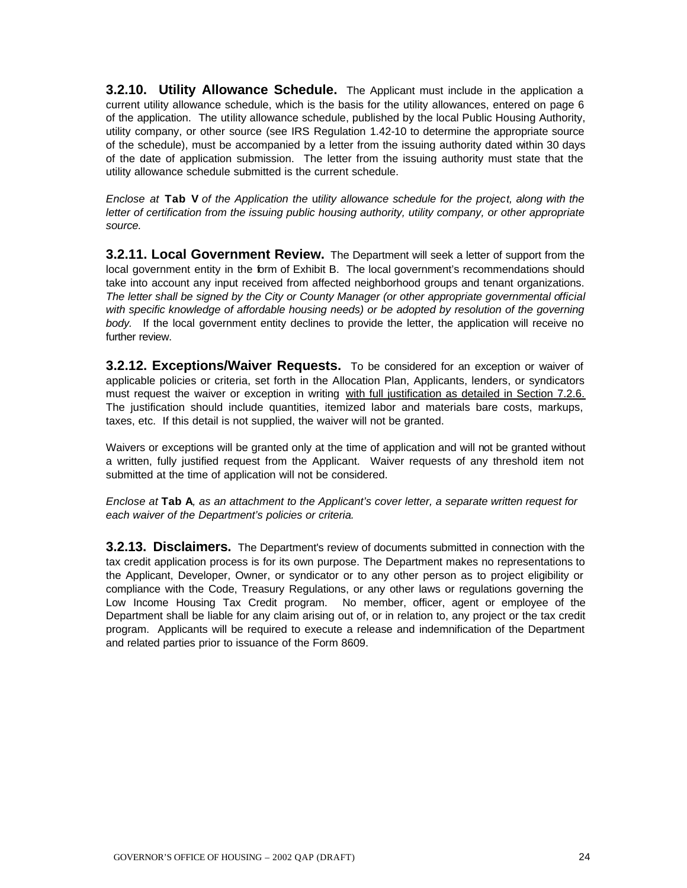**3.2.10. Utility Allowance Schedule.** The Applicant must include in the application a current utility allowance schedule, which is the basis for the utility allowances, entered on page 6 of the application. The utility allowance schedule, published by the local Public Housing Authority, utility company, or other source (see IRS Regulation 1.42-10 to determine the appropriate source of the schedule), must be accompanied by a letter from the issuing authority dated within 30 days of the date of application submission. The letter from the issuing authority must state that the utility allowance schedule submitted is the current schedule.

*Enclose at* **Tab V** *of the Application the utility allowance schedule for the project, along with the letter of certification from the issuing public housing authority, utility company, or other appropriate source.*

**3.2.11. Local Government Review.** The Department will seek a letter of support from the local government entity in the form of Exhibit B. The local government's recommendations should take into account any input received from affected neighborhood groups and tenant organizations. *The letter shall be signed by the City or County Manager (or other appropriate governmental official with specific knowledge of affordable housing needs) or be adopted by resolution of the governing body.* If the local government entity declines to provide the letter, the application will receive no further review.

**3.2.12. Exceptions/Waiver Requests.** To be considered for an exception or waiver of applicable policies or criteria, set forth in the Allocation Plan, Applicants, lenders, or syndicators must request the waiver or exception in writing with full justification as detailed in Section 7.2.6. The justification should include quantities, itemized labor and materials bare costs, markups, taxes, etc. If this detail is not supplied, the waiver will not be granted.

Waivers or exceptions will be granted only at the time of application and will not be granted without a written, fully justified request from the Applicant. Waiver requests of any threshold item not submitted at the time of application will not be considered.

*Enclose at* **Tab A***, as an attachment to the Applicant's cover letter, a separate written request for each waiver of the Department's policies or criteria.*

**3.2.13. Disclaimers.** The Department's review of documents submitted in connection with the tax credit application process is for its own purpose. The Department makes no representations to the Applicant, Developer, Owner, or syndicator or to any other person as to project eligibility or compliance with the Code, Treasury Regulations, or any other laws or regulations governing the Low Income Housing Tax Credit program. No member, officer, agent or employee of the Department shall be liable for any claim arising out of, or in relation to, any project or the tax credit program. Applicants will be required to execute a release and indemnification of the Department and related parties prior to issuance of the Form 8609.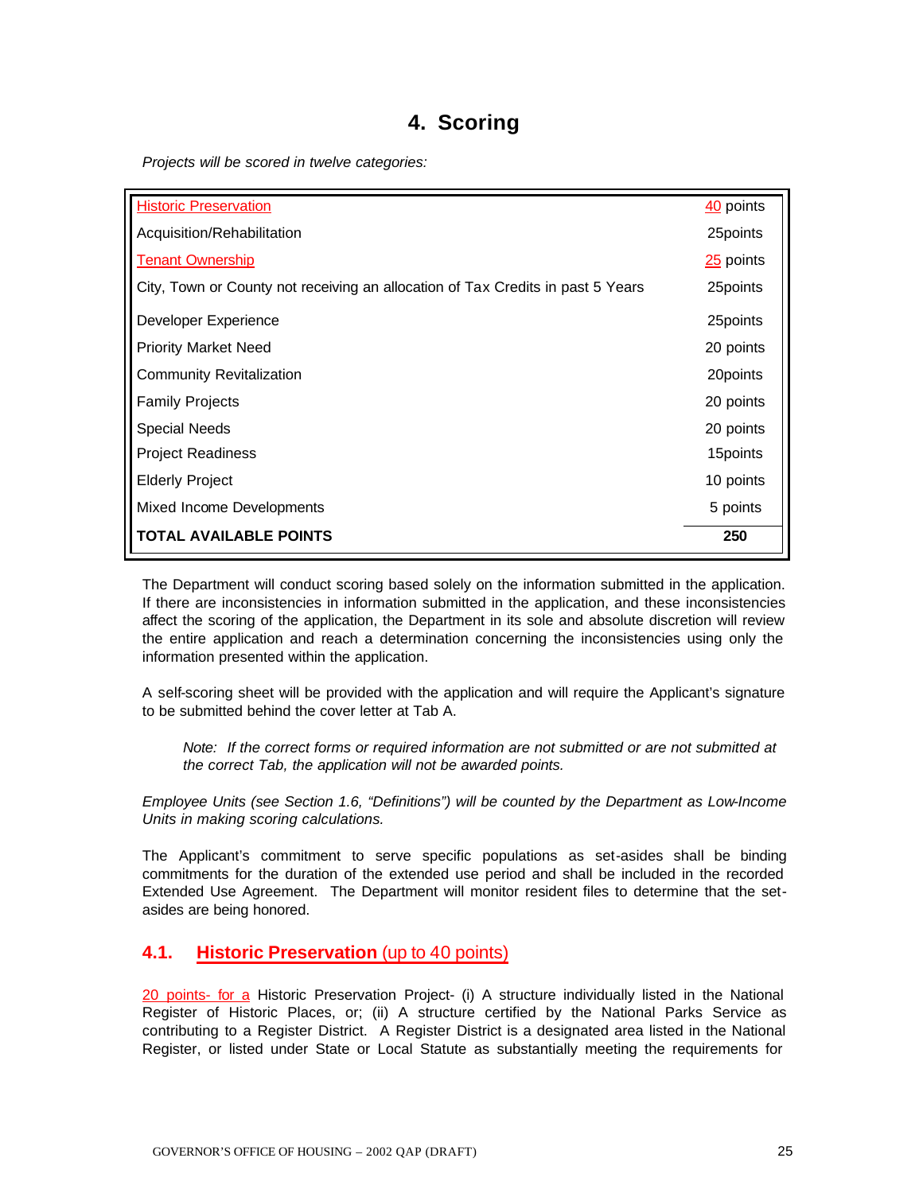# 4. Scoring

*Projects will be scored in twelve categories:*

| Category | Points |
|---|---|
| Historic Preservation | 40 points |
| Acquisition/Rehabilitation | 25points |
| Tenant Ownership | 25 points |
| City, Town or County not receiving an allocation of Tax Credits in past 5 Years | 25points |
| Developer Experience | 25points |
| Priority Market Need | 20 points |
| Community Revitalization | 20points |
| Family Projects | 20 points |
| Special Needs | 20 points |
| Project Readiness | 15points |
| Elderly Project | 10 points |
| Mixed Income Developments | 5 points |
| **TOTAL AVAILABLE POINTS** | **250** |

The Department will conduct scoring based solely on the information submitted in the application. If there are inconsistencies in information submitted in the application, and these inconsistencies affect the scoring of the application, the Department in its sole and absolute discretion will review the entire application and reach a determination concerning the inconsistencies using only the information presented within the application.

A self-scoring sheet will be provided with the application and will require the Applicant's signature to be submitted behind the cover letter at Tab A.

> *Note: If the correct forms or required information are not submitted or are not submitted at the correct Tab, the application will not be awarded points.*

*Employee Units (see Section 1.6, "Definitions") will be counted by the Department as Low-Income Units in making scoring calculations.*

The Applicant's commitment to serve specific populations as set-asides shall be binding commitments for the duration of the extended use period and shall be included in the recorded Extended Use Agreement. The Department will monitor resident files to determine that the set-asides are being honored.

## 4.1. **Historic Preservation** (up to 40 points)

20 points- for a Historic Preservation Project- (i) A structure individually listed in the National Register of Historic Places, or; (ii) A structure certified by the National Parks Service as contributing to a Register District. A Register District is a designated area listed in the National Register, or listed under State or Local Statute as substantially meeting the requirements for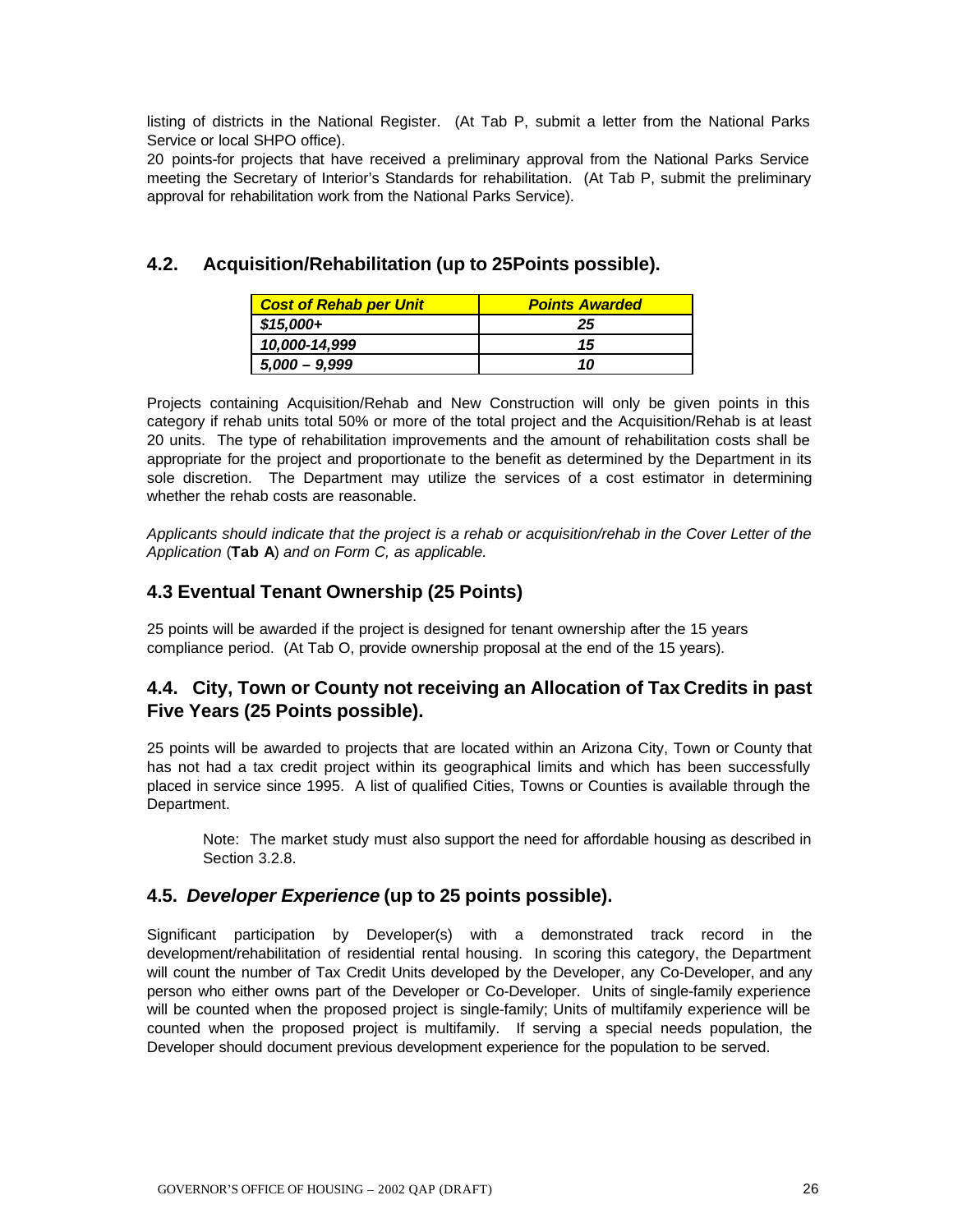listing of districts in the National Register. (At Tab P, submit a letter from the National Parks Service or local SHPO office).

20 points-for projects that have received a preliminary approval from the National Parks Service meeting the Secretary of Interior's Standards for rehabilitation. (At Tab P, submit the preliminary approval for rehabilitation work from the National Parks Service).

## 4.2. Acquisition/Rehabilitation (up to 25Points possible).

| *Cost of Rehab per Unit* | *Points Awarded* |
|---|---|
| *$15,000+* | *25* |
| *10,000-14,999* | *15* |
| *5,000 – 9,999* | *10* |

Projects containing Acquisition/Rehab and New Construction will only be given points in this category if rehab units total 50% or more of the total project and the Acquisition/Rehab is at least 20 units. The type of rehabilitation improvements and the amount of rehabilitation costs shall be appropriate for the project and proportionate to the benefit as determined by the Department in its sole discretion. The Department may utilize the services of a cost estimator in determining whether the rehab costs are reasonable.

*Applicants should indicate that the project is a rehab or acquisition/rehab in the Cover Letter of the Application* (**Tab A**) *and on Form C, as applicable.*

## 4.3 Eventual Tenant Ownership (25 Points)

25 points will be awarded if the project is designed for tenant ownership after the 15 years compliance period. (At Tab O, provide ownership proposal at the end of the 15 years).

## 4.4. City, Town or County not receiving an Allocation of Tax Credits in past Five Years (25 Points possible).

25 points will be awarded to projects that are located within an Arizona City, Town or County that has not had a tax credit project within its geographical limits and which has been successfully placed in service since 1995. A list of qualified Cities, Towns or Counties is available through the Department.

> Note: The market study must also support the need for affordable housing as described in Section 3.2.8.

## 4.5. *Developer Experience* (up to 25 points possible).

Significant participation by Developer(s) with a demonstrated track record in the development/rehabilitation of residential rental housing. In scoring this category, the Department will count the number of Tax Credit Units developed by the Developer, any Co-Developer, and any person who either owns part of the Developer or Co-Developer. Units of single-family experience will be counted when the proposed project is single-family; Units of multifamily experience will be counted when the proposed project is multifamily. If serving a special needs population, the Developer should document previous development experience for the population to be served.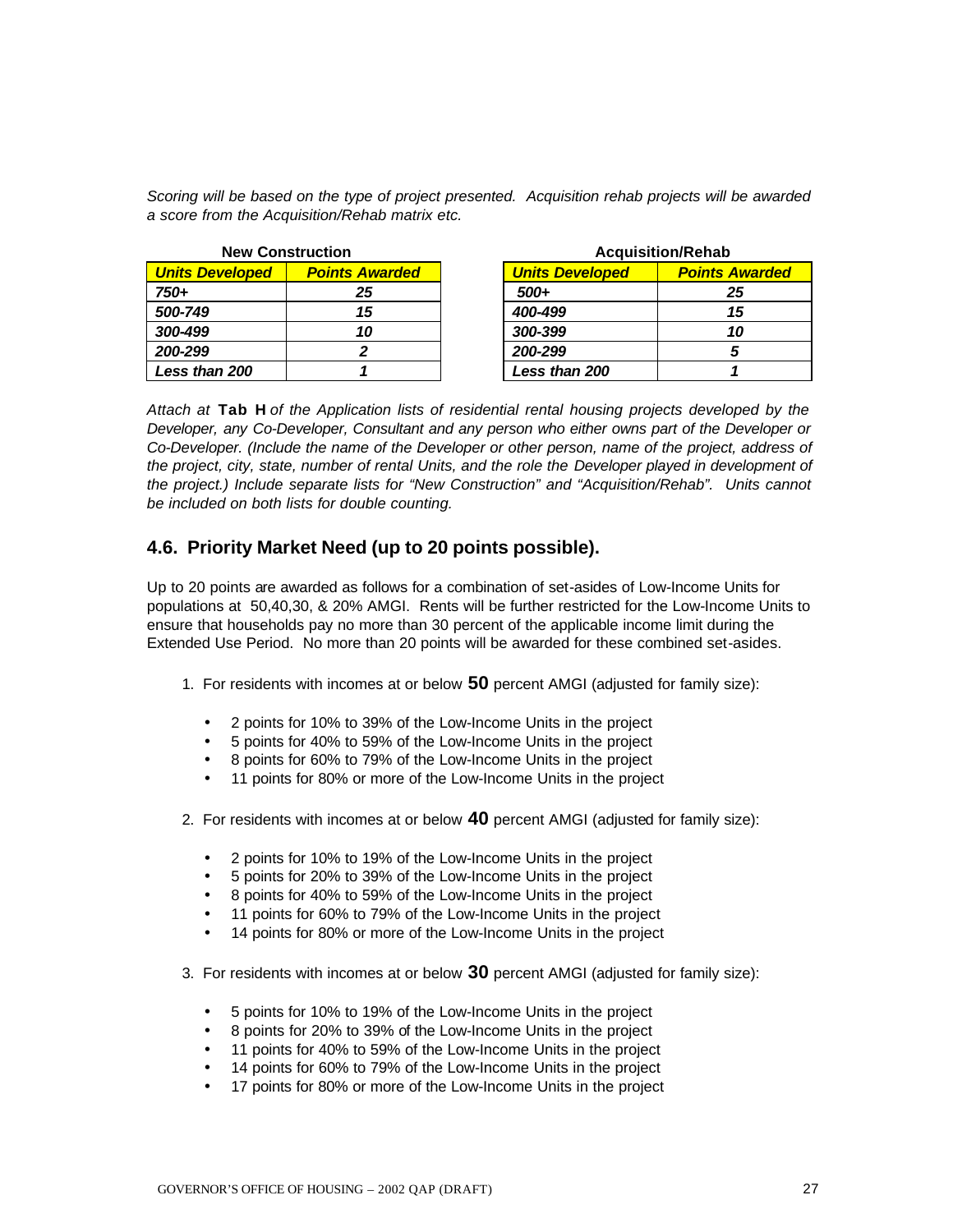*Scoring will be based on the type of project presented. Acquisition rehab projects will be awarded a score from the Acquisition/Rehab matrix etc.*

**New Construction**

| *Units Developed* | *Points Awarded* |
|---|---|
| *750+* | *25* |
| *500-749* | *15* |
| *300-499* | *10* |
| *200-299* | *2* |
| *Less than 200* | *1* |

**Acquisition/Rehab**

| *Units Developed* | *Points Awarded* |
|---|---|
| *500+* | *25* |
| *400-499* | *15* |
| *300-399* | *10* |
| *200-299* | *5* |
| *Less than 200* | *1* |

*Attach at* **Tab H** *of the Application lists of residential rental housing projects developed by the Developer, any Co-Developer, Consultant and any person who either owns part of the Developer or Co-Developer. (Include the name of the Developer or other person, name of the project, address of the project, city, state, number of rental Units, and the role the Developer played in development of the project.) Include separate lists for "New Construction" and "Acquisition/Rehab". Units cannot be included on both lists for double counting.*

## 4.6. Priority Market Need (up to 20 points possible).

Up to 20 points are awarded as follows for a combination of set-asides of Low-Income Units for populations at 50,40,30, & 20% AMGI. Rents will be further restricted for the Low-Income Units to ensure that households pay no more than 30 percent of the applicable income limit during the Extended Use Period. No more than 20 points will be awarded for these combined set-asides.

1. For residents with incomes at or below **50** percent AMGI (adjusted for family size):
   - 2 points for 10% to 39% of the Low-Income Units in the project
   - 5 points for 40% to 59% of the Low-Income Units in the project
   - 8 points for 60% to 79% of the Low-Income Units in the project
   - 11 points for 80% or more of the Low-Income Units in the project

2. For residents with incomes at or below **40** percent AMGI (adjusted for family size):
   - 2 points for 10% to 19% of the Low-Income Units in the project
   - 5 points for 20% to 39% of the Low-Income Units in the project
   - 8 points for 40% to 59% of the Low-Income Units in the project
   - 11 points for 60% to 79% of the Low-Income Units in the project
   - 14 points for 80% or more of the Low-Income Units in the project

3. For residents with incomes at or below **30** percent AMGI (adjusted for family size):
   - 5 points for 10% to 19% of the Low-Income Units in the project
   - 8 points for 20% to 39% of the Low-Income Units in the project
   - 11 points for 40% to 59% of the Low-Income Units in the project
   - 14 points for 60% to 79% of the Low-Income Units in the project
   - 17 points for 80% or more of the Low-Income Units in the project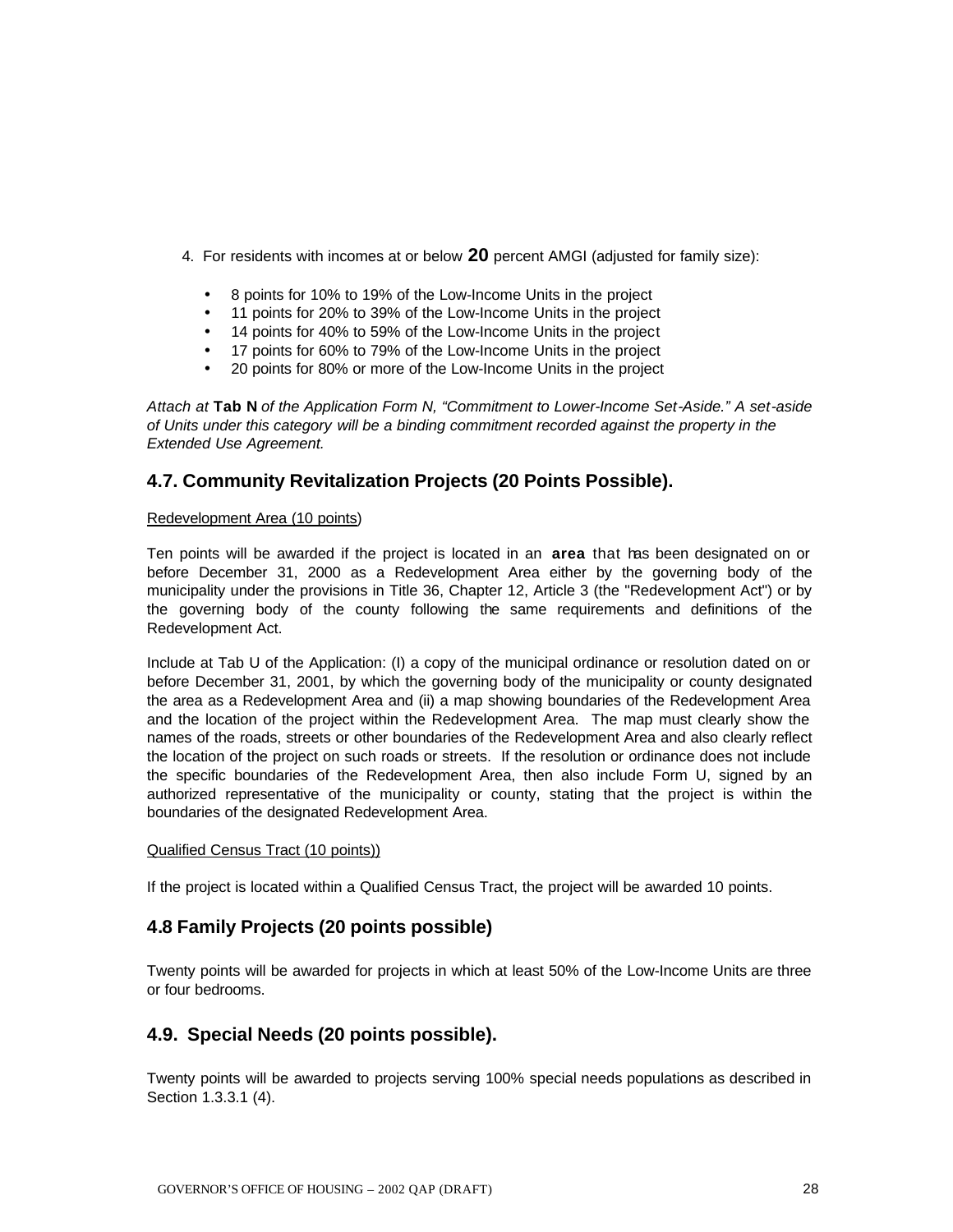4. For residents with incomes at or below **20** percent AMGI (adjusted for family size):

   - 8 points for 10% to 19% of the Low-Income Units in the project
   - 11 points for 20% to 39% of the Low-Income Units in the project
   - 14 points for 40% to 59% of the Low-Income Units in the project
   - 17 points for 60% to 79% of the Low-Income Units in the project
   - 20 points for 80% or more of the Low-Income Units in the project

*Attach at* **Tab N** *of the Application Form N, "Commitment to Lower-Income Set-Aside." A set-aside of Units under this category will be a binding commitment recorded against the property in the Extended Use Agreement.*

## 4.7. Community Revitalization Projects (20 Points Possible).

<u>Redevelopment Area (10 points</u>)

Ten points will be awarded if the project is located in an **area** that has been designated on or before December 31, 2000 as a Redevelopment Area either by the governing body of the municipality under the provisions in Title 36, Chapter 12, Article 3 (the "Redevelopment Act") or by the governing body of the county following the same requirements and definitions of the Redevelopment Act.

Include at Tab U of the Application: (I) a copy of the municipal ordinance or resolution dated on or before December 31, 2001, by which the governing body of the municipality or county designated the area as a Redevelopment Area and (ii) a map showing boundaries of the Redevelopment Area and the location of the project within the Redevelopment Area. The map must clearly show the names of the roads, streets or other boundaries of the Redevelopment Area and also clearly reflect the location of the project on such roads or streets. If the resolution or ordinance does not include the specific boundaries of the Redevelopment Area, then also include Form U, signed by an authorized representative of the municipality or county, stating that the project is within the boundaries of the designated Redevelopment Area.

<u>Qualified Census Tract (10 points))</u>

If the project is located within a Qualified Census Tract, the project will be awarded 10 points.

## 4.8 Family Projects (20 points possible)

Twenty points will be awarded for projects in which at least 50% of the Low-Income Units are three or four bedrooms.

## 4.9. Special Needs (20 points possible).

Twenty points will be awarded to projects serving 100% special needs populations as described in Section 1.3.3.1 (4).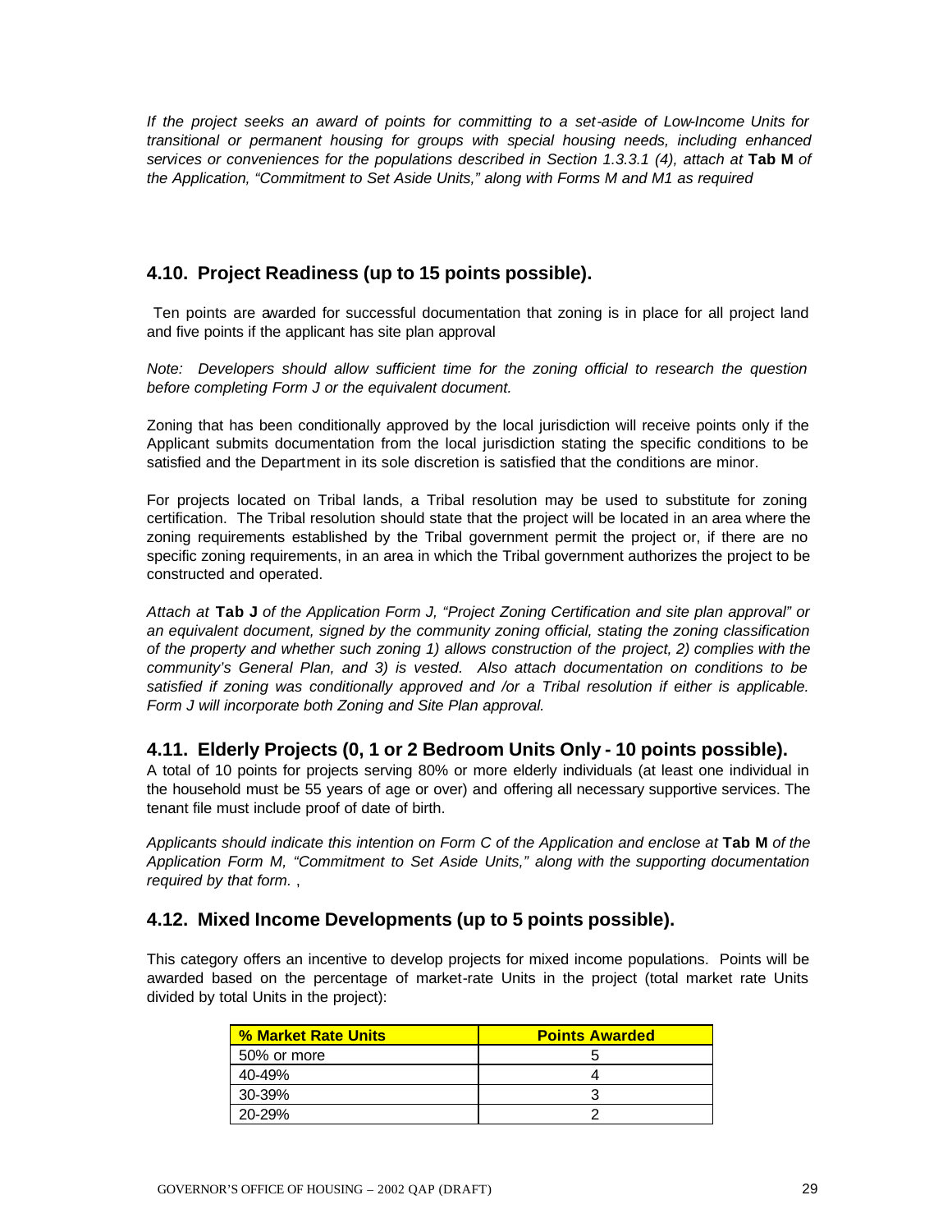*If the project seeks an award of points for committing to a set-aside of Low-Income Units for transitional or permanent housing for groups with special housing needs, including enhanced services or conveniences for the populations described in Section 1.3.3.1 (4), attach at* **Tab M** *of the Application, "Commitment to Set Aside Units," along with Forms M and M1 as required*

## 4.10. Project Readiness (up to 15 points possible).

Ten points are awarded for successful documentation that zoning is in place for all project land and five points if the applicant has site plan approval

*Note: Developers should allow sufficient time for the zoning official to research the question before completing Form J or the equivalent document.*

Zoning that has been conditionally approved by the local jurisdiction will receive points only if the Applicant submits documentation from the local jurisdiction stating the specific conditions to be satisfied and the Department in its sole discretion is satisfied that the conditions are minor.

For projects located on Tribal lands, a Tribal resolution may be used to substitute for zoning certification. The Tribal resolution should state that the project will be located in an area where the zoning requirements established by the Tribal government permit the project or, if there are no specific zoning requirements, in an area in which the Tribal government authorizes the project to be constructed and operated.

*Attach at* **Tab J** *of the Application Form J, "Project Zoning Certification and site plan approval" or an equivalent document, signed by the community zoning official, stating the zoning classification of the property and whether such zoning 1) allows construction of the project, 2) complies with the community's General Plan, and 3) is vested. Also attach documentation on conditions to be satisfied if zoning was conditionally approved and /or a Tribal resolution if either is applicable. Form J will incorporate both Zoning and Site Plan approval.*

## 4.11. Elderly Projects (0, 1 or 2 Bedroom Units Only - 10 points possible).

A total of 10 points for projects serving 80% or more elderly individuals (at least one individual in the household must be 55 years of age or over) and offering all necessary supportive services. The tenant file must include proof of date of birth.

*Applicants should indicate this intention on Form C of the Application and enclose at* **Tab M** *of the Application Form M, "Commitment to Set Aside Units," along with the supporting documentation required by that form.* ,

## 4.12. Mixed Income Developments (up to 5 points possible).

This category offers an incentive to develop projects for mixed income populations. Points will be awarded based on the percentage of market-rate Units in the project (total market rate Units divided by total Units in the project):

| % Market Rate Units | Points Awarded |
|---|---|
| 50% or more | 5 |
| 40-49% | 4 |
| 30-39% | 3 |
| 20-29% | 2 |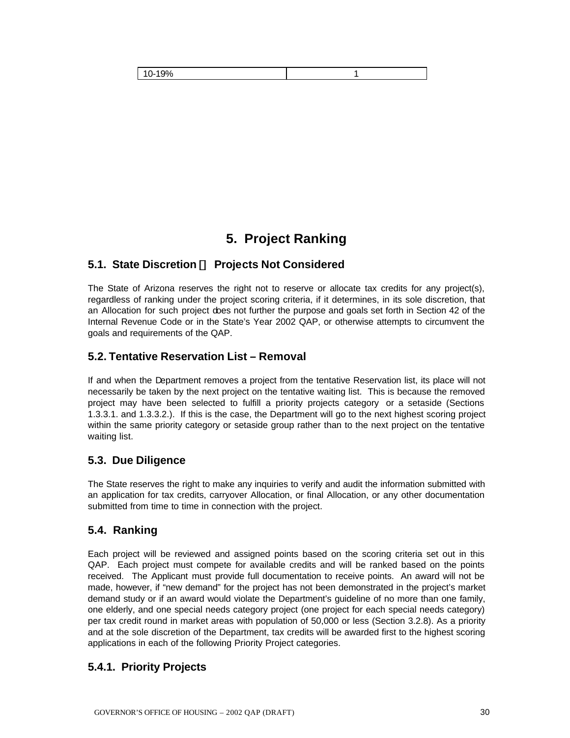| 10-19% | 1 |
|---|---|

# 5. Project Ranking

## 5.1. State Discretion – Projects Not Considered

The State of Arizona reserves the right not to reserve or allocate tax credits for any project(s), regardless of ranking under the project scoring criteria, if it determines, in its sole discretion, that an Allocation for such project does not further the purpose and goals set forth in Section 42 of the Internal Revenue Code or in the State's Year 2002 QAP, or otherwise attempts to circumvent the goals and requirements of the QAP.

## 5.2. Tentative Reservation List – Removal

If and when the Department removes a project from the tentative Reservation list, its place will not necessarily be taken by the next project on the tentative waiting list. This is because the removed project may have been selected to fulfill a priority projects category or a setaside (Sections 1.3.3.1. and 1.3.3.2.). If this is the case, the Department will go to the next highest scoring project within the same priority category or setaside group rather than to the next project on the tentative waiting list.

## 5.3. Due Diligence

The State reserves the right to make any inquiries to verify and audit the information submitted with an application for tax credits, carryover Allocation, or final Allocation, or any other documentation submitted from time to time in connection with the project.

## 5.4. Ranking

Each project will be reviewed and assigned points based on the scoring criteria set out in this QAP. Each project must compete for available credits and will be ranked based on the points received. The Applicant must provide full documentation to receive points. An award will not be made, however, if "new demand" for the project has not been demonstrated in the project's market demand study or if an award would violate the Department's guideline of no more than one family, one elderly, and one special needs category project (one project for each special needs category) per tax credit round in market areas with population of 50,000 or less (Section 3.2.8). As a priority and at the sole discretion of the Department, tax credits will be awarded first to the highest scoring applications in each of the following Priority Project categories.

### 5.4.1. Priority Projects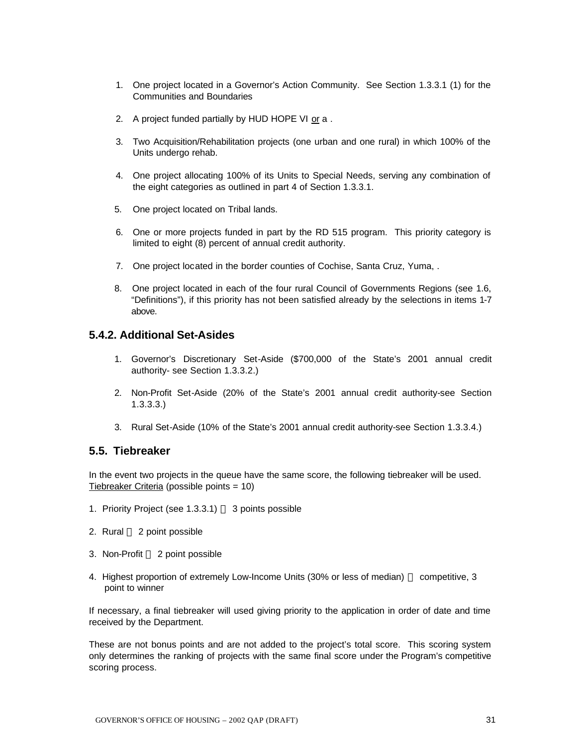1. One project located in a Governor's Action Community. See Section 1.3.3.1 (1) for the Communities and Boundaries

2. A project funded partially by HUD HOPE VI <u>or</u> a .

3. Two Acquisition/Rehabilitation projects (one urban and one rural) in which 100% of the Units undergo rehab.

4. One project allocating 100% of its Units to Special Needs, serving any combination of the eight categories as outlined in part 4 of Section 1.3.3.1.

5. One project located on Tribal lands.

6. One or more projects funded in part by the RD 515 program. This priority category is limited to eight (8) percent of annual credit authority.

7. One project located in the border counties of Cochise, Santa Cruz, Yuma, .

8. One project located in each of the four rural Council of Governments Regions (see 1.6, "Definitions"), if this priority has not been satisfied already by the selections in items 1-7 above.

### 5.4.2. Additional Set-Asides

1. Governor's Discretionary Set-Aside ($700,000 of the State's 2001 annual credit authority- see Section 1.3.3.2.)

2. Non-Profit Set-Aside (20% of the State's 2001 annual credit authority-see Section 1.3.3.3.)

3. Rural Set-Aside (10% of the State's 2001 annual credit authority-see Section 1.3.3.4.)

## 5.5. Tiebreaker

In the event two projects in the queue have the same score, the following tiebreaker will be used. <u>Tiebreaker Criteria</u> (possible points = 10)

1. Priority Project (see 1.3.3.1)  3 points possible

2. Rural  2 point possible

3. Non-Profit  2 point possible

4. Highest proportion of extremely Low-Income Units (30% or less of median)  competitive, 3 point to winner

If necessary, a final tiebreaker will used giving priority to the application in order of date and time received by the Department.

These are not bonus points and are not added to the project's total score. This scoring system only determines the ranking of projects with the same final score under the Program's competitive scoring process.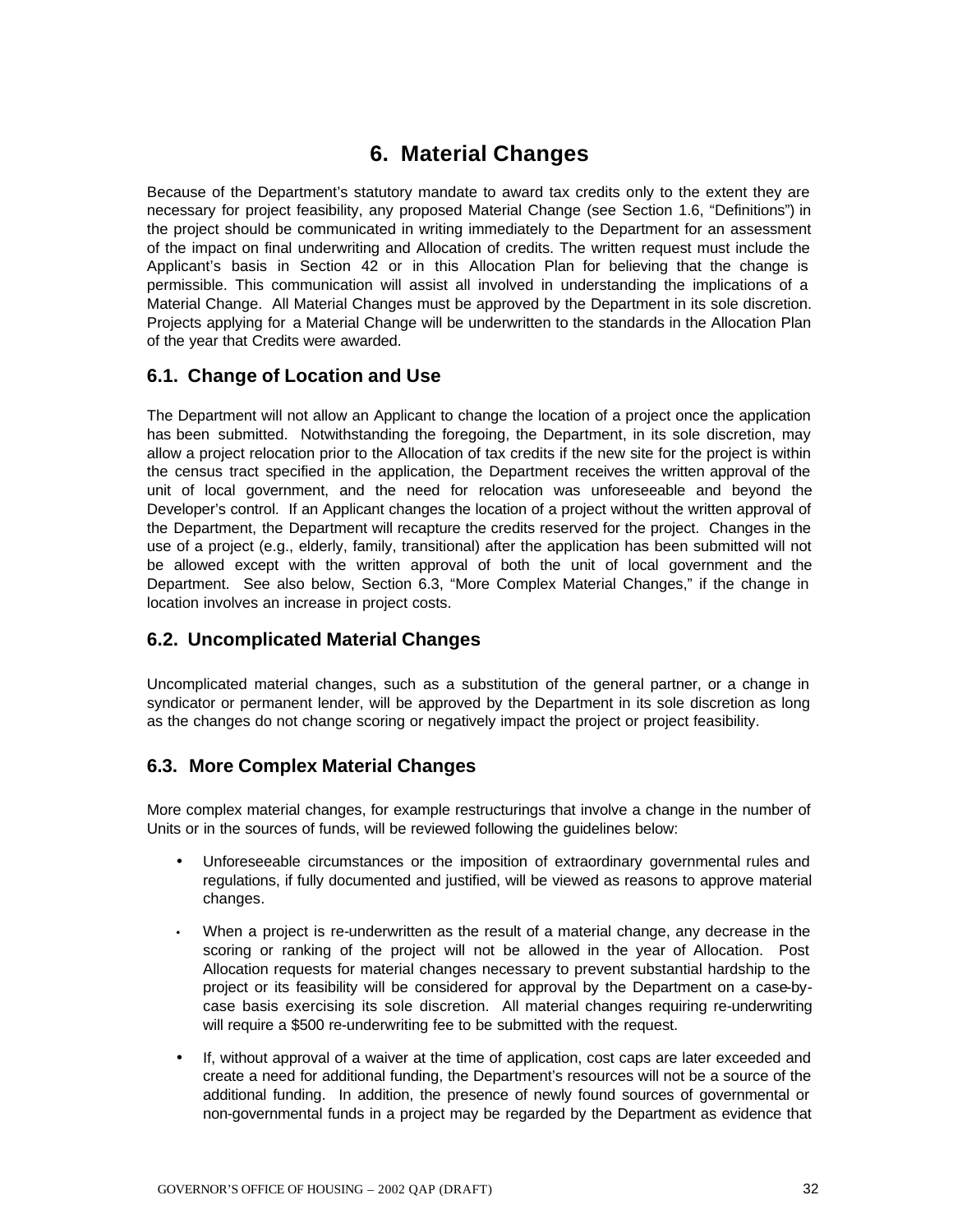# 6. Material Changes

Because of the Department's statutory mandate to award tax credits only to the extent they are necessary for project feasibility, any proposed Material Change (see Section 1.6, "Definitions") in the project should be communicated in writing immediately to the Department for an assessment of the impact on final underwriting and Allocation of credits. The written request must include the Applicant's basis in Section 42 or in this Allocation Plan for believing that the change is permissible. This communication will assist all involved in understanding the implications of a Material Change. All Material Changes must be approved by the Department in its sole discretion. Projects applying for a Material Change will be underwritten to the standards in the Allocation Plan of the year that Credits were awarded.

## 6.1. Change of Location and Use

The Department will not allow an Applicant to change the location of a project once the application has been submitted. Notwithstanding the foregoing, the Department, in its sole discretion, may allow a project relocation prior to the Allocation of tax credits if the new site for the project is within the census tract specified in the application, the Department receives the written approval of the unit of local government, and the need for relocation was unforeseeable and beyond the Developer's control. If an Applicant changes the location of a project without the written approval of the Department, the Department will recapture the credits reserved for the project. Changes in the use of a project (e.g., elderly, family, transitional) after the application has been submitted will not be allowed except with the written approval of both the unit of local government and the Department. See also below, Section 6.3, "More Complex Material Changes," if the change in location involves an increase in project costs.

## 6.2. Uncomplicated Material Changes

Uncomplicated material changes, such as a substitution of the general partner, or a change in syndicator or permanent lender, will be approved by the Department in its sole discretion as long as the changes do not change scoring or negatively impact the project or project feasibility.

## 6.3. More Complex Material Changes

More complex material changes, for example restructurings that involve a change in the number of Units or in the sources of funds, will be reviewed following the guidelines below:

- Unforeseeable circumstances or the imposition of extraordinary governmental rules and regulations, if fully documented and justified, will be viewed as reasons to approve material changes.
- When a project is re-underwritten as the result of a material change, any decrease in the scoring or ranking of the project will not be allowed in the year of Allocation. Post Allocation requests for material changes necessary to prevent substantial hardship to the project or its feasibility will be considered for approval by the Department on a case-by-case basis exercising its sole discretion. All material changes requiring re-underwriting will require a $500 re-underwriting fee to be submitted with the request.
- If, without approval of a waiver at the time of application, cost caps are later exceeded and create a need for additional funding, the Department's resources will not be a source of the additional funding. In addition, the presence of newly found sources of governmental or non-governmental funds in a project may be regarded by the Department as evidence that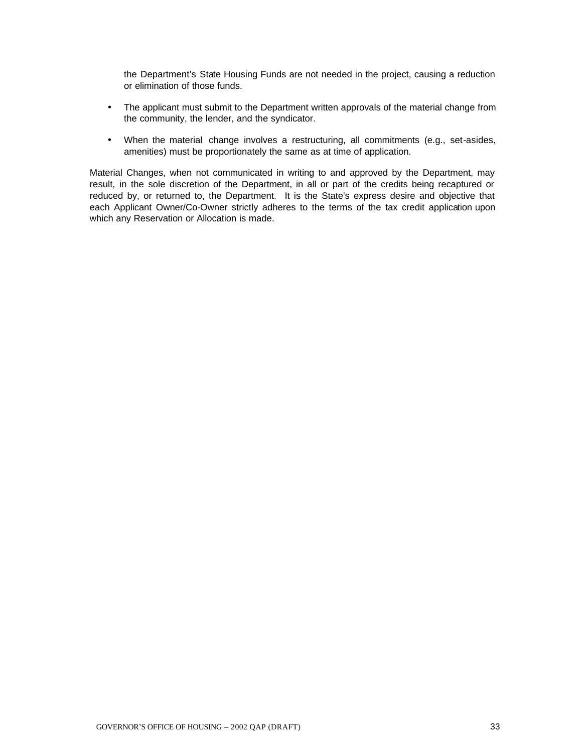the Department's State Housing Funds are not needed in the project, causing a reduction or elimination of those funds.

- The applicant must submit to the Department written approvals of the material change from the community, the lender, and the syndicator.
- When the material change involves a restructuring, all commitments (e.g., set-asides, amenities) must be proportionately the same as at time of application.

Material Changes, when not communicated in writing to and approved by the Department, may result, in the sole discretion of the Department, in all or part of the credits being recaptured or reduced by, or returned to, the Department. It is the State's express desire and objective that each Applicant Owner/Co-Owner strictly adheres to the terms of the tax credit application upon which any Reservation or Allocation is made.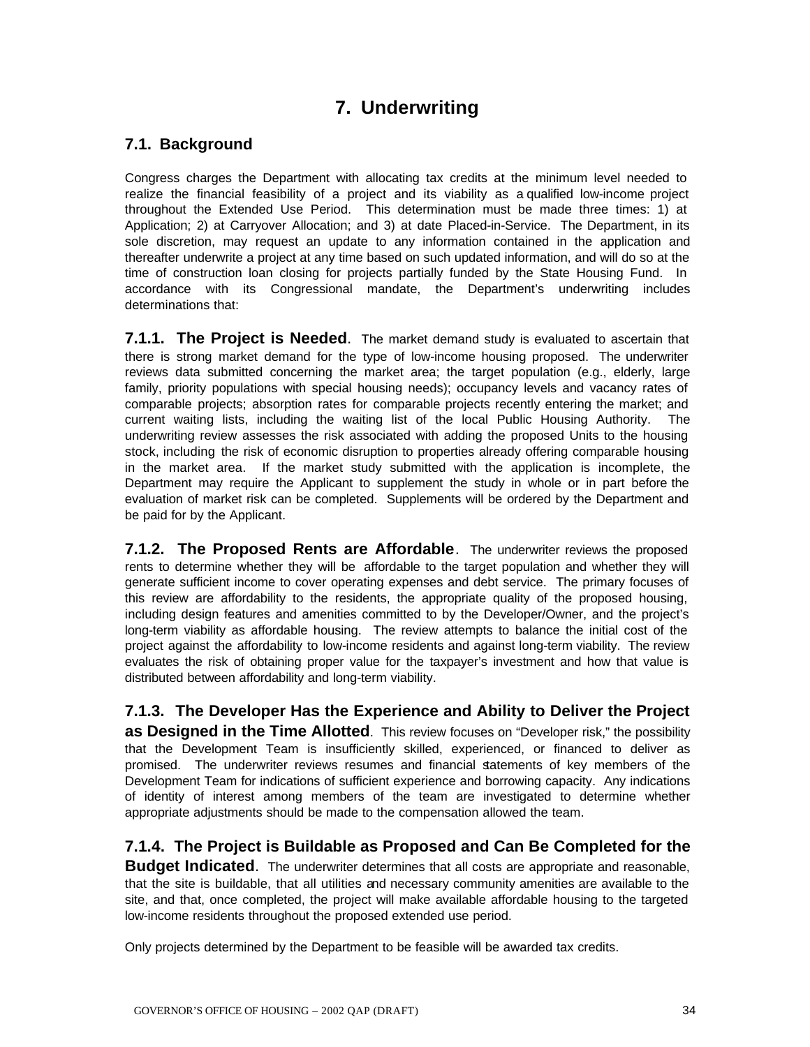# 7. Underwriting

## 7.1. Background

Congress charges the Department with allocating tax credits at the minimum level needed to realize the financial feasibility of a project and its viability as a qualified low-income project throughout the Extended Use Period. This determination must be made three times: 1) at Application; 2) at Carryover Allocation; and 3) at date Placed-in-Service. The Department, in its sole discretion, may request an update to any information contained in the application and thereafter underwrite a project at any time based on such updated information, and will do so at the time of construction loan closing for projects partially funded by the State Housing Fund. In accordance with its Congressional mandate, the Department's underwriting includes determinations that:

**7.1.1. The Project is Needed**. The market demand study is evaluated to ascertain that there is strong market demand for the type of low-income housing proposed. The underwriter reviews data submitted concerning the market area; the target population (e.g., elderly, large family, priority populations with special housing needs); occupancy levels and vacancy rates of comparable projects; absorption rates for comparable projects recently entering the market; and current waiting lists, including the waiting list of the local Public Housing Authority. The underwriting review assesses the risk associated with adding the proposed Units to the housing stock, including the risk of economic disruption to properties already offering comparable housing in the market area. If the market study submitted with the application is incomplete, the Department may require the Applicant to supplement the study in whole or in part before the evaluation of market risk can be completed. Supplements will be ordered by the Department and be paid for by the Applicant.

**7.1.2. The Proposed Rents are Affordable**. The underwriter reviews the proposed rents to determine whether they will be affordable to the target population and whether they will generate sufficient income to cover operating expenses and debt service. The primary focuses of this review are affordability to the residents, the appropriate quality of the proposed housing, including design features and amenities committed to by the Developer/Owner, and the project's long-term viability as affordable housing. The review attempts to balance the initial cost of the project against the affordability to low-income residents and against long-term viability. The review evaluates the risk of obtaining proper value for the taxpayer's investment and how that value is distributed between affordability and long-term viability.

**7.1.3. The Developer Has the Experience and Ability to Deliver the Project as Designed in the Time Allotted**. This review focuses on "Developer risk," the possibility that the Development Team is insufficiently skilled, experienced, or financed to deliver as promised. The underwriter reviews resumes and financial statements of key members of the Development Team for indications of sufficient experience and borrowing capacity. Any indications of identity of interest among members of the team are investigated to determine whether appropriate adjustments should be made to the compensation allowed the team.

**7.1.4. The Project is Buildable as Proposed and Can Be Completed for the Budget Indicated**. The underwriter determines that all costs are appropriate and reasonable, that the site is buildable, that all utilities and necessary community amenities are available to the site, and that, once completed, the project will make available affordable housing to the targeted low-income residents throughout the proposed extended use period.

Only projects determined by the Department to be feasible will be awarded tax credits.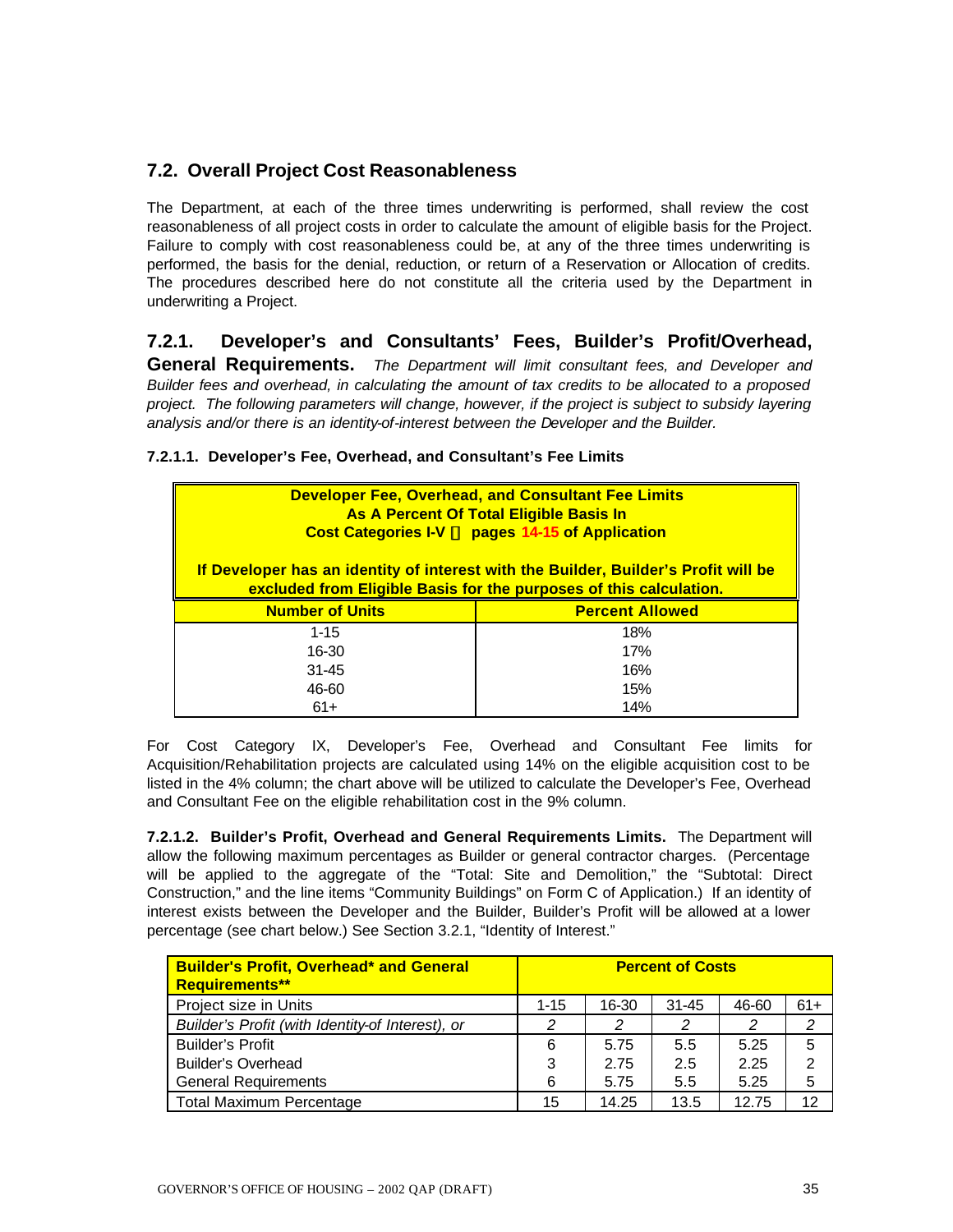## 7.2. Overall Project Cost Reasonableness

The Department, at each of the three times underwriting is performed, shall review the cost reasonableness of all project costs in order to calculate the amount of eligible basis for the Project. Failure to comply with cost reasonableness could be, at any of the three times underwriting is performed, the basis for the denial, reduction, or return of a Reservation or Allocation of credits. The procedures described here do not constitute all the criteria used by the Department in underwriting a Project.

### 7.2.1. Developer's and Consultants' Fees, Builder's Profit/Overhead, General Requirements.

*The Department will limit consultant fees, and Developer and Builder fees and overhead, in calculating the amount of tax credits to be allocated to a proposed project. The following parameters will change, however, if the project is subject to subsidy layering analysis and/or there is an identity-of-interest between the Developer and the Builder.*

**7.2.1.1. Developer's Fee, Overhead, and Consultant's Fee Limits**

| **Developer Fee, Overhead, and Consultant Fee Limits As A Percent Of Total Eligible Basis In Cost Categories I-V pages 14-15 of Application — If Developer has an identity of interest with the Builder, Builder's Profit will be excluded from Eligible Basis for the purposes of this calculation.** | |
|---|---|
| **Number of Units** | **Percent Allowed** |
| 1-15 | 18% |
| 16-30 | 17% |
| 31-45 | 16% |
| 46-60 | 15% |
| 61+ | 14% |

For Cost Category IX, Developer's Fee, Overhead and Consultant Fee limits for Acquisition/Rehabilitation projects are calculated using 14% on the eligible acquisition cost to be listed in the 4% column; the chart above will be utilized to calculate the Developer's Fee, Overhead and Consultant Fee on the eligible rehabilitation cost in the 9% column.

**7.2.1.2. Builder's Profit, Overhead and General Requirements Limits.** The Department will allow the following maximum percentages as Builder or general contractor charges. (Percentage will be applied to the aggregate of the "Total: Site and Demolition," the "Subtotal: Direct Construction," and the line items "Community Buildings" on Form C of Application.) If an identity of interest exists between the Developer and the Builder, Builder's Profit will be allowed at a lower percentage (see chart below.) See Section 3.2.1, "Identity of Interest."

| **Builder's Profit, Overhead\* and General Requirements\*\*** | **Percent of Costs** | | | | |
|---|---|---|---|---|---|
| Project size in Units | 1-15 | 16-30 | 31-45 | 46-60 | 61+ |
| *Builder's Profit (with Identity-of Interest), or* | *2* | *2* | *2* | *2* | *2* |
| Builder's Profit | 6 | 5.75 | 5.5 | 5.25 | 5 |
| Builder's Overhead | 3 | 2.75 | 2.5 | 2.25 | 2 |
| General Requirements | 6 | 5.75 | 5.5 | 5.25 | 5 |
| Total Maximum Percentage | 15 | 14.25 | 13.5 | 12.75 | 12 |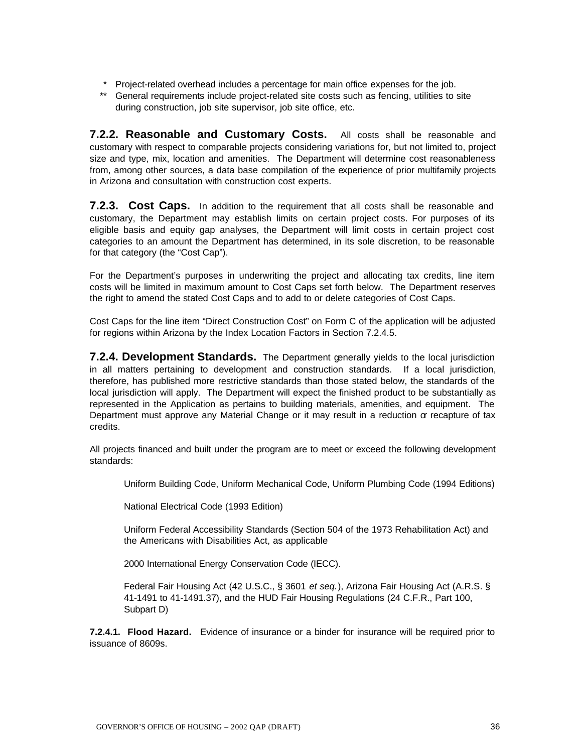\* Project-related overhead includes a percentage for main office expenses for the job.

\*\* General requirements include project-related site costs such as fencing, utilities to site during construction, job site supervisor, job site office, etc.

**7.2.2. Reasonable and Customary Costs.** All costs shall be reasonable and customary with respect to comparable projects considering variations for, but not limited to, project size and type, mix, location and amenities. The Department will determine cost reasonableness from, among other sources, a data base compilation of the experience of prior multifamily projects in Arizona and consultation with construction cost experts.

**7.2.3. Cost Caps.** In addition to the requirement that all costs shall be reasonable and customary, the Department may establish limits on certain project costs. For purposes of its eligible basis and equity gap analyses, the Department will limit costs in certain project cost categories to an amount the Department has determined, in its sole discretion, to be reasonable for that category (the "Cost Cap").

For the Department's purposes in underwriting the project and allocating tax credits, line item costs will be limited in maximum amount to Cost Caps set forth below. The Department reserves the right to amend the stated Cost Caps and to add to or delete categories of Cost Caps.

Cost Caps for the line item "Direct Construction Cost" on Form C of the application will be adjusted for regions within Arizona by the Index Location Factors in Section 7.2.4.5.

**7.2.4. Development Standards.** The Department generally yields to the local jurisdiction in all matters pertaining to development and construction standards. If a local jurisdiction, therefore, has published more restrictive standards than those stated below, the standards of the local jurisdiction will apply. The Department will expect the finished product to be substantially as represented in the Application as pertains to building materials, amenities, and equipment. The Department must approve any Material Change or it may result in a reduction or recapture of tax credits.

All projects financed and built under the program are to meet or exceed the following development standards:

Uniform Building Code, Uniform Mechanical Code, Uniform Plumbing Code (1994 Editions)

National Electrical Code (1993 Edition)

Uniform Federal Accessibility Standards (Section 504 of the 1973 Rehabilitation Act) and the Americans with Disabilities Act, as applicable

2000 International Energy Conservation Code (IECC).

Federal Fair Housing Act (42 U.S.C., § 3601 *et seq.*), Arizona Fair Housing Act (A.R.S. § 41-1491 to 41-1491.37), and the HUD Fair Housing Regulations (24 C.F.R., Part 100, Subpart D)

**7.2.4.1. Flood Hazard.** Evidence of insurance or a binder for insurance will be required prior to issuance of 8609s.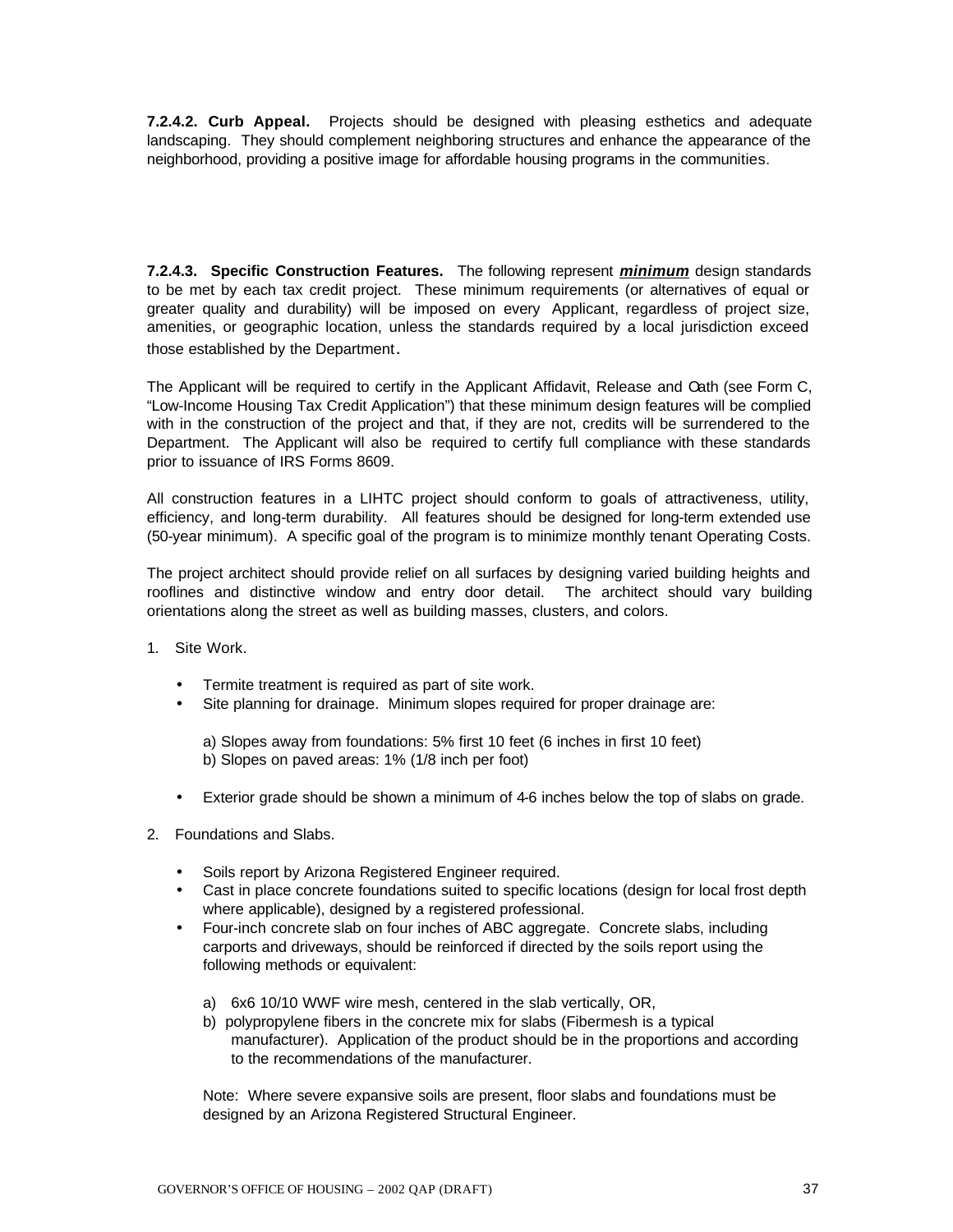**7.2.4.2. Curb Appeal.** Projects should be designed with pleasing esthetics and adequate landscaping. They should complement neighboring structures and enhance the appearance of the neighborhood, providing a positive image for affordable housing programs in the communities.

**7.2.4.3. Specific Construction Features.** The following represent ***minimum*** design standards to be met by each tax credit project. These minimum requirements (or alternatives of equal or greater quality and durability) will be imposed on every Applicant, regardless of project size, amenities, or geographic location, unless the standards required by a local jurisdiction exceed those established by the Department.

The Applicant will be required to certify in the Applicant Affidavit, Release and Oath (see Form C, "Low-Income Housing Tax Credit Application") that these minimum design features will be complied with in the construction of the project and that, if they are not, credits will be surrendered to the Department. The Applicant will also be required to certify full compliance with these standards prior to issuance of IRS Forms 8609.

All construction features in a LIHTC project should conform to goals of attractiveness, utility, efficiency, and long-term durability. All features should be designed for long-term extended use (50-year minimum). A specific goal of the program is to minimize monthly tenant Operating Costs.

The project architect should provide relief on all surfaces by designing varied building heights and rooflines and distinctive window and entry door detail. The architect should vary building orientations along the street as well as building masses, clusters, and colors.

1. Site Work.

   - Termite treatment is required as part of site work.
   - Site planning for drainage. Minimum slopes required for proper drainage are:

     a) Slopes away from foundations: 5% first 10 feet (6 inches in first 10 feet)
     b) Slopes on paved areas: 1% (1/8 inch per foot)

   - Exterior grade should be shown a minimum of 4-6 inches below the top of slabs on grade.

2. Foundations and Slabs.

   - Soils report by Arizona Registered Engineer required.
   - Cast in place concrete foundations suited to specific locations (design for local frost depth where applicable), designed by a registered professional.
   - Four-inch concrete slab on four inches of ABC aggregate. Concrete slabs, including carports and driveways, should be reinforced if directed by the soils report using the following methods or equivalent:

     a) 6x6 10/10 WWF wire mesh, centered in the slab vertically, OR,
     b) polypropylene fibers in the concrete mix for slabs (Fibermesh is a typical manufacturer). Application of the product should be in the proportions and according to the recommendations of the manufacturer.

     Note: Where severe expansive soils are present, floor slabs and foundations must be designed by an Arizona Registered Structural Engineer.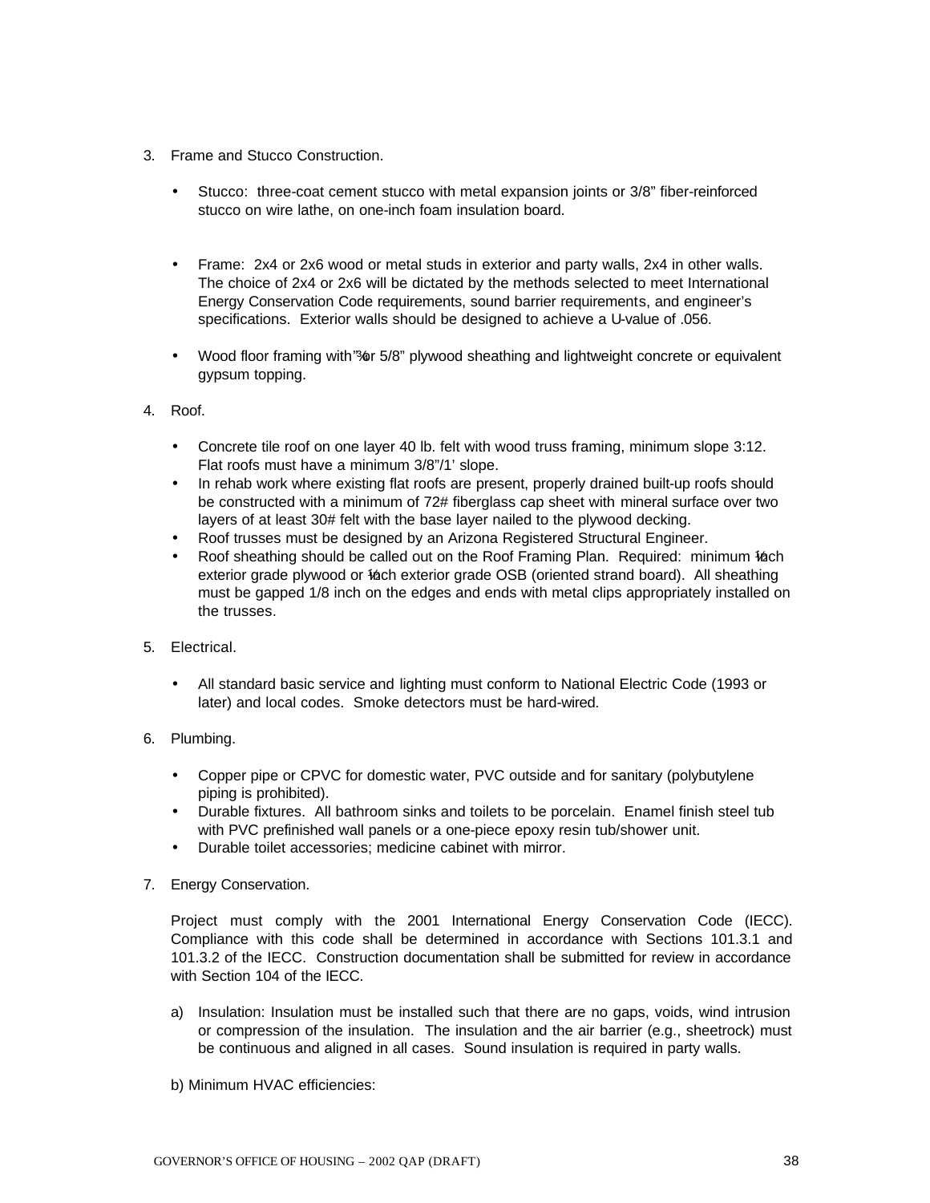3. Frame and Stucco Construction.

   - Stucco: three-coat cement stucco with metal expansion joints or 3/8" fiber-reinforced stucco on wire lathe, on one-inch foam insulation board.

   - Frame: 2x4 or 2x6 wood or metal studs in exterior and party walls, 2x4 in other walls. The choice of 2x4 or 2x6 will be dictated by the methods selected to meet International Energy Conservation Code requirements, sound barrier requirements, and engineer's specifications. Exterior walls should be designed to achieve a U-value of .056.

   - Wood floor framing with ¾" or 5/8" plywood sheathing and lightweight concrete or equivalent gypsum topping.

4. Roof.

   - Concrete tile roof on one layer 40 lb. felt with wood truss framing, minimum slope 3:12. Flat roofs must have a minimum 3/8"/1' slope.
   - In rehab work where existing flat roofs are present, properly drained built-up roofs should be constructed with a minimum of 72# fiberglass cap sheet with mineral surface over two layers of at least 30# felt with the base layer nailed to the plywood decking.
   - Roof trusses must be designed by an Arizona Registered Structural Engineer.
   - Roof sheathing should be called out on the Roof Framing Plan. Required: minimum ½ inch exterior grade plywood or ½ inch exterior grade OSB (oriented strand board). All sheathing must be gapped 1/8 inch on the edges and ends with metal clips appropriately installed on the trusses.

5. Electrical.

   - All standard basic service and lighting must conform to National Electric Code (1993 or later) and local codes. Smoke detectors must be hard-wired.

6. Plumbing.

   - Copper pipe or CPVC for domestic water, PVC outside and for sanitary (polybutylene piping is prohibited).
   - Durable fixtures. All bathroom sinks and toilets to be porcelain. Enamel finish steel tub with PVC prefinished wall panels or a one-piece epoxy resin tub/shower unit.
   - Durable toilet accessories; medicine cabinet with mirror.

7. Energy Conservation.

   Project must comply with the 2001 International Energy Conservation Code (IECC). Compliance with this code shall be determined in accordance with Sections 101.3.1 and 101.3.2 of the IECC. Construction documentation shall be submitted for review in accordance with Section 104 of the IECC.

   a) Insulation: Insulation must be installed such that there are no gaps, voids, wind intrusion or compression of the insulation. The insulation and the air barrier (e.g., sheetrock) must be continuous and aligned in all cases. Sound insulation is required in party walls.

   b) Minimum HVAC efficiencies: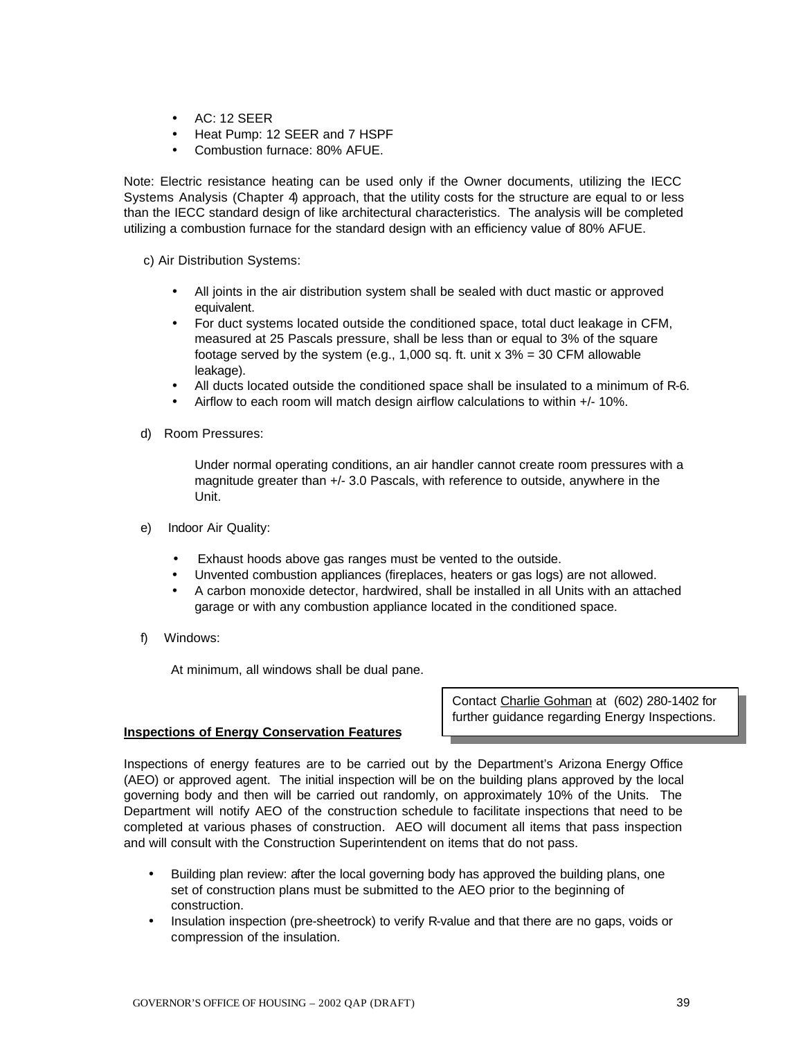- AC: 12 SEER
- Heat Pump: 12 SEER and 7 HSPF
- Combustion furnace: 80% AFUE.

Note: Electric resistance heating can be used only if the Owner documents, utilizing the IECC Systems Analysis (Chapter 4) approach, that the utility costs for the structure are equal to or less than the IECC standard design of like architectural characteristics. The analysis will be completed utilizing a combustion furnace for the standard design with an efficiency value of 80% AFUE.

c) Air Distribution Systems:

- All joints in the air distribution system shall be sealed with duct mastic or approved equivalent.
- For duct systems located outside the conditioned space, total duct leakage in CFM, measured at 25 Pascals pressure, shall be less than or equal to 3% of the square footage served by the system (e.g., 1,000 sq. ft. unit x 3% = 30 CFM allowable leakage).
- All ducts located outside the conditioned space shall be insulated to a minimum of R-6.
- Airflow to each room will match design airflow calculations to within +/- 10%.

d) Room Pressures:

Under normal operating conditions, an air handler cannot create room pressures with a magnitude greater than +/- 3.0 Pascals, with reference to outside, anywhere in the Unit.

e) Indoor Air Quality:

- Exhaust hoods above gas ranges must be vented to the outside.
- Unvented combustion appliances (fireplaces, heaters or gas logs) are not allowed.
- A carbon monoxide detector, hardwired, shall be installed in all Units with an attached garage or with any combustion appliance located in the conditioned space.

f) Windows:

At minimum, all windows shall be dual pane.

Contact Charlie Gohman at (602) 280-1402 for further guidance regarding Energy Inspections.

**Inspections of Energy Conservation Features**

Inspections of energy features are to be carried out by the Department's Arizona Energy Office (AEO) or approved agent. The initial inspection will be on the building plans approved by the local governing body and then will be carried out randomly, on approximately 10% of the Units. The Department will notify AEO of the construction schedule to facilitate inspections that need to be completed at various phases of construction. AEO will document all items that pass inspection and will consult with the Construction Superintendent on items that do not pass.

- Building plan review: after the local governing body has approved the building plans, one set of construction plans must be submitted to the AEO prior to the beginning of construction.
- Insulation inspection (pre-sheetrock) to verify R-value and that there are no gaps, voids or compression of the insulation.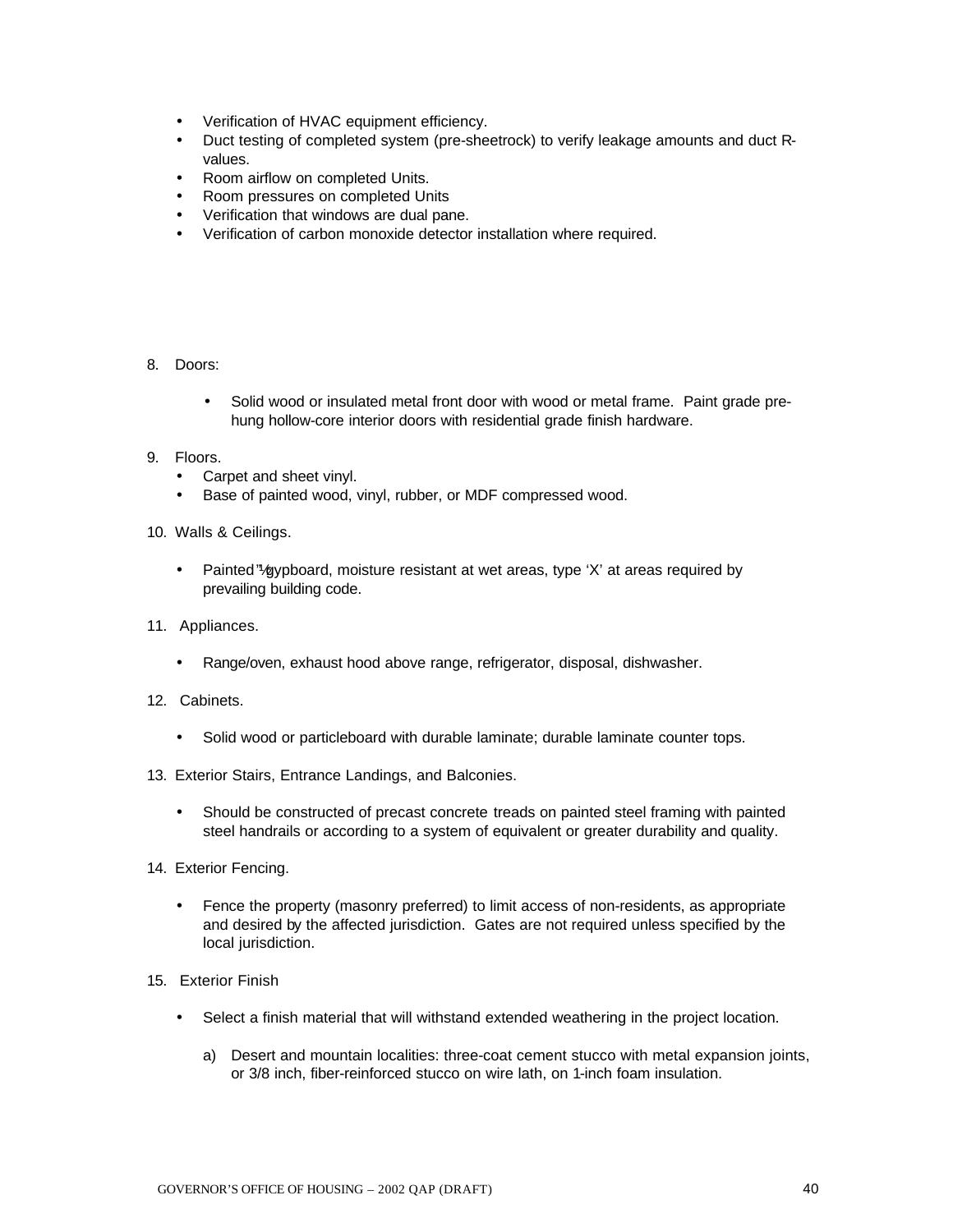- Verification of HVAC equipment efficiency.
- Duct testing of completed system (pre-sheetrock) to verify leakage amounts and duct R-values.
- Room airflow on completed Units.
- Room pressures on completed Units
- Verification that windows are dual pane.
- Verification of carbon monoxide detector installation where required.

8. Doors:

   - Solid wood or insulated metal front door with wood or metal frame. Paint grade pre-hung hollow-core interior doors with residential grade finish hardware.

9. Floors.
   - Carpet and sheet vinyl.
   - Base of painted wood, vinyl, rubber, or MDF compressed wood.

10. Walls & Ceilings.

    - Painted ½" gypboard, moisture resistant at wet areas, type 'X' at areas required by prevailing building code.

11. Appliances.

    - Range/oven, exhaust hood above range, refrigerator, disposal, dishwasher.

12. Cabinets.

    - Solid wood or particleboard with durable laminate; durable laminate counter tops.

13. Exterior Stairs, Entrance Landings, and Balconies.

    - Should be constructed of precast concrete treads on painted steel framing with painted steel handrails or according to a system of equivalent or greater durability and quality.

14. Exterior Fencing.

    - Fence the property (masonry preferred) to limit access of non-residents, as appropriate and desired by the affected jurisdiction. Gates are not required unless specified by the local jurisdiction.

15. Exterior Finish

    - Select a finish material that will withstand extended weathering in the project location.

      a) Desert and mountain localities: three-coat cement stucco with metal expansion joints, or 3/8 inch, fiber-reinforced stucco on wire lath, on 1-inch foam insulation.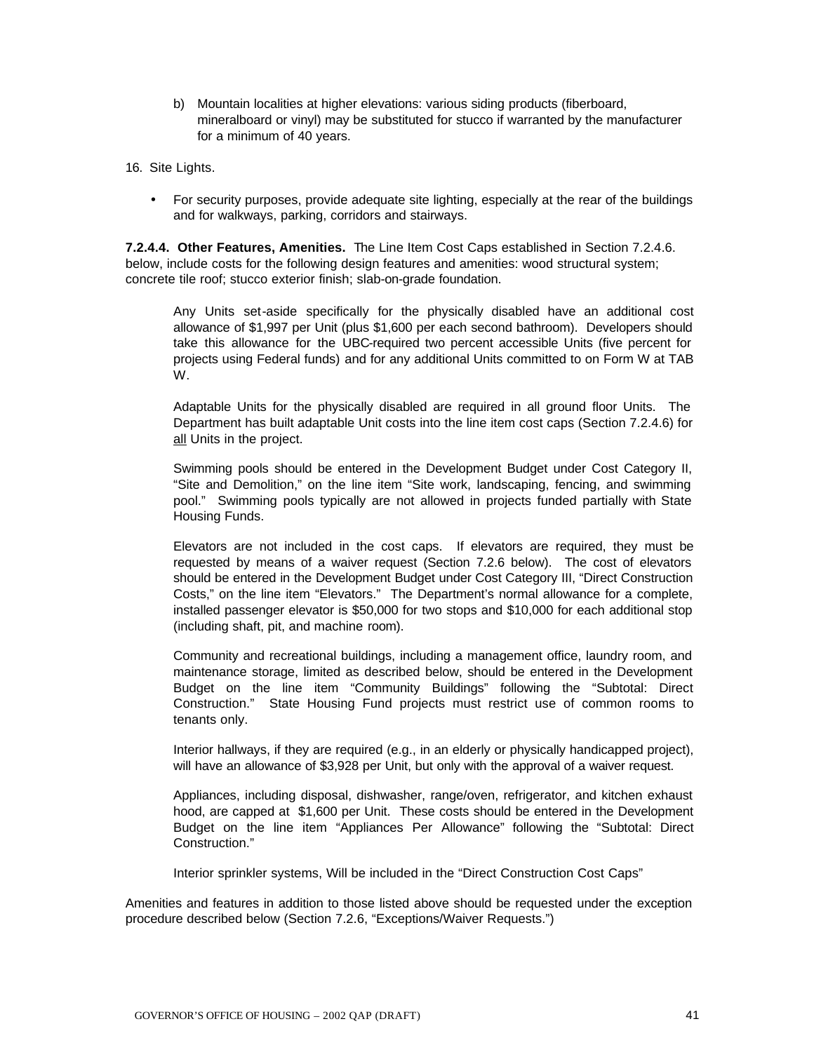b) Mountain localities at higher elevations: various siding products (fiberboard, mineralboard or vinyl) may be substituted for stucco if warranted by the manufacturer for a minimum of 40 years.

16. Site Lights.

- For security purposes, provide adequate site lighting, especially at the rear of the buildings and for walkways, parking, corridors and stairways.

**7.2.4.4. Other Features, Amenities.** The Line Item Cost Caps established in Section 7.2.4.6. below, include costs for the following design features and amenities: wood structural system; concrete tile roof; stucco exterior finish; slab-on-grade foundation.

Any Units set-aside specifically for the physically disabled have an additional cost allowance of $1,997 per Unit (plus $1,600 per each second bathroom). Developers should take this allowance for the UBC-required two percent accessible Units (five percent for projects using Federal funds) and for any additional Units committed to on Form W at TAB W.

Adaptable Units for the physically disabled are required in all ground floor Units. The Department has built adaptable Unit costs into the line item cost caps (Section 7.2.4.6) for all Units in the project.

Swimming pools should be entered in the Development Budget under Cost Category II, "Site and Demolition," on the line item "Site work, landscaping, fencing, and swimming pool." Swimming pools typically are not allowed in projects funded partially with State Housing Funds.

Elevators are not included in the cost caps. If elevators are required, they must be requested by means of a waiver request (Section 7.2.6 below). The cost of elevators should be entered in the Development Budget under Cost Category III, "Direct Construction Costs," on the line item "Elevators." The Department's normal allowance for a complete, installed passenger elevator is $50,000 for two stops and $10,000 for each additional stop (including shaft, pit, and machine room).

Community and recreational buildings, including a management office, laundry room, and maintenance storage, limited as described below, should be entered in the Development Budget on the line item "Community Buildings" following the "Subtotal: Direct Construction." State Housing Fund projects must restrict use of common rooms to tenants only.

Interior hallways, if they are required (e.g., in an elderly or physically handicapped project), will have an allowance of $3,928 per Unit, but only with the approval of a waiver request.

Appliances, including disposal, dishwasher, range/oven, refrigerator, and kitchen exhaust hood, are capped at $1,600 per Unit. These costs should be entered in the Development Budget on the line item "Appliances Per Allowance" following the "Subtotal: Direct Construction."

Interior sprinkler systems, Will be included in the "Direct Construction Cost Caps"

Amenities and features in addition to those listed above should be requested under the exception procedure described below (Section 7.2.6, "Exceptions/Waiver Requests.")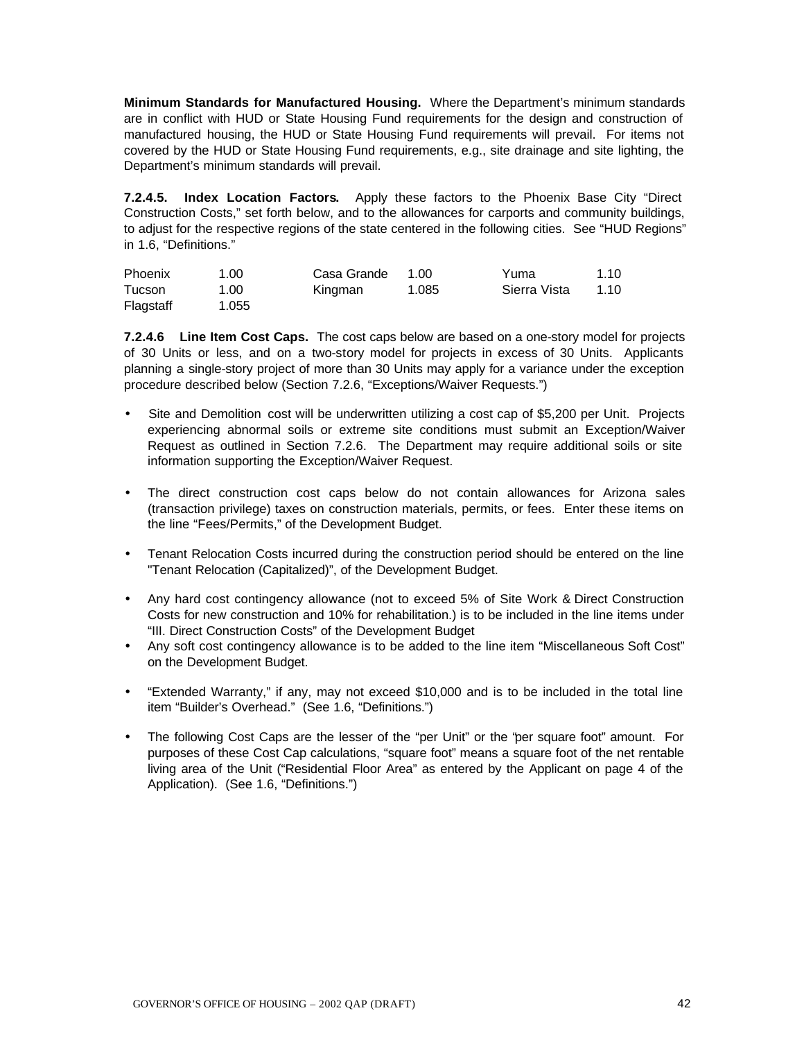**Minimum Standards for Manufactured Housing.** Where the Department's minimum standards are in conflict with HUD or State Housing Fund requirements for the design and construction of manufactured housing, the HUD or State Housing Fund requirements will prevail. For items not covered by the HUD or State Housing Fund requirements, e.g., site drainage and site lighting, the Department's minimum standards will prevail.

**7.2.4.5. Index Location Factors.** Apply these factors to the Phoenix Base City "Direct Construction Costs," set forth below, and to the allowances for carports and community buildings, to adjust for the respective regions of the state centered in the following cities. See "HUD Regions" in 1.6, "Definitions."

| | | | | | |
|---|---|---|---|---|---|
| Phoenix | 1.00 | Casa Grande | 1.00 | Yuma | 1.10 |
| Tucson | 1.00 | Kingman | 1.085 | Sierra Vista | 1.10 |
| Flagstaff | 1.055 | | | | |

**7.2.4.6 Line Item Cost Caps.** The cost caps below are based on a one-story model for projects of 30 Units or less, and on a two-story model for projects in excess of 30 Units. Applicants planning a single-story project of more than 30 Units may apply for a variance under the exception procedure described below (Section 7.2.6, "Exceptions/Waiver Requests.")

- Site and Demolition cost will be underwritten utilizing a cost cap of $5,200 per Unit. Projects experiencing abnormal soils or extreme site conditions must submit an Exception/Waiver Request as outlined in Section 7.2.6. The Department may require additional soils or site information supporting the Exception/Waiver Request.

- The direct construction cost caps below do not contain allowances for Arizona sales (transaction privilege) taxes on construction materials, permits, or fees. Enter these items on the line "Fees/Permits," of the Development Budget.

- Tenant Relocation Costs incurred during the construction period should be entered on the line "Tenant Relocation (Capitalized)", of the Development Budget.

- Any hard cost contingency allowance (not to exceed 5% of Site Work & Direct Construction Costs for new construction and 10% for rehabilitation.) is to be included in the line items under "III. Direct Construction Costs" of the Development Budget
- Any soft cost contingency allowance is to be added to the line item "Miscellaneous Soft Cost" on the Development Budget.

- "Extended Warranty," if any, may not exceed $10,000 and is to be included in the total line item "Builder's Overhead." (See 1.6, "Definitions.")

- The following Cost Caps are the lesser of the "per Unit" or the "per square foot" amount. For purposes of these Cost Cap calculations, "square foot" means a square foot of the net rentable living area of the Unit ("Residential Floor Area" as entered by the Applicant on page 4 of the Application). (See 1.6, "Definitions.")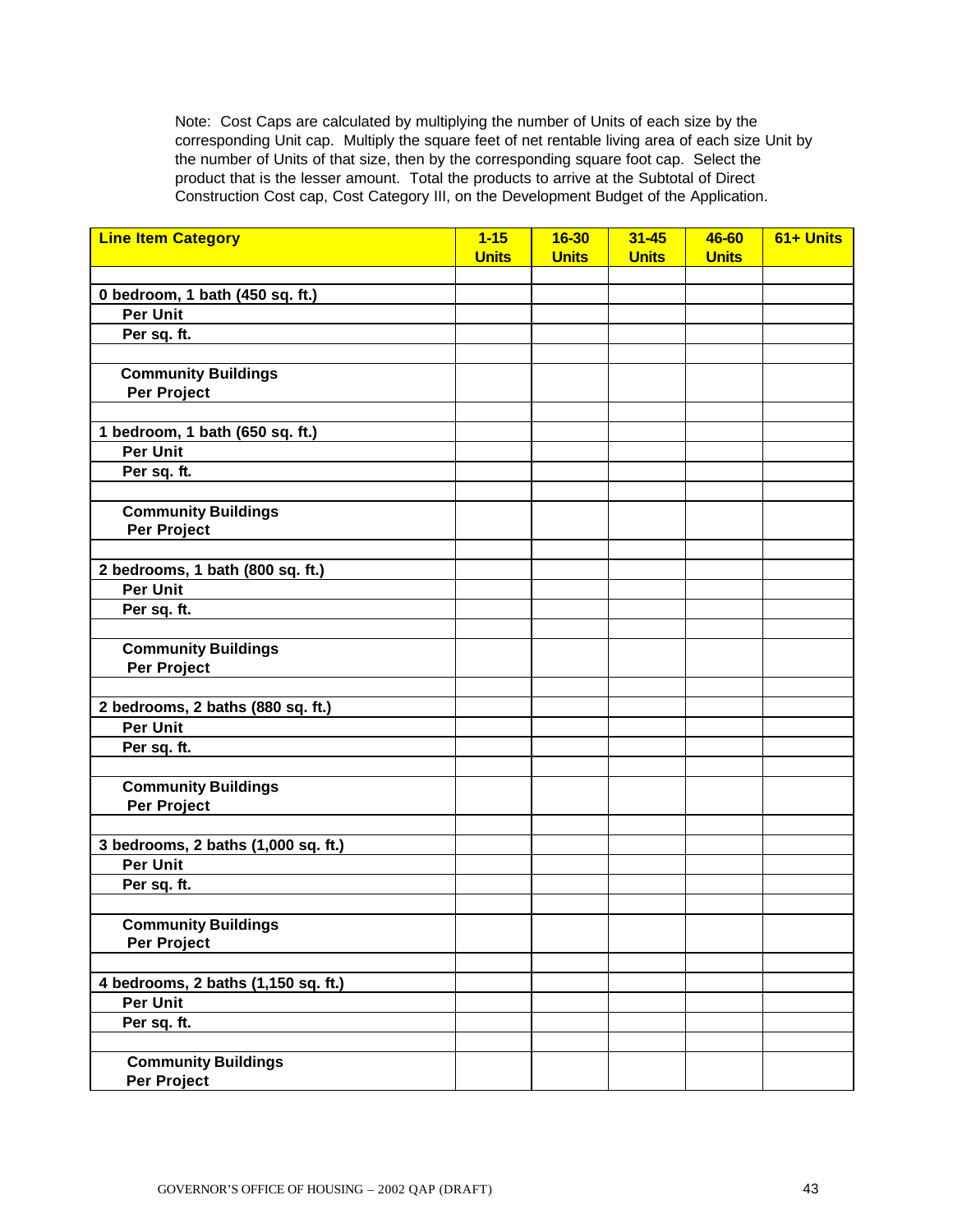Note: Cost Caps are calculated by multiplying the number of Units of each size by the corresponding Unit cap. Multiply the square feet of net rentable living area of each size Unit by the number of Units of that size, then by the corresponding square foot cap. Select the product that is the lesser amount. Total the products to arrive at the Subtotal of Direct Construction Cost cap, Cost Category III, on the Development Budget of the Application.

| **Line Item Category** | **1-15 Units** | **16-30 Units** | **31-45 Units** | **46-60 Units** | **61+ Units** |
|---|---|---|---|---|---|
| | | | | | |
| **0 bedroom, 1 bath (450 sq. ft.)** | | | | | |
| **Per Unit** | | | | | |
| **Per sq. ft.** | | | | | |
| | | | | | |
| **Community Buildings Per Project** | | | | | |
| | | | | | |
| **1 bedroom, 1 bath (650 sq. ft.)** | | | | | |
| **Per Unit** | | | | | |
| **Per sq. ft.** | | | | | |
| | | | | | |
| **Community Buildings Per Project** | | | | | |
| | | | | | |
| **2 bedrooms, 1 bath (800 sq. ft.)** | | | | | |
| **Per Unit** | | | | | |
| **Per sq. ft.** | | | | | |
| | | | | | |
| **Community Buildings Per Project** | | | | | |
| | | | | | |
| **2 bedrooms, 2 baths (880 sq. ft.)** | | | | | |
| **Per Unit** | | | | | |
| **Per sq. ft.** | | | | | |
| | | | | | |
| **Community Buildings Per Project** | | | | | |
| | | | | | |
| **3 bedrooms, 2 baths (1,000 sq. ft.)** | | | | | |
| **Per Unit** | | | | | |
| **Per sq. ft.** | | | | | |
| | | | | | |
| **Community Buildings Per Project** | | | | | |
| | | | | | |
| **4 bedrooms, 2 baths (1,150 sq. ft.)** | | | | | |
| **Per Unit** | | | | | |
| **Per sq. ft.** | | | | | |
| | | | | | |
| **Community Buildings Per Project** | | | | | |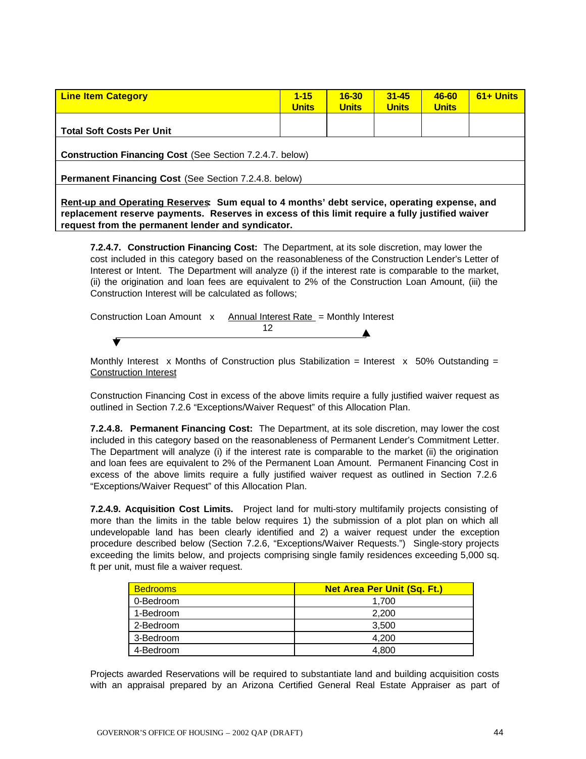| Line Item Category | 1-15 Units | 16-30 Units | 31-45 Units | 46-60 Units | 61+ Units |
|---|---|---|---|---|---|
| **Total Soft Costs Per Unit** | | | | | |
| **Construction Financing Cost** (See Section 7.2.4.7. below) | | | | | |
| **Permanent Financing Cost** (See Section 7.2.4.8. below) | | | | | |
| **<u>Rent-up and Operating Reserves</u>: Sum equal to 4 months' debt service, operating expense, and replacement reserve payments. Reserves in excess of this limit require a fully justified waiver request from the permanent lender and syndicator.** | | | | | |

**7.2.4.7. Construction Financing Cost:** The Department, at its sole discretion, may lower the cost included in this category based on the reasonableness of the Construction Lender's Letter of Interest or Intent. The Department will analyze (i) if the interest rate is comparable to the market, (ii) the origination and loan fees are equivalent to 2% of the Construction Loan Amount, (iii) the Construction Interest will be calculated as follows;

$$\text{Construction Loan Amount} \times \frac{\text{Annual Interest Rate}}{12} = \text{Monthly Interest}$$

Monthly Interest x Months of Construction plus Stabilization = Interest x 50% Outstanding = <u>Construction Interest</u>

Construction Financing Cost in excess of the above limits require a fully justified waiver request as outlined in Section 7.2.6 "Exceptions/Waiver Request" of this Allocation Plan.

**7.2.4.8. Permanent Financing Cost:** The Department, at its sole discretion, may lower the cost included in this category based on the reasonableness of Permanent Lender's Commitment Letter. The Department will analyze (i) if the interest rate is comparable to the market (ii) the origination and loan fees are equivalent to 2% of the Permanent Loan Amount. Permanent Financing Cost in excess of the above limits require a fully justified waiver request as outlined in Section 7.2.6 "Exceptions/Waiver Request" of this Allocation Plan.

**7.2.4.9. Acquisition Cost Limits.** Project land for multi-story multifamily projects consisting of more than the limits in the table below requires 1) the submission of a plot plan on which all undevelopable land has been clearly identified and 2) a waiver request under the exception procedure described below (Section 7.2.6, "Exceptions/Waiver Requests.") Single-story projects exceeding the limits below, and projects comprising single family residences exceeding 5,000 sq. ft per unit, must file a waiver request.

| Bedrooms | Net Area Per Unit (Sq. Ft.) |
|---|---|
| 0-Bedroom | 1,700 |
| 1-Bedroom | 2,200 |
| 2-Bedroom | 3,500 |
| 3-Bedroom | 4,200 |
| 4-Bedroom | 4,800 |

Projects awarded Reservations will be required to substantiate land and building acquisition costs with an appraisal prepared by an Arizona Certified General Real Estate Appraiser as part of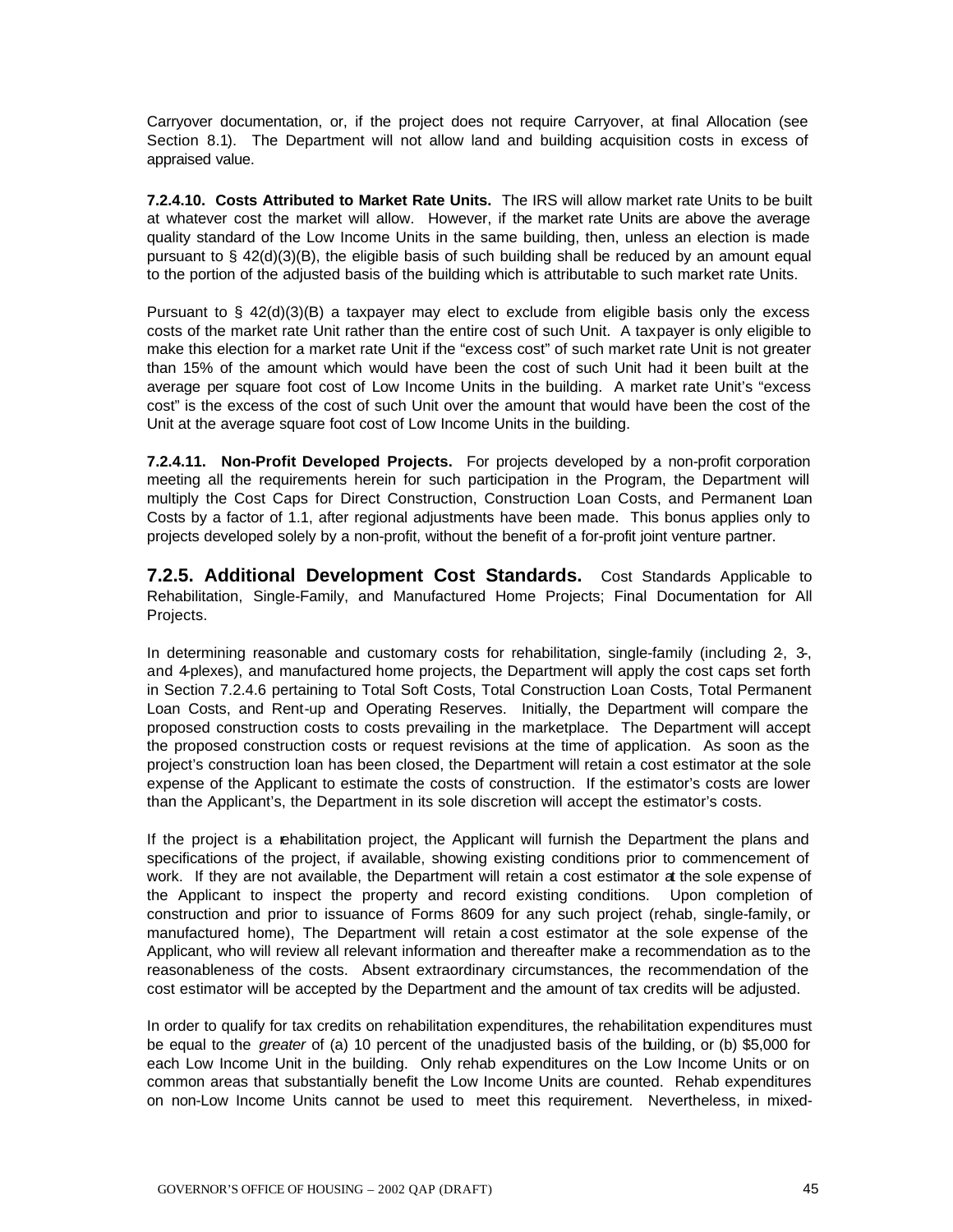Carryover documentation, or, if the project does not require Carryover, at final Allocation (see Section 8.1). The Department will not allow land and building acquisition costs in excess of appraised value.

**7.2.4.10. Costs Attributed to Market Rate Units.** The IRS will allow market rate Units to be built at whatever cost the market will allow. However, if the market rate Units are above the average quality standard of the Low Income Units in the same building, then, unless an election is made pursuant to § 42(d)(3)(B), the eligible basis of such building shall be reduced by an amount equal to the portion of the adjusted basis of the building which is attributable to such market rate Units.

Pursuant to § 42(d)(3)(B) a taxpayer may elect to exclude from eligible basis only the excess costs of the market rate Unit rather than the entire cost of such Unit. A taxpayer is only eligible to make this election for a market rate Unit if the "excess cost" of such market rate Unit is not greater than 15% of the amount which would have been the cost of such Unit had it been built at the average per square foot cost of Low Income Units in the building. A market rate Unit's "excess cost" is the excess of the cost of such Unit over the amount that would have been the cost of the Unit at the average square foot cost of Low Income Units in the building.

**7.2.4.11. Non-Profit Developed Projects.** For projects developed by a non-profit corporation meeting all the requirements herein for such participation in the Program, the Department will multiply the Cost Caps for Direct Construction, Construction Loan Costs, and Permanent Loan Costs by a factor of 1.1, after regional adjustments have been made. This bonus applies only to projects developed solely by a non-profit, without the benefit of a for-profit joint venture partner.

### 7.2.5. Additional Development Cost Standards.

Cost Standards Applicable to Rehabilitation, Single-Family, and Manufactured Home Projects; Final Documentation for All Projects.

In determining reasonable and customary costs for rehabilitation, single-family (including 2-, 3-, and 4-plexes), and manufactured home projects, the Department will apply the cost caps set forth in Section 7.2.4.6 pertaining to Total Soft Costs, Total Construction Loan Costs, Total Permanent Loan Costs, and Rent-up and Operating Reserves. Initially, the Department will compare the proposed construction costs to costs prevailing in the marketplace. The Department will accept the proposed construction costs or request revisions at the time of application. As soon as the project's construction loan has been closed, the Department will retain a cost estimator at the sole expense of the Applicant to estimate the costs of construction. If the estimator's costs are lower than the Applicant's, the Department in its sole discretion will accept the estimator's costs.

If the project is a rehabilitation project, the Applicant will furnish the Department the plans and specifications of the project, if available, showing existing conditions prior to commencement of work. If they are not available, the Department will retain a cost estimator at the sole expense of the Applicant to inspect the property and record existing conditions. Upon completion of construction and prior to issuance of Forms 8609 for any such project (rehab, single-family, or manufactured home), The Department will retain a cost estimator at the sole expense of the Applicant, who will review all relevant information and thereafter make a recommendation as to the reasonableness of the costs. Absent extraordinary circumstances, the recommendation of the cost estimator will be accepted by the Department and the amount of tax credits will be adjusted.

In order to qualify for tax credits on rehabilitation expenditures, the rehabilitation expenditures must be equal to the *greater* of (a) 10 percent of the unadjusted basis of the building, or (b) $5,000 for each Low Income Unit in the building. Only rehab expenditures on the Low Income Units or on common areas that substantially benefit the Low Income Units are counted. Rehab expenditures on non-Low Income Units cannot be used to meet this requirement. Nevertheless, in mixed-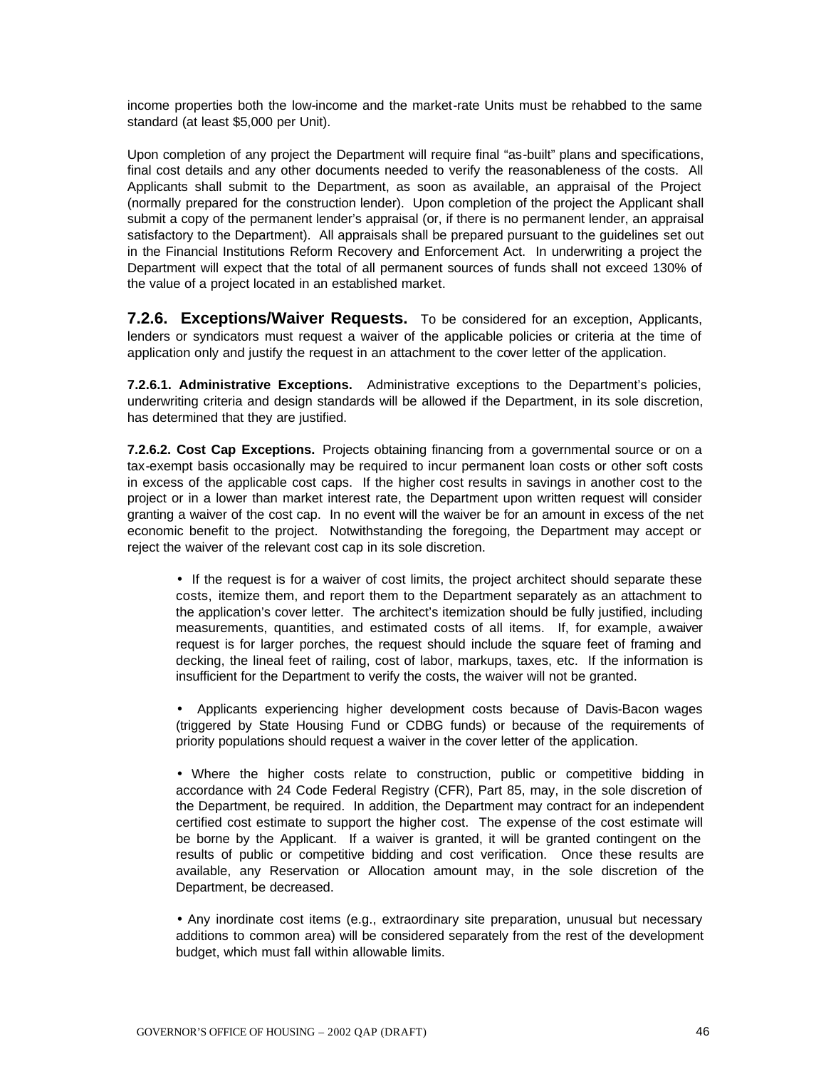income properties both the low-income and the market-rate Units must be rehabbed to the same standard (at least $5,000 per Unit).

Upon completion of any project the Department will require final "as-built" plans and specifications, final cost details and any other documents needed to verify the reasonableness of the costs. All Applicants shall submit to the Department, as soon as available, an appraisal of the Project (normally prepared for the construction lender). Upon completion of the project the Applicant shall submit a copy of the permanent lender's appraisal (or, if there is no permanent lender, an appraisal satisfactory to the Department). All appraisals shall be prepared pursuant to the guidelines set out in the Financial Institutions Reform Recovery and Enforcement Act. In underwriting a project the Department will expect that the total of all permanent sources of funds shall not exceed 130% of the value of a project located in an established market.

### 7.2.6. Exceptions/Waiver Requests.

To be considered for an exception, Applicants, lenders or syndicators must request a waiver of the applicable policies or criteria at the time of application only and justify the request in an attachment to the cover letter of the application.

**7.2.6.1. Administrative Exceptions.** Administrative exceptions to the Department's policies, underwriting criteria and design standards will be allowed if the Department, in its sole discretion, has determined that they are justified.

**7.2.6.2. Cost Cap Exceptions.** Projects obtaining financing from a governmental source or on a tax-exempt basis occasionally may be required to incur permanent loan costs or other soft costs in excess of the applicable cost caps. If the higher cost results in savings in another cost to the project or in a lower than market interest rate, the Department upon written request will consider granting a waiver of the cost cap. In no event will the waiver be for an amount in excess of the net economic benefit to the project. Notwithstanding the foregoing, the Department may accept or reject the waiver of the relevant cost cap in its sole discretion.

- If the request is for a waiver of cost limits, the project architect should separate these costs, itemize them, and report them to the Department separately as an attachment to the application's cover letter. The architect's itemization should be fully justified, including measurements, quantities, and estimated costs of all items. If, for example, a waiver request is for larger porches, the request should include the square feet of framing and decking, the lineal feet of railing, cost of labor, markups, taxes, etc. If the information is insufficient for the Department to verify the costs, the waiver will not be granted.

- Applicants experiencing higher development costs because of Davis-Bacon wages (triggered by State Housing Fund or CDBG funds) or because of the requirements of priority populations should request a waiver in the cover letter of the application.

- Where the higher costs relate to construction, public or competitive bidding in accordance with 24 Code Federal Registry (CFR), Part 85, may, in the sole discretion of the Department, be required. In addition, the Department may contract for an independent certified cost estimate to support the higher cost. The expense of the cost estimate will be borne by the Applicant. If a waiver is granted, it will be granted contingent on the results of public or competitive bidding and cost verification. Once these results are available, any Reservation or Allocation amount may, in the sole discretion of the Department, be decreased.

- Any inordinate cost items (e.g., extraordinary site preparation, unusual but necessary additions to common area) will be considered separately from the rest of the development budget, which must fall within allowable limits.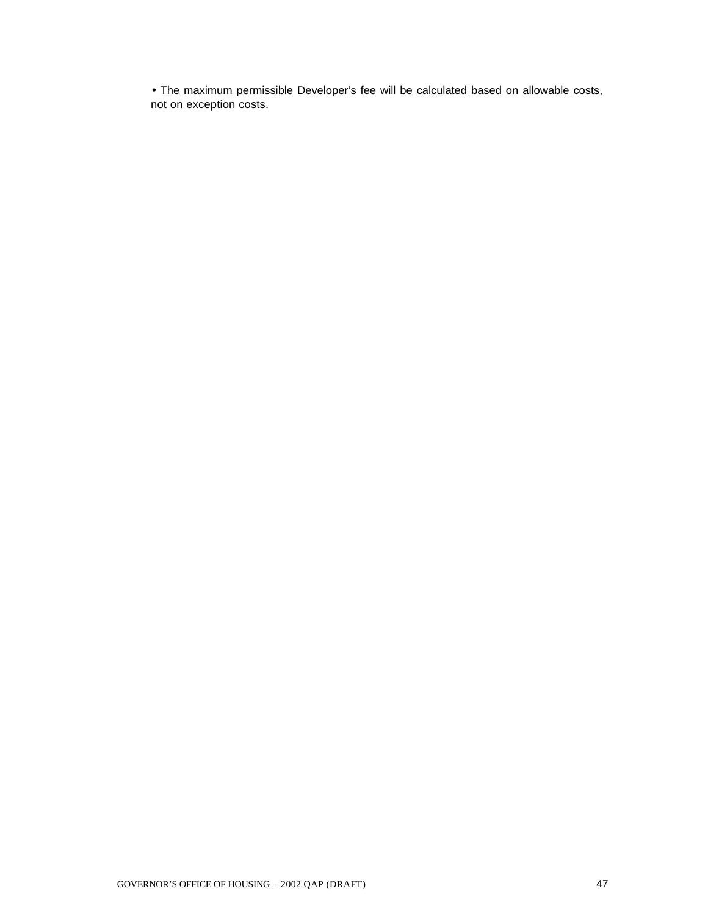- The maximum permissible Developer's fee will be calculated based on allowable costs, not on exception costs.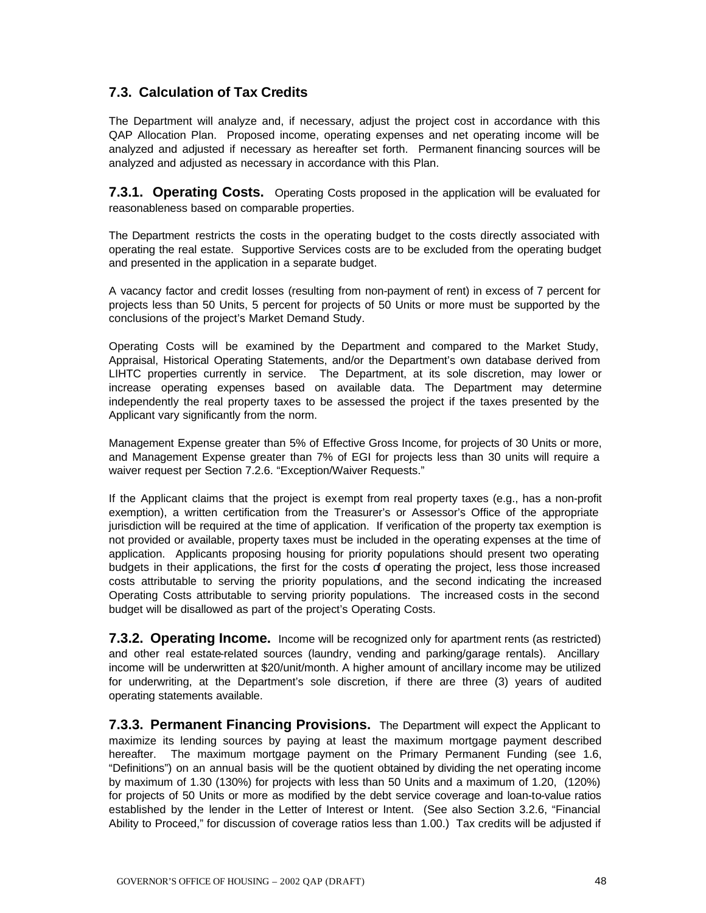## 7.3. Calculation of Tax Credits

The Department will analyze and, if necessary, adjust the project cost in accordance with this QAP Allocation Plan. Proposed income, operating expenses and net operating income will be analyzed and adjusted if necessary as hereafter set forth. Permanent financing sources will be analyzed and adjusted as necessary in accordance with this Plan.

**7.3.1. Operating Costs.** Operating Costs proposed in the application will be evaluated for reasonableness based on comparable properties.

The Department restricts the costs in the operating budget to the costs directly associated with operating the real estate. Supportive Services costs are to be excluded from the operating budget and presented in the application in a separate budget.

A vacancy factor and credit losses (resulting from non-payment of rent) in excess of 7 percent for projects less than 50 Units, 5 percent for projects of 50 Units or more must be supported by the conclusions of the project's Market Demand Study.

Operating Costs will be examined by the Department and compared to the Market Study, Appraisal, Historical Operating Statements, and/or the Department's own database derived from LIHTC properties currently in service. The Department, at its sole discretion, may lower or increase operating expenses based on available data. The Department may determine independently the real property taxes to be assessed the project if the taxes presented by the Applicant vary significantly from the norm.

Management Expense greater than 5% of Effective Gross Income, for projects of 30 Units or more, and Management Expense greater than 7% of EGI for projects less than 30 units will require a waiver request per Section 7.2.6. "Exception/Waiver Requests."

If the Applicant claims that the project is exempt from real property taxes (e.g., has a non-profit exemption), a written certification from the Treasurer's or Assessor's Office of the appropriate jurisdiction will be required at the time of application. If verification of the property tax exemption is not provided or available, property taxes must be included in the operating expenses at the time of application. Applicants proposing housing for priority populations should present two operating budgets in their applications, the first for the costs of operating the project, less those increased costs attributable to serving the priority populations, and the second indicating the increased Operating Costs attributable to serving priority populations. The increased costs in the second budget will be disallowed as part of the project's Operating Costs.

**7.3.2. Operating Income.** Income will be recognized only for apartment rents (as restricted) and other real estate-related sources (laundry, vending and parking/garage rentals). Ancillary income will be underwritten at $20/unit/month. A higher amount of ancillary income may be utilized for underwriting, at the Department's sole discretion, if there are three (3) years of audited operating statements available.

**7.3.3. Permanent Financing Provisions.** The Department will expect the Applicant to maximize its lending sources by paying at least the maximum mortgage payment described hereafter. The maximum mortgage payment on the Primary Permanent Funding (see 1.6, "Definitions") on an annual basis will be the quotient obtained by dividing the net operating income by maximum of 1.30 (130%) for projects with less than 50 Units and a maximum of 1.20, (120%) for projects of 50 Units or more as modified by the debt service coverage and loan-to-value ratios established by the lender in the Letter of Interest or Intent. (See also Section 3.2.6, "Financial Ability to Proceed," for discussion of coverage ratios less than 1.00.) Tax credits will be adjusted if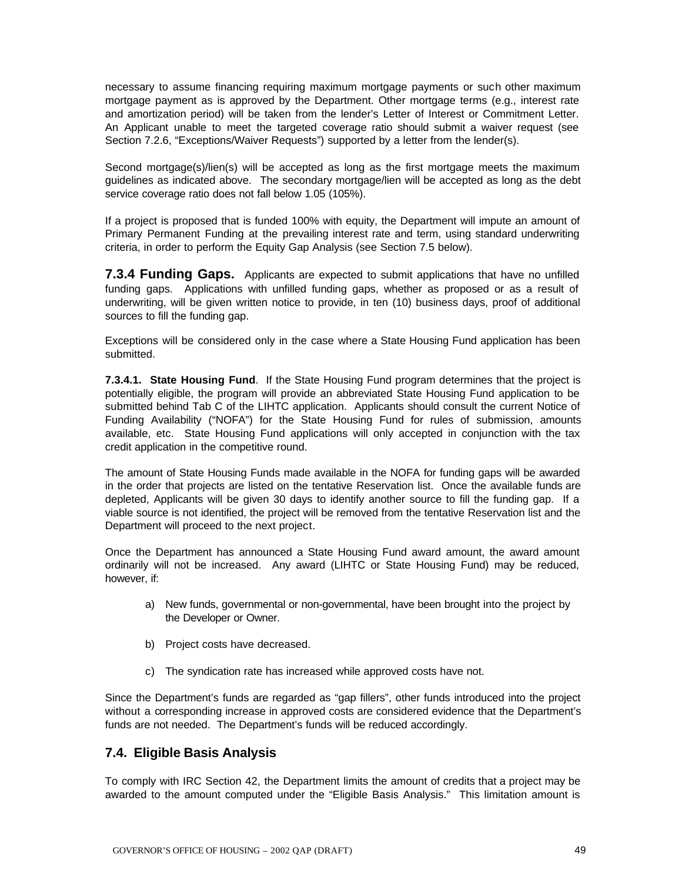necessary to assume financing requiring maximum mortgage payments or such other maximum mortgage payment as is approved by the Department. Other mortgage terms (e.g., interest rate and amortization period) will be taken from the lender's Letter of Interest or Commitment Letter. An Applicant unable to meet the targeted coverage ratio should submit a waiver request (see Section 7.2.6, "Exceptions/Waiver Requests") supported by a letter from the lender(s).

Second mortgage(s)/lien(s) will be accepted as long as the first mortgage meets the maximum guidelines as indicated above. The secondary mortgage/lien will be accepted as long as the debt service coverage ratio does not fall below 1.05 (105%).

If a project is proposed that is funded 100% with equity, the Department will impute an amount of Primary Permanent Funding at the prevailing interest rate and term, using standard underwriting criteria, in order to perform the Equity Gap Analysis (see Section 7.5 below).

**7.3.4 Funding Gaps.** Applicants are expected to submit applications that have no unfilled funding gaps. Applications with unfilled funding gaps, whether as proposed or as a result of underwriting, will be given written notice to provide, in ten (10) business days, proof of additional sources to fill the funding gap.

Exceptions will be considered only in the case where a State Housing Fund application has been submitted.

**7.3.4.1. State Housing Fund**. If the State Housing Fund program determines that the project is potentially eligible, the program will provide an abbreviated State Housing Fund application to be submitted behind Tab C of the LIHTC application. Applicants should consult the current Notice of Funding Availability ("NOFA") for the State Housing Fund for rules of submission, amounts available, etc. State Housing Fund applications will only accepted in conjunction with the tax credit application in the competitive round.

The amount of State Housing Funds made available in the NOFA for funding gaps will be awarded in the order that projects are listed on the tentative Reservation list. Once the available funds are depleted, Applicants will be given 30 days to identify another source to fill the funding gap. If a viable source is not identified, the project will be removed from the tentative Reservation list and the Department will proceed to the next project.

Once the Department has announced a State Housing Fund award amount, the award amount ordinarily will not be increased. Any award (LIHTC or State Housing Fund) may be reduced, however, if:

a) New funds, governmental or non-governmental, have been brought into the project by the Developer or Owner.

b) Project costs have decreased.

c) The syndication rate has increased while approved costs have not.

Since the Department's funds are regarded as "gap fillers", other funds introduced into the project without a corresponding increase in approved costs are considered evidence that the Department's funds are not needed. The Department's funds will be reduced accordingly.

## 7.4. Eligible Basis Analysis

To comply with IRC Section 42, the Department limits the amount of credits that a project may be awarded to the amount computed under the "Eligible Basis Analysis." This limitation amount is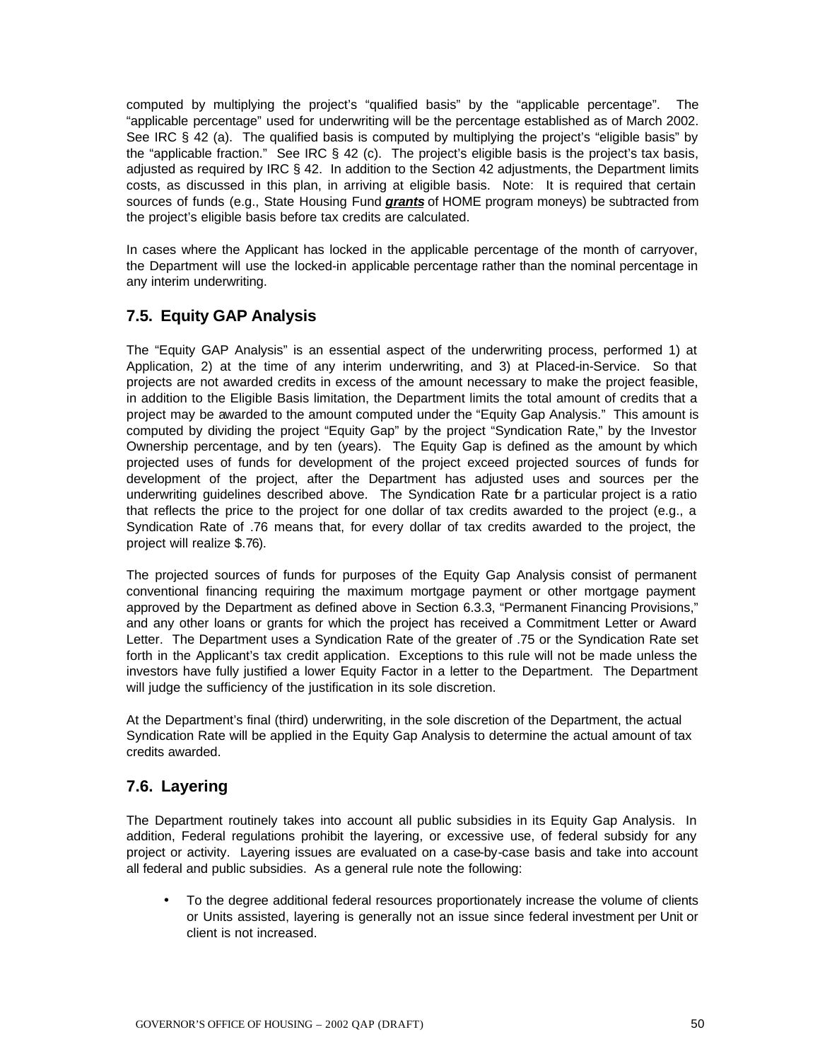computed by multiplying the project's "qualified basis" by the "applicable percentage". The "applicable percentage" used for underwriting will be the percentage established as of March 2002. See IRC § 42 (a). The qualified basis is computed by multiplying the project's "eligible basis" by the "applicable fraction." See IRC § 42 (c). The project's eligible basis is the project's tax basis, adjusted as required by IRC § 42. In addition to the Section 42 adjustments, the Department limits costs, as discussed in this plan, in arriving at eligible basis. Note: It is required that certain sources of funds (e.g., State Housing Fund ***grants*** of HOME program moneys) be subtracted from the project's eligible basis before tax credits are calculated.

In cases where the Applicant has locked in the applicable percentage of the month of carryover, the Department will use the locked-in applicable percentage rather than the nominal percentage in any interim underwriting.

## 7.5. Equity GAP Analysis

The "Equity GAP Analysis" is an essential aspect of the underwriting process, performed 1) at Application, 2) at the time of any interim underwriting, and 3) at Placed-in-Service. So that projects are not awarded credits in excess of the amount necessary to make the project feasible, in addition to the Eligible Basis limitation, the Department limits the total amount of credits that a project may be awarded to the amount computed under the "Equity Gap Analysis." This amount is computed by dividing the project "Equity Gap" by the project "Syndication Rate," by the Investor Ownership percentage, and by ten (years). The Equity Gap is defined as the amount by which projected uses of funds for development of the project exceed projected sources of funds for development of the project, after the Department has adjusted uses and sources per the underwriting guidelines described above. The Syndication Rate for a particular project is a ratio that reflects the price to the project for one dollar of tax credits awarded to the project (e.g., a Syndication Rate of .76 means that, for every dollar of tax credits awarded to the project, the project will realize $.76).

The projected sources of funds for purposes of the Equity Gap Analysis consist of permanent conventional financing requiring the maximum mortgage payment or other mortgage payment approved by the Department as defined above in Section 6.3.3, "Permanent Financing Provisions," and any other loans or grants for which the project has received a Commitment Letter or Award Letter. The Department uses a Syndication Rate of the greater of .75 or the Syndication Rate set forth in the Applicant's tax credit application. Exceptions to this rule will not be made unless the investors have fully justified a lower Equity Factor in a letter to the Department. The Department will judge the sufficiency of the justification in its sole discretion.

At the Department's final (third) underwriting, in the sole discretion of the Department, the actual Syndication Rate will be applied in the Equity Gap Analysis to determine the actual amount of tax credits awarded.

## 7.6. Layering

The Department routinely takes into account all public subsidies in its Equity Gap Analysis. In addition, Federal regulations prohibit the layering, or excessive use, of federal subsidy for any project or activity. Layering issues are evaluated on a case-by-case basis and take into account all federal and public subsidies. As a general rule note the following:

- To the degree additional federal resources proportionately increase the volume of clients or Units assisted, layering is generally not an issue since federal investment per Unit or client is not increased.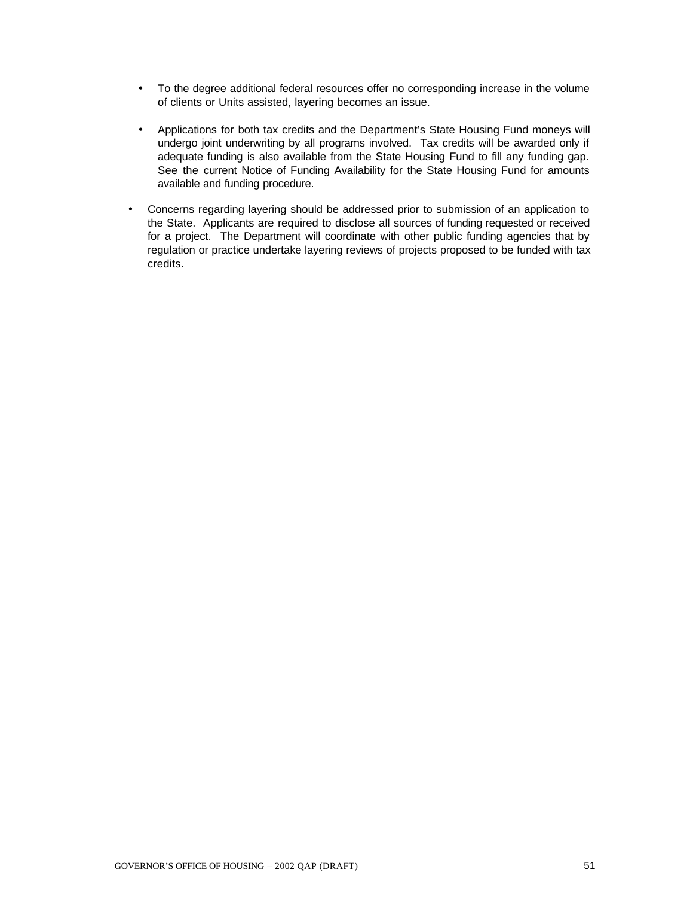- To the degree additional federal resources offer no corresponding increase in the volume of clients or Units assisted, layering becomes an issue.

  - Applications for both tax credits and the Department's State Housing Fund moneys will undergo joint underwriting by all programs involved. Tax credits will be awarded only if adequate funding is also available from the State Housing Fund to fill any funding gap. See the current Notice of Funding Availability for the State Housing Fund for amounts available and funding procedure.

- Concerns regarding layering should be addressed prior to submission of an application to the State. Applicants are required to disclose all sources of funding requested or received for a project. The Department will coordinate with other public funding agencies that by regulation or practice undertake layering reviews of projects proposed to be funded with tax credits.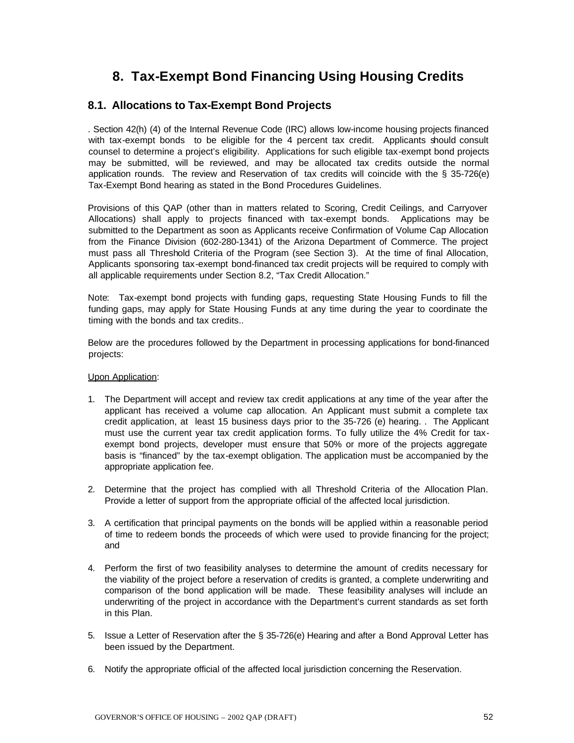# 8. Tax-Exempt Bond Financing Using Housing Credits

## 8.1. Allocations to Tax-Exempt Bond Projects

. Section 42(h) (4) of the Internal Revenue Code (IRC) allows low-income housing projects financed with tax-exempt bonds to be eligible for the 4 percent tax credit. Applicants should consult counsel to determine a project's eligibility. Applications for such eligible tax-exempt bond projects may be submitted, will be reviewed, and may be allocated tax credits outside the normal application rounds. The review and Reservation of tax credits will coincide with the § 35-726(e) Tax-Exempt Bond hearing as stated in the Bond Procedures Guidelines.

Provisions of this QAP (other than in matters related to Scoring, Credit Ceilings, and Carryover Allocations) shall apply to projects financed with tax-exempt bonds. Applications may be submitted to the Department as soon as Applicants receive Confirmation of Volume Cap Allocation from the Finance Division (602-280-1341) of the Arizona Department of Commerce. The project must pass all Threshold Criteria of the Program (see Section 3). At the time of final Allocation, Applicants sponsoring tax-exempt bond-financed tax credit projects will be required to comply with all applicable requirements under Section 8.2, "Tax Credit Allocation."

Note: Tax-exempt bond projects with funding gaps, requesting State Housing Funds to fill the funding gaps, may apply for State Housing Funds at any time during the year to coordinate the timing with the bonds and tax credits..

Below are the procedures followed by the Department in processing applications for bond-financed projects:

Upon Application:

1. The Department will accept and review tax credit applications at any time of the year after the applicant has received a volume cap allocation. An Applicant must submit a complete tax credit application, at least 15 business days prior to the 35-726 (e) hearing. . The Applicant must use the current year tax credit application forms. To fully utilize the 4% Credit for tax-exempt bond projects, developer must ensure that 50% or more of the projects aggregate basis is "financed" by the tax-exempt obligation. The application must be accompanied by the appropriate application fee.

2. Determine that the project has complied with all Threshold Criteria of the Allocation Plan. Provide a letter of support from the appropriate official of the affected local jurisdiction.

3. A certification that principal payments on the bonds will be applied within a reasonable period of time to redeem bonds the proceeds of which were used to provide financing for the project; and

4. Perform the first of two feasibility analyses to determine the amount of credits necessary for the viability of the project before a reservation of credits is granted, a complete underwriting and comparison of the bond application will be made. These feasibility analyses will include an underwriting of the project in accordance with the Department's current standards as set forth in this Plan.

5. Issue a Letter of Reservation after the § 35-726(e) Hearing and after a Bond Approval Letter has been issued by the Department.

6. Notify the appropriate official of the affected local jurisdiction concerning the Reservation.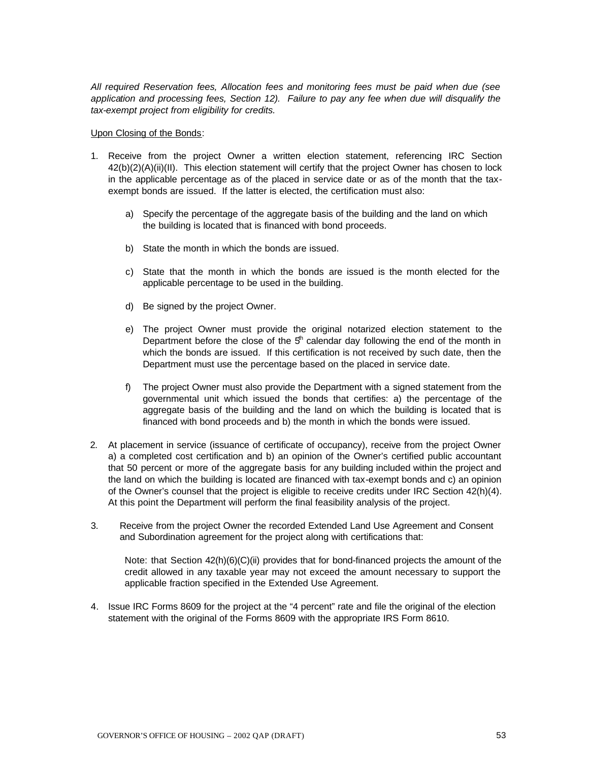*All required Reservation fees, Allocation fees and monitoring fees must be paid when due (see application and processing fees, Section 12). Failure to pay any fee when due will disqualify the tax-exempt project from eligibility for credits.*

Upon Closing of the Bonds:

1. Receive from the project Owner a written election statement, referencing IRC Section 42(b)(2)(A)(ii)(II). This election statement will certify that the project Owner has chosen to lock in the applicable percentage as of the placed in service date or as of the month that the tax-exempt bonds are issued. If the latter is elected, the certification must also:

   a) Specify the percentage of the aggregate basis of the building and the land on which the building is located that is financed with bond proceeds.

   b) State the month in which the bonds are issued.

   c) State that the month in which the bonds are issued is the month elected for the applicable percentage to be used in the building.

   d) Be signed by the project Owner.

   e) The project Owner must provide the original notarized election statement to the Department before the close of the 5th calendar day following the end of the month in which the bonds are issued. If this certification is not received by such date, then the Department must use the percentage based on the placed in service date.

   f) The project Owner must also provide the Department with a signed statement from the governmental unit which issued the bonds that certifies: a) the percentage of the aggregate basis of the building and the land on which the building is located that is financed with bond proceeds and b) the month in which the bonds were issued.

2. At placement in service (issuance of certificate of occupancy), receive from the project Owner a) a completed cost certification and b) an opinion of the Owner's certified public accountant that 50 percent or more of the aggregate basis for any building included within the project and the land on which the building is located are financed with tax-exempt bonds and c) an opinion of the Owner's counsel that the project is eligible to receive credits under IRC Section 42(h)(4). At this point the Department will perform the final feasibility analysis of the project.

3. Receive from the project Owner the recorded Extended Land Use Agreement and Consent and Subordination agreement for the project along with certifications that:

   Note: that Section 42(h)(6)(C)(ii) provides that for bond-financed projects the amount of the credit allowed in any taxable year may not exceed the amount necessary to support the applicable fraction specified in the Extended Use Agreement.

4. Issue IRC Forms 8609 for the project at the "4 percent" rate and file the original of the election statement with the original of the Forms 8609 with the appropriate IRS Form 8610.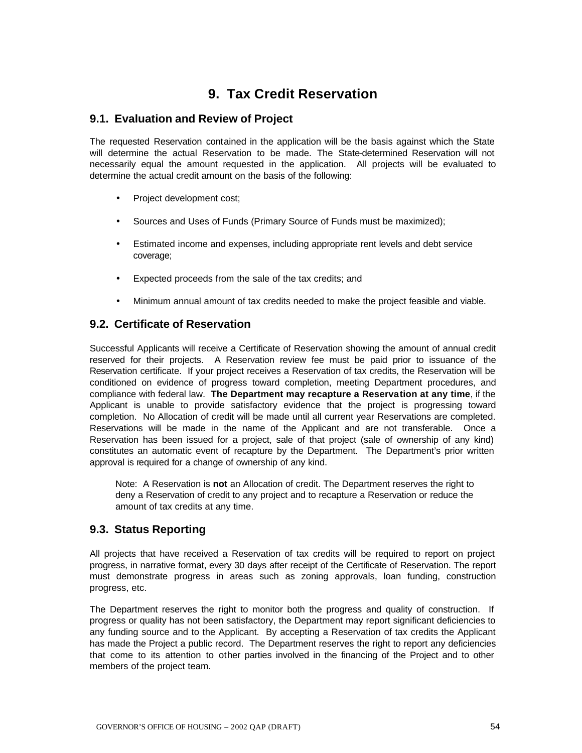# 9. Tax Credit Reservation

## 9.1. Evaluation and Review of Project

The requested Reservation contained in the application will be the basis against which the State will determine the actual Reservation to be made. The State-determined Reservation will not necessarily equal the amount requested in the application. All projects will be evaluated to determine the actual credit amount on the basis of the following:

- Project development cost;
- Sources and Uses of Funds (Primary Source of Funds must be maximized);
- Estimated income and expenses, including appropriate rent levels and debt service coverage;
- Expected proceeds from the sale of the tax credits; and
- Minimum annual amount of tax credits needed to make the project feasible and viable.

## 9.2. Certificate of Reservation

Successful Applicants will receive a Certificate of Reservation showing the amount of annual credit reserved for their projects. A Reservation review fee must be paid prior to issuance of the Reservation certificate. If your project receives a Reservation of tax credits, the Reservation will be conditioned on evidence of progress toward completion, meeting Department procedures, and compliance with federal law. **The Department may recapture a Reservation at any time**, if the Applicant is unable to provide satisfactory evidence that the project is progressing toward completion. No Allocation of credit will be made until all current year Reservations are completed. Reservations will be made in the name of the Applicant and are not transferable. Once a Reservation has been issued for a project, sale of that project (sale of ownership of any kind) constitutes an automatic event of recapture by the Department. The Department's prior written approval is required for a change of ownership of any kind.

> Note: A Reservation is **not** an Allocation of credit. The Department reserves the right to deny a Reservation of credit to any project and to recapture a Reservation or reduce the amount of tax credits at any time.

## 9.3. Status Reporting

All projects that have received a Reservation of tax credits will be required to report on project progress, in narrative format, every 30 days after receipt of the Certificate of Reservation. The report must demonstrate progress in areas such as zoning approvals, loan funding, construction progress, etc.

The Department reserves the right to monitor both the progress and quality of construction. If progress or quality has not been satisfactory, the Department may report significant deficiencies to any funding source and to the Applicant. By accepting a Reservation of tax credits the Applicant has made the Project a public record. The Department reserves the right to report any deficiencies that come to its attention to other parties involved in the financing of the Project and to other members of the project team.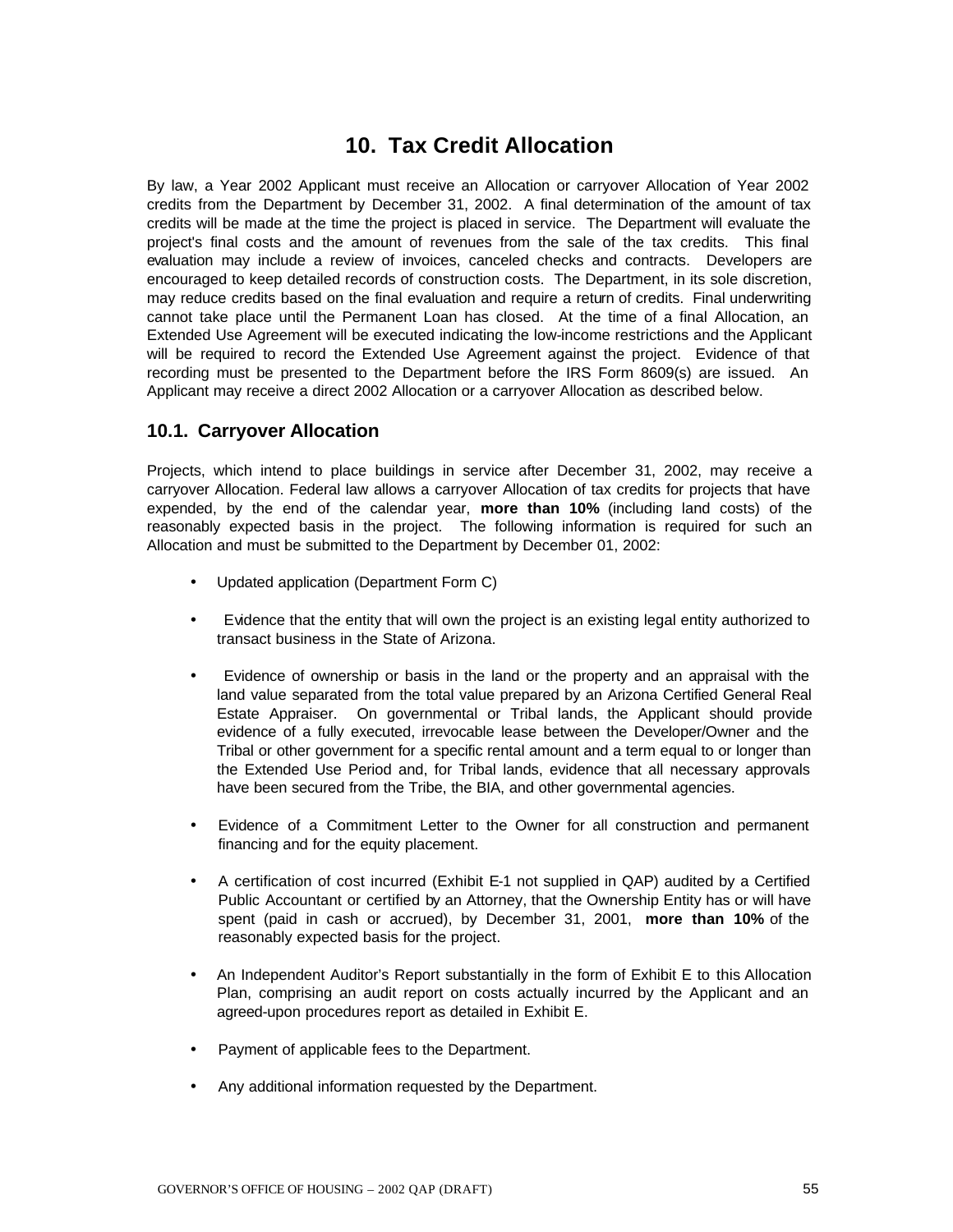# 10. Tax Credit Allocation

By law, a Year 2002 Applicant must receive an Allocation or carryover Allocation of Year 2002 credits from the Department by December 31, 2002. A final determination of the amount of tax credits will be made at the time the project is placed in service. The Department will evaluate the project's final costs and the amount of revenues from the sale of the tax credits. This final evaluation may include a review of invoices, canceled checks and contracts. Developers are encouraged to keep detailed records of construction costs. The Department, in its sole discretion, may reduce credits based on the final evaluation and require a return of credits. Final underwriting cannot take place until the Permanent Loan has closed. At the time of a final Allocation, an Extended Use Agreement will be executed indicating the low-income restrictions and the Applicant will be required to record the Extended Use Agreement against the project. Evidence of that recording must be presented to the Department before the IRS Form 8609(s) are issued. An Applicant may receive a direct 2002 Allocation or a carryover Allocation as described below.

## 10.1. Carryover Allocation

Projects, which intend to place buildings in service after December 31, 2002, may receive a carryover Allocation. Federal law allows a carryover Allocation of tax credits for projects that have expended, by the end of the calendar year, **more than 10%** (including land costs) of the reasonably expected basis in the project. The following information is required for such an Allocation and must be submitted to the Department by December 01, 2002:

- Updated application (Department Form C)
- Evidence that the entity that will own the project is an existing legal entity authorized to transact business in the State of Arizona.
- Evidence of ownership or basis in the land or the property and an appraisal with the land value separated from the total value prepared by an Arizona Certified General Real Estate Appraiser. On governmental or Tribal lands, the Applicant should provide evidence of a fully executed, irrevocable lease between the Developer/Owner and the Tribal or other government for a specific rental amount and a term equal to or longer than the Extended Use Period and, for Tribal lands, evidence that all necessary approvals have been secured from the Tribe, the BIA, and other governmental agencies.
- Evidence of a Commitment Letter to the Owner for all construction and permanent financing and for the equity placement.
- A certification of cost incurred (Exhibit E-1 not supplied in QAP) audited by a Certified Public Accountant or certified by an Attorney, that the Ownership Entity has or will have spent (paid in cash or accrued), by December 31, 2001, **more than 10%** of the reasonably expected basis for the project.
- An Independent Auditor's Report substantially in the form of Exhibit E to this Allocation Plan, comprising an audit report on costs actually incurred by the Applicant and an agreed-upon procedures report as detailed in Exhibit E.
- Payment of applicable fees to the Department.
- Any additional information requested by the Department.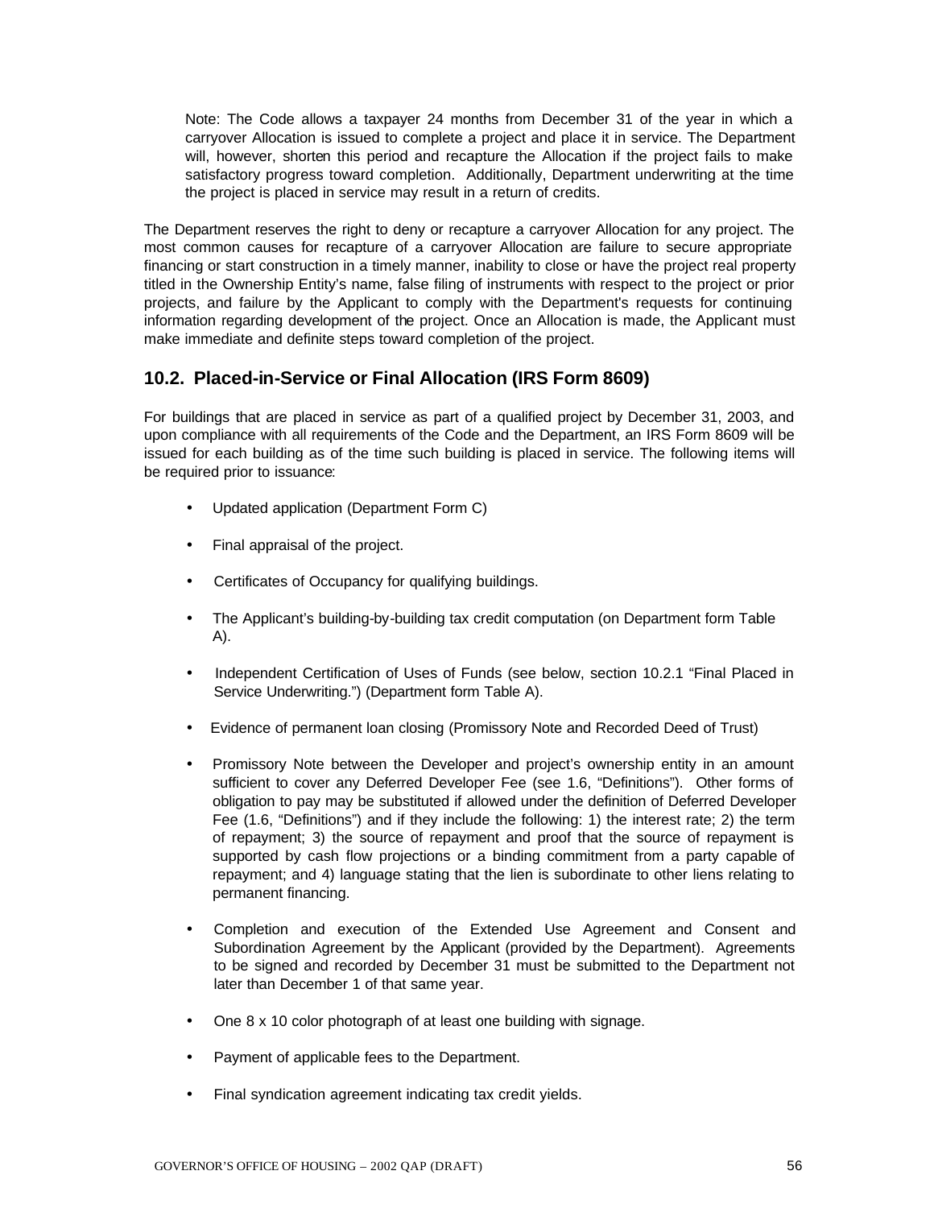Note: The Code allows a taxpayer 24 months from December 31 of the year in which a carryover Allocation is issued to complete a project and place it in service. The Department will, however, shorten this period and recapture the Allocation if the project fails to make satisfactory progress toward completion. Additionally, Department underwriting at the time the project is placed in service may result in a return of credits.

The Department reserves the right to deny or recapture a carryover Allocation for any project. The most common causes for recapture of a carryover Allocation are failure to secure appropriate financing or start construction in a timely manner, inability to close or have the project real property titled in the Ownership Entity's name, false filing of instruments with respect to the project or prior projects, and failure by the Applicant to comply with the Department's requests for continuing information regarding development of the project. Once an Allocation is made, the Applicant must make immediate and definite steps toward completion of the project.

## 10.2. Placed-in-Service or Final Allocation (IRS Form 8609)

For buildings that are placed in service as part of a qualified project by December 31, 2003, and upon compliance with all requirements of the Code and the Department, an IRS Form 8609 will be issued for each building as of the time such building is placed in service. The following items will be required prior to issuance:

- Updated application (Department Form C)
- Final appraisal of the project.
- Certificates of Occupancy for qualifying buildings.
- The Applicant's building-by-building tax credit computation (on Department form Table A).
- Independent Certification of Uses of Funds (see below, section 10.2.1 "Final Placed in Service Underwriting.") (Department form Table A).
- Evidence of permanent loan closing (Promissory Note and Recorded Deed of Trust)
- Promissory Note between the Developer and project's ownership entity in an amount sufficient to cover any Deferred Developer Fee (see 1.6, "Definitions"). Other forms of obligation to pay may be substituted if allowed under the definition of Deferred Developer Fee (1.6, "Definitions") and if they include the following: 1) the interest rate; 2) the term of repayment; 3) the source of repayment and proof that the source of repayment is supported by cash flow projections or a binding commitment from a party capable of repayment; and 4) language stating that the lien is subordinate to other liens relating to permanent financing.
- Completion and execution of the Extended Use Agreement and Consent and Subordination Agreement by the Applicant (provided by the Department). Agreements to be signed and recorded by December 31 must be submitted to the Department not later than December 1 of that same year.
- One 8 x 10 color photograph of at least one building with signage.
- Payment of applicable fees to the Department.
- Final syndication agreement indicating tax credit yields.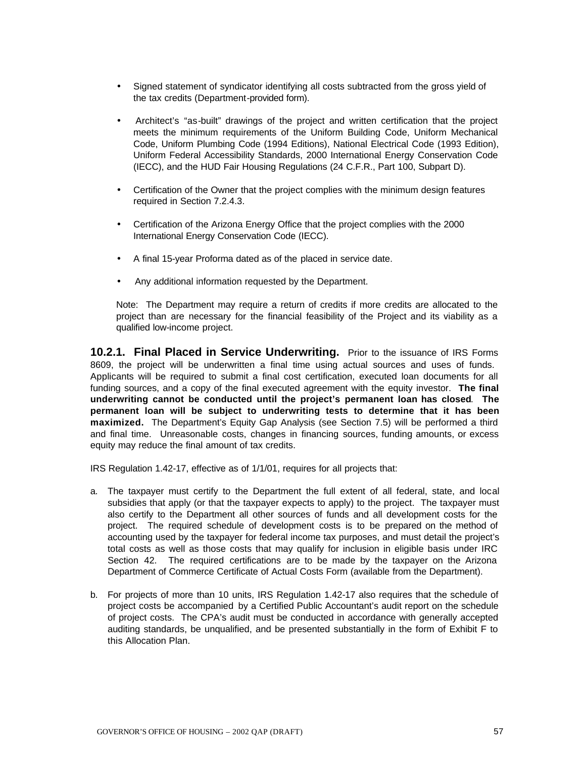- Signed statement of syndicator identifying all costs subtracted from the gross yield of the tax credits (Department-provided form).

- Architect's "as-built" drawings of the project and written certification that the project meets the minimum requirements of the Uniform Building Code, Uniform Mechanical Code, Uniform Plumbing Code (1994 Editions), National Electrical Code (1993 Edition), Uniform Federal Accessibility Standards, 2000 International Energy Conservation Code (IECC), and the HUD Fair Housing Regulations (24 C.F.R., Part 100, Subpart D).

- Certification of the Owner that the project complies with the minimum design features required in Section 7.2.4.3.

- Certification of the Arizona Energy Office that the project complies with the 2000 International Energy Conservation Code (IECC).

- A final 15-year Proforma dated as of the placed in service date.

- Any additional information requested by the Department.

Note: The Department may require a return of credits if more credits are allocated to the project than are necessary for the financial feasibility of the Project and its viability as a qualified low-income project.

**10.2.1. Final Placed in Service Underwriting.** Prior to the issuance of IRS Forms 8609, the project will be underwritten a final time using actual sources and uses of funds. Applicants will be required to submit a final cost certification, executed loan documents for all funding sources, and a copy of the final executed agreement with the equity investor. **The final underwriting cannot be conducted until the project's permanent loan has closed. The permanent loan will be subject to underwriting tests to determine that it has been maximized.** The Department's Equity Gap Analysis (see Section 7.5) will be performed a third and final time. Unreasonable costs, changes in financing sources, funding amounts, or excess equity may reduce the final amount of tax credits.

IRS Regulation 1.42-17, effective as of 1/1/01, requires for all projects that:

a. The taxpayer must certify to the Department the full extent of all federal, state, and local subsidies that apply (or that the taxpayer expects to apply) to the project. The taxpayer must also certify to the Department all other sources of funds and all development costs for the project. The required schedule of development costs is to be prepared on the method of accounting used by the taxpayer for federal income tax purposes, and must detail the project's total costs as well as those costs that may qualify for inclusion in eligible basis under IRC Section 42. The required certifications are to be made by the taxpayer on the Arizona Department of Commerce Certificate of Actual Costs Form (available from the Department).

b. For projects of more than 10 units, IRS Regulation 1.42-17 also requires that the schedule of project costs be accompanied by a Certified Public Accountant's audit report on the schedule of project costs. The CPA's audit must be conducted in accordance with generally accepted auditing standards, be unqualified, and be presented substantially in the form of Exhibit F to this Allocation Plan.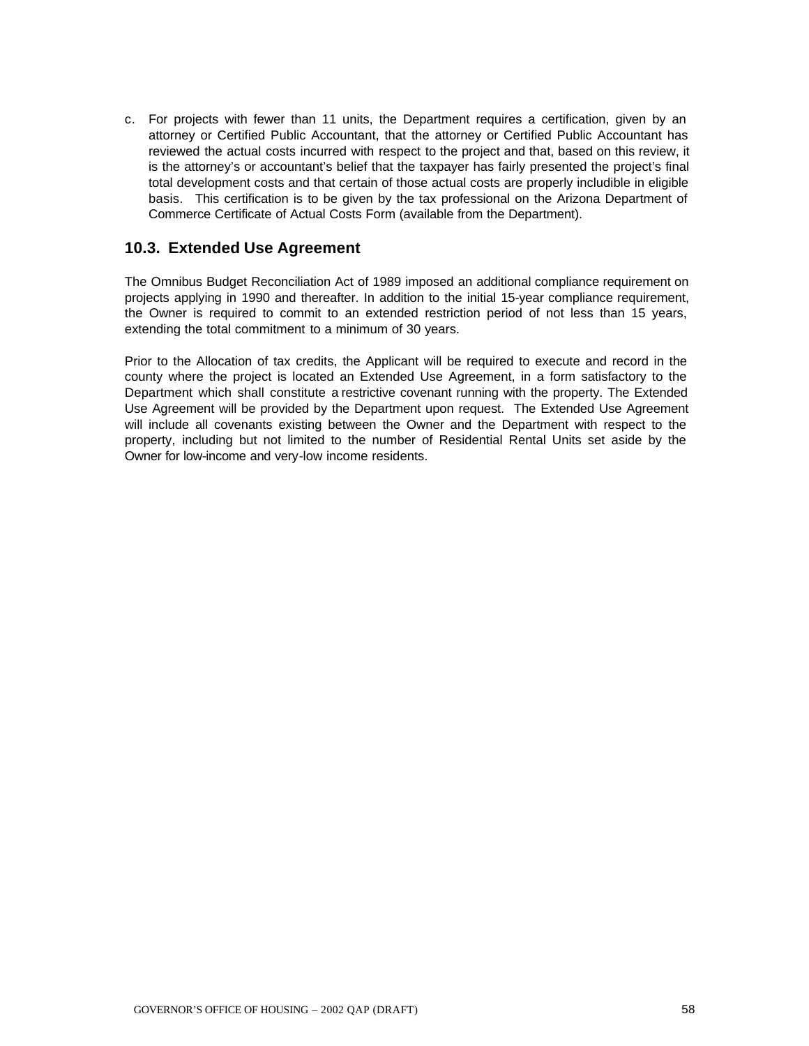c. For projects with fewer than 11 units, the Department requires a certification, given by an attorney or Certified Public Accountant, that the attorney or Certified Public Accountant has reviewed the actual costs incurred with respect to the project and that, based on this review, it is the attorney's or accountant's belief that the taxpayer has fairly presented the project's final total development costs and that certain of those actual costs are properly includible in eligible basis. This certification is to be given by the tax professional on the Arizona Department of Commerce Certificate of Actual Costs Form (available from the Department).

## 10.3. Extended Use Agreement

The Omnibus Budget Reconciliation Act of 1989 imposed an additional compliance requirement on projects applying in 1990 and thereafter. In addition to the initial 15-year compliance requirement, the Owner is required to commit to an extended restriction period of not less than 15 years, extending the total commitment to a minimum of 30 years.

Prior to the Allocation of tax credits, the Applicant will be required to execute and record in the county where the project is located an Extended Use Agreement, in a form satisfactory to the Department which shall constitute a restrictive covenant running with the property. The Extended Use Agreement will be provided by the Department upon request. The Extended Use Agreement will include all covenants existing between the Owner and the Department with respect to the property, including but not limited to the number of Residential Rental Units set aside by the Owner for low-income and very-low income residents.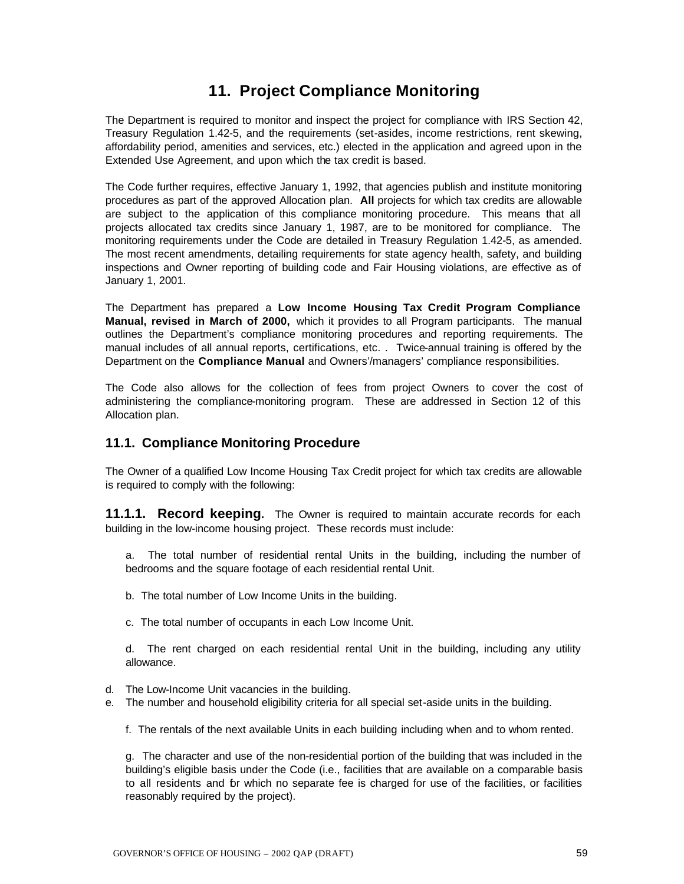# 11. Project Compliance Monitoring

The Department is required to monitor and inspect the project for compliance with IRS Section 42, Treasury Regulation 1.42-5, and the requirements (set-asides, income restrictions, rent skewing, affordability period, amenities and services, etc.) elected in the application and agreed upon in the Extended Use Agreement, and upon which the tax credit is based.

The Code further requires, effective January 1, 1992, that agencies publish and institute monitoring procedures as part of the approved Allocation plan. **All** projects for which tax credits are allowable are subject to the application of this compliance monitoring procedure. This means that all projects allocated tax credits since January 1, 1987, are to be monitored for compliance. The monitoring requirements under the Code are detailed in Treasury Regulation 1.42-5, as amended. The most recent amendments, detailing requirements for state agency health, safety, and building inspections and Owner reporting of building code and Fair Housing violations, are effective as of January 1, 2001.

The Department has prepared a **Low Income Housing Tax Credit Program Compliance Manual, revised in March of 2000,** which it provides to all Program participants. The manual outlines the Department's compliance monitoring procedures and reporting requirements. The manual includes of all annual reports, certifications, etc. . Twice-annual training is offered by the Department on the **Compliance Manual** and Owners'/managers' compliance responsibilities.

The Code also allows for the collection of fees from project Owners to cover the cost of administering the compliance-monitoring program. These are addressed in Section 12 of this Allocation plan.

## 11.1. Compliance Monitoring Procedure

The Owner of a qualified Low Income Housing Tax Credit project for which tax credits are allowable is required to comply with the following:

**11.1.1. Record keeping.** The Owner is required to maintain accurate records for each building in the low-income housing project. These records must include:

a. The total number of residential rental Units in the building, including the number of bedrooms and the square footage of each residential rental Unit.

b. The total number of Low Income Units in the building.

c. The total number of occupants in each Low Income Unit.

d. The rent charged on each residential rental Unit in the building, including any utility allowance.

d. The Low-Income Unit vacancies in the building.

e. The number and household eligibility criteria for all special set-aside units in the building.

f. The rentals of the next available Units in each building including when and to whom rented.

g. The character and use of the non-residential portion of the building that was included in the building's eligible basis under the Code (i.e., facilities that are available on a comparable basis to all residents and for which no separate fee is charged for use of the facilities, or facilities reasonably required by the project).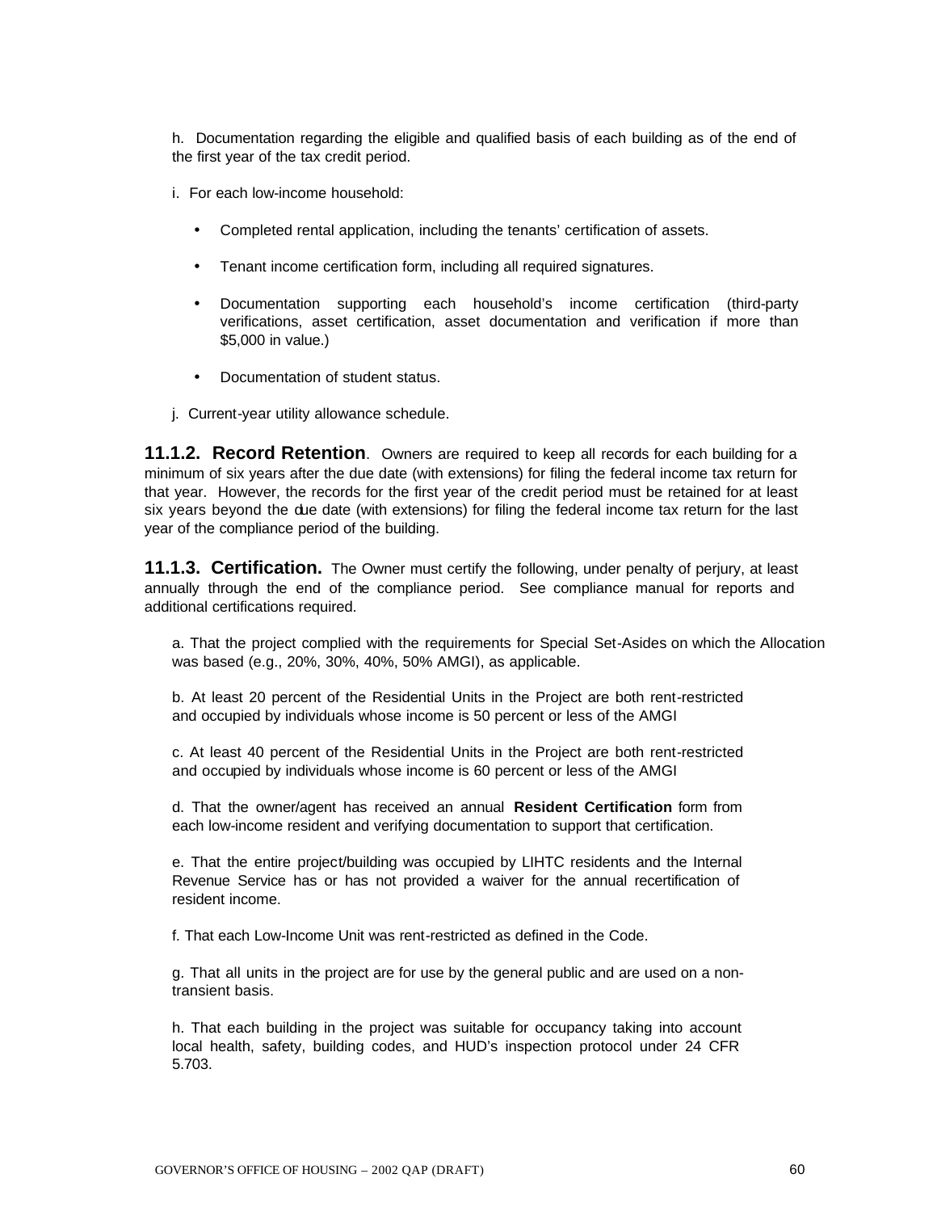h. Documentation regarding the eligible and qualified basis of each building as of the end of the first year of the tax credit period.

i. For each low-income household:

- Completed rental application, including the tenants' certification of assets.
- Tenant income certification form, including all required signatures.
- Documentation supporting each household's income certification (third-party verifications, asset certification, asset documentation and verification if more than $5,000 in value.)
- Documentation of student status.

j. Current-year utility allowance schedule.

**11.1.2. Record Retention**. Owners are required to keep all records for each building for a minimum of six years after the due date (with extensions) for filing the federal income tax return for that year. However, the records for the first year of the credit period must be retained for at least six years beyond the due date (with extensions) for filing the federal income tax return for the last year of the compliance period of the building.

**11.1.3. Certification.** The Owner must certify the following, under penalty of perjury, at least annually through the end of the compliance period. See compliance manual for reports and additional certifications required.

a. That the project complied with the requirements for Special Set-Asides on which the Allocation was based (e.g., 20%, 30%, 40%, 50% AMGI), as applicable.

b. At least 20 percent of the Residential Units in the Project are both rent-restricted and occupied by individuals whose income is 50 percent or less of the AMGI

c. At least 40 percent of the Residential Units in the Project are both rent-restricted and occupied by individuals whose income is 60 percent or less of the AMGI

d. That the owner/agent has received an annual **Resident Certification** form from each low-income resident and verifying documentation to support that certification.

e. That the entire project/building was occupied by LIHTC residents and the Internal Revenue Service has or has not provided a waiver for the annual recertification of resident income.

f. That each Low-Income Unit was rent-restricted as defined in the Code.

g. That all units in the project are for use by the general public and are used on a non-transient basis.

h. That each building in the project was suitable for occupancy taking into account local health, safety, building codes, and HUD's inspection protocol under 24 CFR 5.703.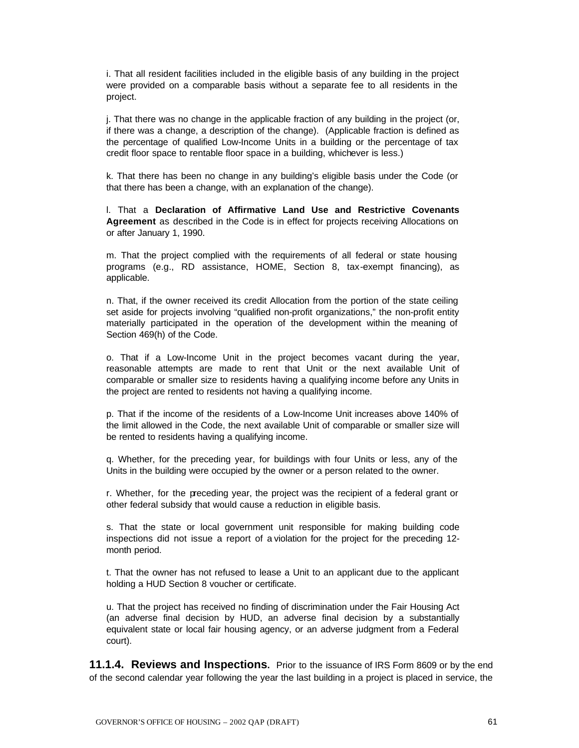i. That all resident facilities included in the eligible basis of any building in the project were provided on a comparable basis without a separate fee to all residents in the project.

j. That there was no change in the applicable fraction of any building in the project (or, if there was a change, a description of the change). (Applicable fraction is defined as the percentage of qualified Low-Income Units in a building or the percentage of tax credit floor space to rentable floor space in a building, whichever is less.)

k. That there has been no change in any building's eligible basis under the Code (or that there has been a change, with an explanation of the change).

l. That a **Declaration of Affirmative Land Use and Restrictive Covenants Agreement** as described in the Code is in effect for projects receiving Allocations on or after January 1, 1990.

m. That the project complied with the requirements of all federal or state housing programs (e.g., RD assistance, HOME, Section 8, tax-exempt financing), as applicable.

n. That, if the owner received its credit Allocation from the portion of the state ceiling set aside for projects involving "qualified non-profit organizations," the non-profit entity materially participated in the operation of the development within the meaning of Section 469(h) of the Code.

o. That if a Low-Income Unit in the project becomes vacant during the year, reasonable attempts are made to rent that Unit or the next available Unit of comparable or smaller size to residents having a qualifying income before any Units in the project are rented to residents not having a qualifying income.

p. That if the income of the residents of a Low-Income Unit increases above 140% of the limit allowed in the Code, the next available Unit of comparable or smaller size will be rented to residents having a qualifying income.

q. Whether, for the preceding year, for buildings with four Units or less, any of the Units in the building were occupied by the owner or a person related to the owner.

r. Whether, for the preceding year, the project was the recipient of a federal grant or other federal subsidy that would cause a reduction in eligible basis.

s. That the state or local government unit responsible for making building code inspections did not issue a report of a violation for the project for the preceding 12-month period.

t. That the owner has not refused to lease a Unit to an applicant due to the applicant holding a HUD Section 8 voucher or certificate.

u. That the project has received no finding of discrimination under the Fair Housing Act (an adverse final decision by HUD, an adverse final decision by a substantially equivalent state or local fair housing agency, or an adverse judgment from a Federal court).

**11.1.4. Reviews and Inspections.** Prior to the issuance of IRS Form 8609 or by the end of the second calendar year following the year the last building in a project is placed in service, the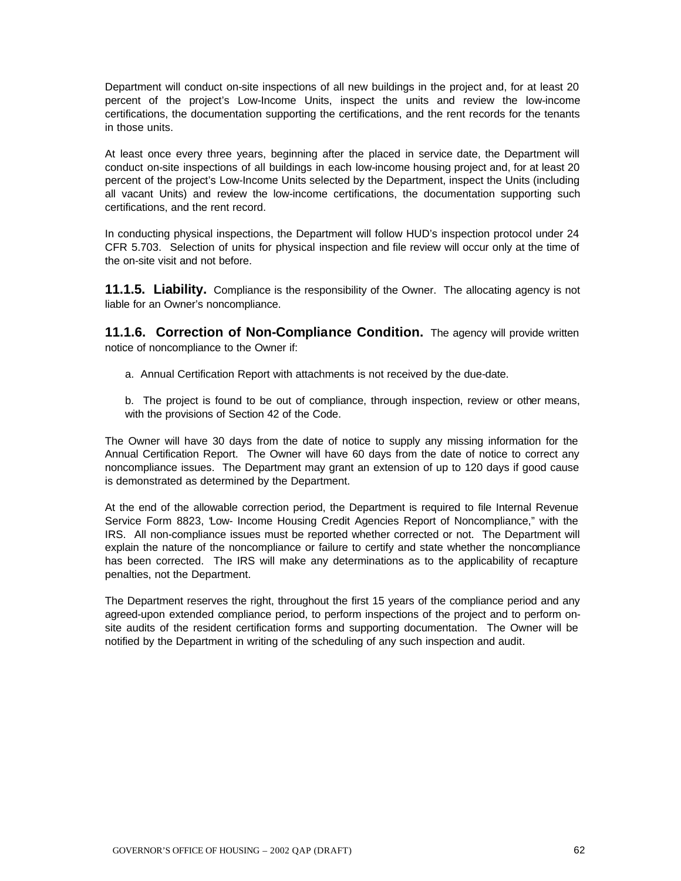Department will conduct on-site inspections of all new buildings in the project and, for at least 20 percent of the project's Low-Income Units, inspect the units and review the low-income certifications, the documentation supporting the certifications, and the rent records for the tenants in those units.

At least once every three years, beginning after the placed in service date, the Department will conduct on-site inspections of all buildings in each low-income housing project and, for at least 20 percent of the project's Low-Income Units selected by the Department, inspect the Units (including all vacant Units) and review the low-income certifications, the documentation supporting such certifications, and the rent record.

In conducting physical inspections, the Department will follow HUD's inspection protocol under 24 CFR 5.703. Selection of units for physical inspection and file review will occur only at the time of the on-site visit and not before.

**11.1.5. Liability.** Compliance is the responsibility of the Owner. The allocating agency is not liable for an Owner's noncompliance.

**11.1.6. Correction of Non-Compliance Condition.** The agency will provide written notice of noncompliance to the Owner if:

a. Annual Certification Report with attachments is not received by the due-date.

b. The project is found to be out of compliance, through inspection, review or other means, with the provisions of Section 42 of the Code.

The Owner will have 30 days from the date of notice to supply any missing information for the Annual Certification Report. The Owner will have 60 days from the date of notice to correct any noncompliance issues. The Department may grant an extension of up to 120 days if good cause is demonstrated as determined by the Department.

At the end of the allowable correction period, the Department is required to file Internal Revenue Service Form 8823, "Low- Income Housing Credit Agencies Report of Noncompliance," with the IRS. All non-compliance issues must be reported whether corrected or not. The Department will explain the nature of the noncompliance or failure to certify and state whether the noncompliance has been corrected. The IRS will make any determinations as to the applicability of recapture penalties, not the Department.

The Department reserves the right, throughout the first 15 years of the compliance period and any agreed-upon extended compliance period, to perform inspections of the project and to perform on-site audits of the resident certification forms and supporting documentation. The Owner will be notified by the Department in writing of the scheduling of any such inspection and audit.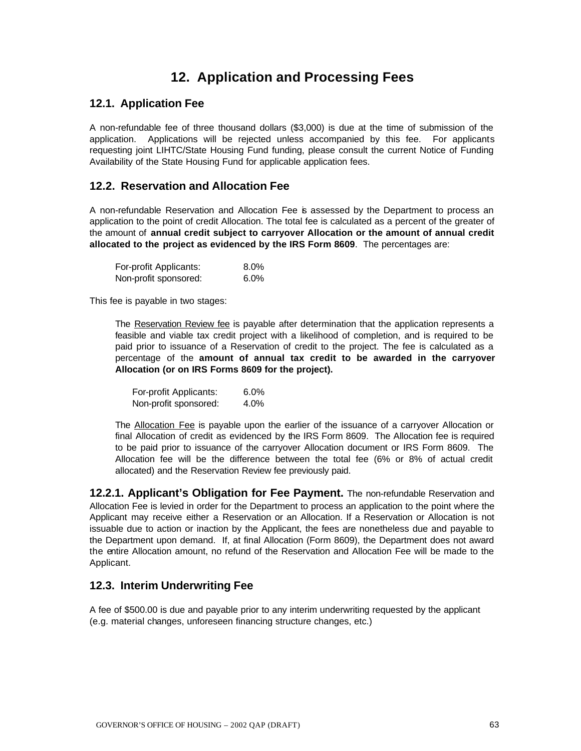# 12. Application and Processing Fees

## 12.1. Application Fee

A non-refundable fee of three thousand dollars ($3,000) is due at the time of submission of the application. Applications will be rejected unless accompanied by this fee. For applicants requesting joint LIHTC/State Housing Fund funding, please consult the current Notice of Funding Availability of the State Housing Fund for applicable application fees.

## 12.2. Reservation and Allocation Fee

A non-refundable Reservation and Allocation Fee is assessed by the Department to process an application to the point of credit Allocation. The total fee is calculated as a percent of the greater of the amount of **annual credit subject to carryover Allocation or the amount of annual credit allocated to the project as evidenced by the IRS Form 8609**. The percentages are:

| | |
|---|---|
| For-profit Applicants: | 8.0% |
| Non-profit sponsored: | 6.0% |

This fee is payable in two stages:

The Reservation Review fee is payable after determination that the application represents a feasible and viable tax credit project with a likelihood of completion, and is required to be paid prior to issuance of a Reservation of credit to the project. The fee is calculated as a percentage of the **amount of annual tax credit to be awarded in the carryover Allocation (or on IRS Forms 8609 for the project).**

| | |
|---|---|
| For-profit Applicants: | 6.0% |
| Non-profit sponsored: | 4.0% |

The Allocation Fee is payable upon the earlier of the issuance of a carryover Allocation or final Allocation of credit as evidenced by the IRS Form 8609. The Allocation fee is required to be paid prior to issuance of the carryover Allocation document or IRS Form 8609. The Allocation fee will be the difference between the total fee (6% or 8% of actual credit allocated) and the Reservation Review fee previously paid.

**12.2.1. Applicant's Obligation for Fee Payment.** The non-refundable Reservation and Allocation Fee is levied in order for the Department to process an application to the point where the Applicant may receive either a Reservation or an Allocation. If a Reservation or Allocation is not issuable due to action or inaction by the Applicant, the fees are nonetheless due and payable to the Department upon demand. If, at final Allocation (Form 8609), the Department does not award the entire Allocation amount, no refund of the Reservation and Allocation Fee will be made to the Applicant.

## 12.3. Interim Underwriting Fee

A fee of $500.00 is due and payable prior to any interim underwriting requested by the applicant (e.g. material changes, unforeseen financing structure changes, etc.)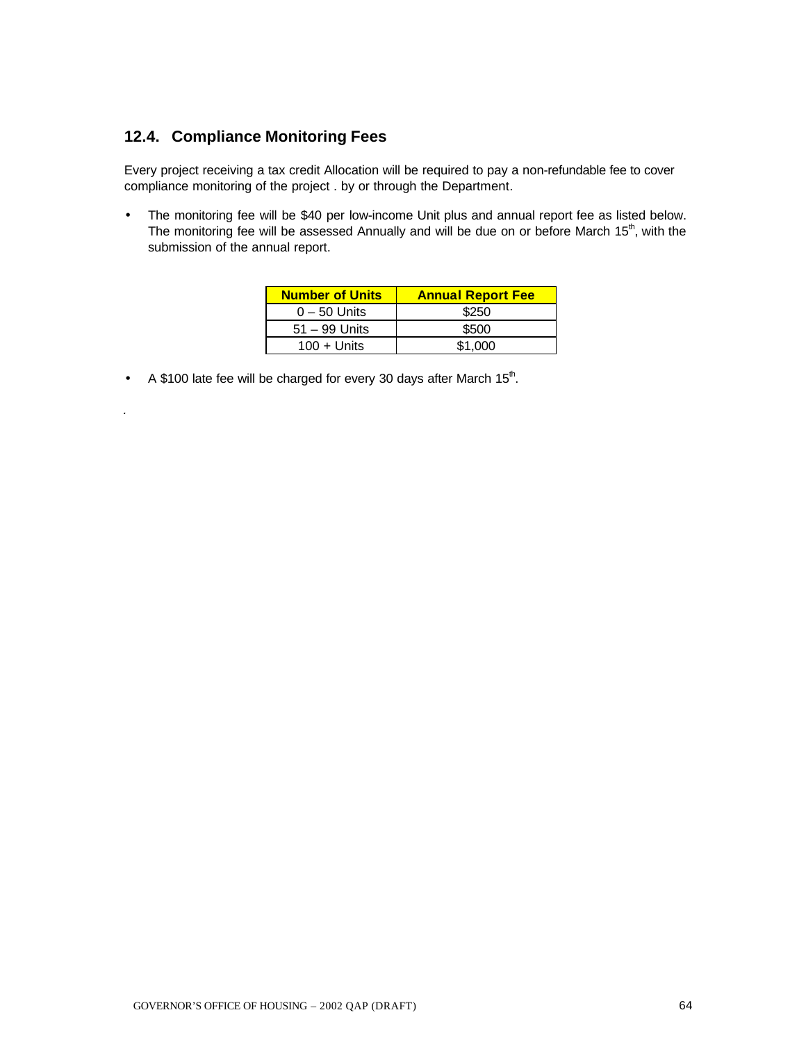## 12.4. Compliance Monitoring Fees

Every project receiving a tax credit Allocation will be required to pay a non-refundable fee to cover compliance monitoring of the project . by or through the Department.

- The monitoring fee will be $40 per low-income Unit plus and annual report fee as listed below. The monitoring fee will be assessed Annually and will be due on or before March 15th, with the submission of the annual report.

| Number of Units | Annual Report Fee |
|---|---|
| 0 – 50 Units | $250 |
| 51 – 99 Units | $500 |
| 100 + Units | $1,000 |

- A $100 late fee will be charged for every 30 days after March 15th.

.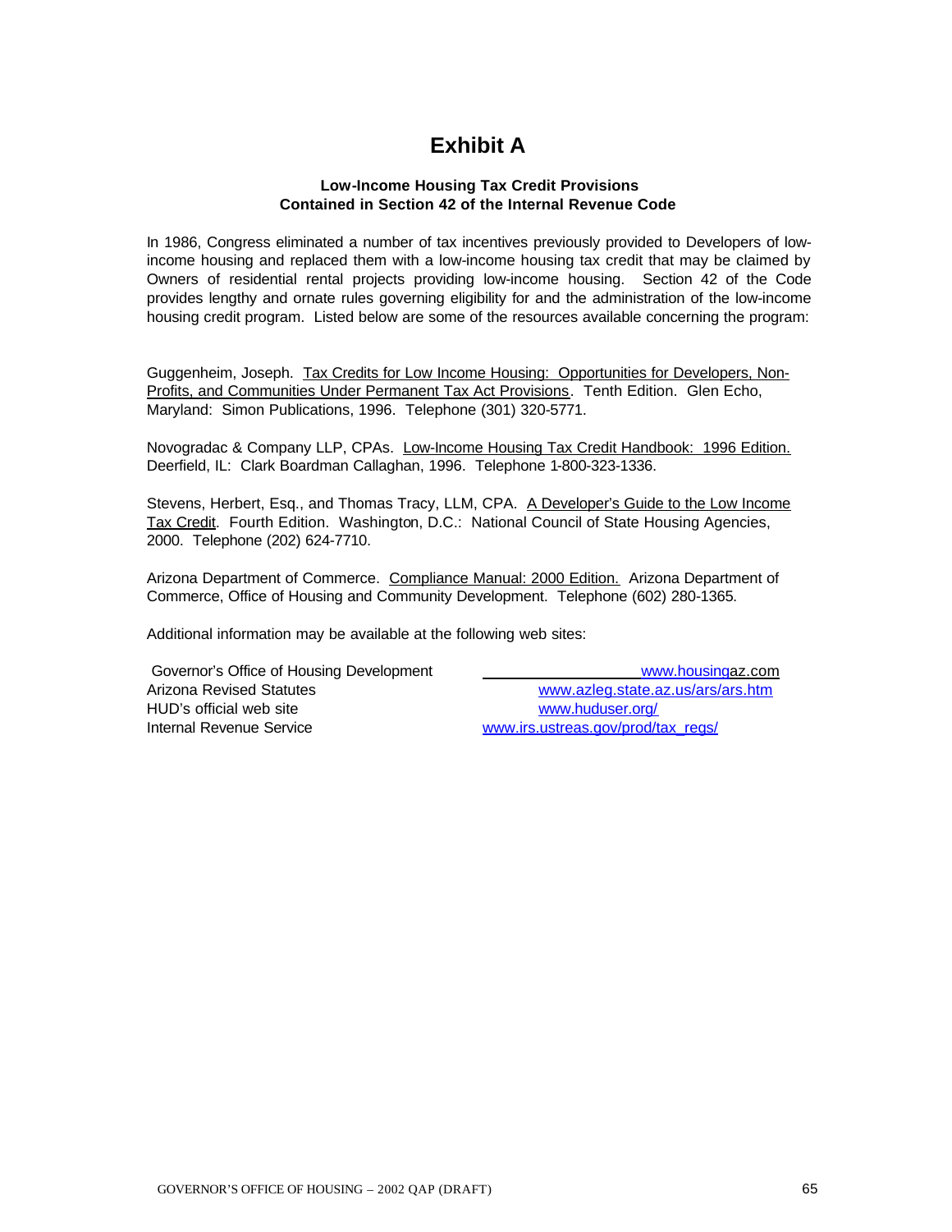# Exhibit A

**Low-Income Housing Tax Credit Provisions**
**Contained in Section 42 of the Internal Revenue Code**

In 1986, Congress eliminated a number of tax incentives previously provided to Developers of low-income housing and replaced them with a low-income housing tax credit that may be claimed by Owners of residential rental projects providing low-income housing. Section 42 of the Code provides lengthy and ornate rules governing eligibility for and the administration of the low-income housing credit program. Listed below are some of the resources available concerning the program:

Guggenheim, Joseph. Tax Credits for Low Income Housing: Opportunities for Developers, Non-Profits, and Communities Under Permanent Tax Act Provisions. Tenth Edition. Glen Echo, Maryland: Simon Publications, 1996. Telephone (301) 320-5771.

Novogradac & Company LLP, CPAs. Low-Income Housing Tax Credit Handbook: 1996 Edition. Deerfield, IL: Clark Boardman Callaghan, 1996. Telephone 1-800-323-1336.

Stevens, Herbert, Esq., and Thomas Tracy, LLM, CPA. A Developer's Guide to the Low Income Tax Credit. Fourth Edition. Washington, D.C.: National Council of State Housing Agencies, 2000. Telephone (202) 624-7710.

Arizona Department of Commerce. Compliance Manual: 2000 Edition. Arizona Department of Commerce, Office of Housing and Community Development. Telephone (602) 280-1365.

Additional information may be available at the following web sites:

| | |
|---|---|
| Governor's Office of Housing Development | www.housingaz.com |
| Arizona Revised Statutes | www.azleg.state.az.us/ars/ars.htm |
| HUD's official web site | www.huduser.org/ |
| Internal Revenue Service | www.irs.ustreas.gov/prod/tax_regs/ |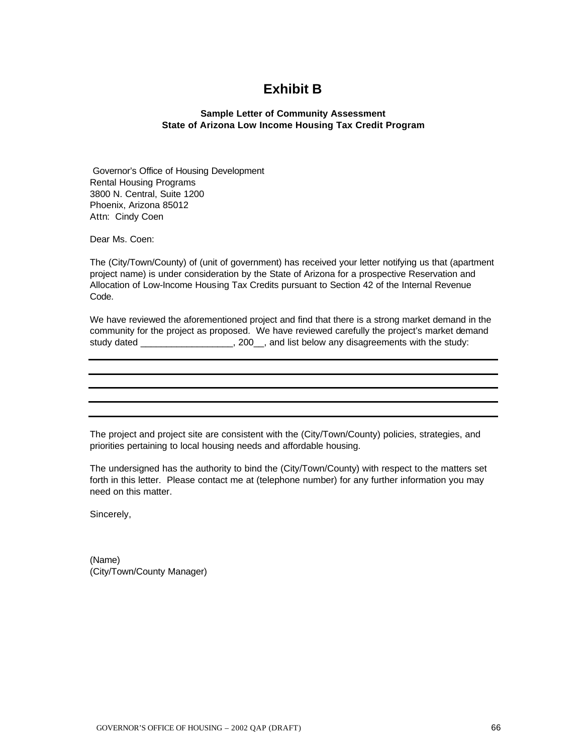# Exhibit B

**Sample Letter of Community Assessment**
**State of Arizona Low Income Housing Tax Credit Program**

Governor's Office of Housing Development
Rental Housing Programs
3800 N. Central, Suite 1200
Phoenix, Arizona 85012
Attn: Cindy Coen

Dear Ms. Coen:

The (City/Town/County) of (unit of government) has received your letter notifying us that (apartment project name) is under consideration by the State of Arizona for a prospective Reservation and Allocation of Low-Income Housing Tax Credits pursuant to Section 42 of the Internal Revenue Code.

We have reviewed the aforementioned project and find that there is a strong market demand in the community for the project as proposed. We have reviewed carefully the project's market demand study dated __________________, 200__, and list below any disagreements with the study:

______________________________________________________________________________

______________________________________________________________________________

______________________________________________________________________________

______________________________________________________________________________

______________________________________________________________________________

The project and project site are consistent with the (City/Town/County) policies, strategies, and priorities pertaining to local housing needs and affordable housing.

The undersigned has the authority to bind the (City/Town/County) with respect to the matters set forth in this letter. Please contact me at (telephone number) for any further information you may need on this matter.

Sincerely,

(Name)
(City/Town/County Manager)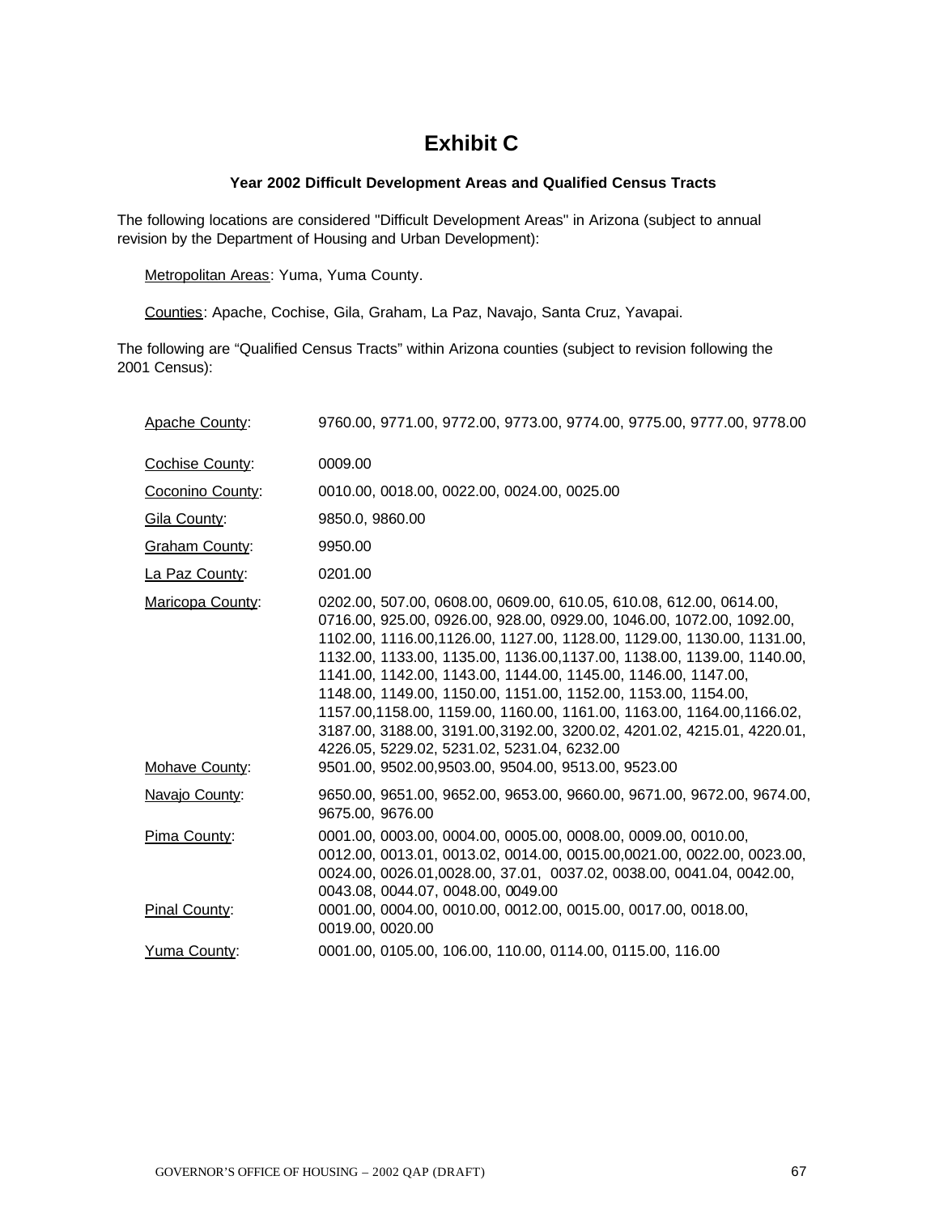# Exhibit C

### Year 2002 Difficult Development Areas and Qualified Census Tracts

The following locations are considered "Difficult Development Areas" in Arizona (subject to annual revision by the Department of Housing and Urban Development):

Metropolitan Areas: Yuma, Yuma County.

Counties: Apache, Cochise, Gila, Graham, La Paz, Navajo, Santa Cruz, Yavapai.

The following are “Qualified Census Tracts” within Arizona counties (subject to revision following the 2001 Census):

| | |
|---|---|
| Apache County: | 9760.00, 9771.00, 9772.00, 9773.00, 9774.00, 9775.00, 9777.00, 9778.00 |
| Cochise County: | 0009.00 |
| Coconino County: | 0010.00, 0018.00, 0022.00, 0024.00, 0025.00 |
| Gila County: | 9850.0, 9860.00 |
| Graham County: | 9950.00 |
| La Paz County: | 0201.00 |
| Maricopa County: | 0202.00, 507.00, 0608.00, 0609.00, 610.05, 610.08, 612.00, 0614.00, 0716.00, 925.00, 0926.00, 928.00, 0929.00, 1046.00, 1072.00, 1092.00, 1102.00, 1116.00,1126.00, 1127.00, 1128.00, 1129.00, 1130.00, 1131.00, 1132.00, 1133.00, 1135.00, 1136.00,1137.00, 1138.00, 1139.00, 1140.00, 1141.00, 1142.00, 1143.00, 1144.00, 1145.00, 1146.00, 1147.00, 1148.00, 1149.00, 1150.00, 1151.00, 1152.00, 1153.00, 1154.00, 1157.00,1158.00, 1159.00, 1160.00, 1161.00, 1163.00, 1164.00,1166.02, 3187.00, 3188.00, 3191.00,3192.00, 3200.02, 4201.02, 4215.01, 4220.01, 4226.05, 5229.02, 5231.02, 5231.04, 6232.00 |
| Mohave County: | 9501.00, 9502.00,9503.00, 9504.00, 9513.00, 9523.00 |
| Navajo County: | 9650.00, 9651.00, 9652.00, 9653.00, 9660.00, 9671.00, 9672.00, 9674.00, 9675.00, 9676.00 |
| Pima County: | 0001.00, 0003.00, 0004.00, 0005.00, 0008.00, 0009.00, 0010.00, 0012.00, 0013.01, 0013.02, 0014.00, 0015.00,0021.00, 0022.00, 0023.00, 0024.00, 0026.01,0028.00, 37.01, 0037.02, 0038.00, 0041.04, 0042.00, 0043.08, 0044.07, 0048.00, 0049.00 |
| Pinal County: | 0001.00, 0004.00, 0010.00, 0012.00, 0015.00, 0017.00, 0018.00, 0019.00, 0020.00 |
| Yuma County: | 0001.00, 0105.00, 106.00, 110.00, 0114.00, 0115.00, 116.00 |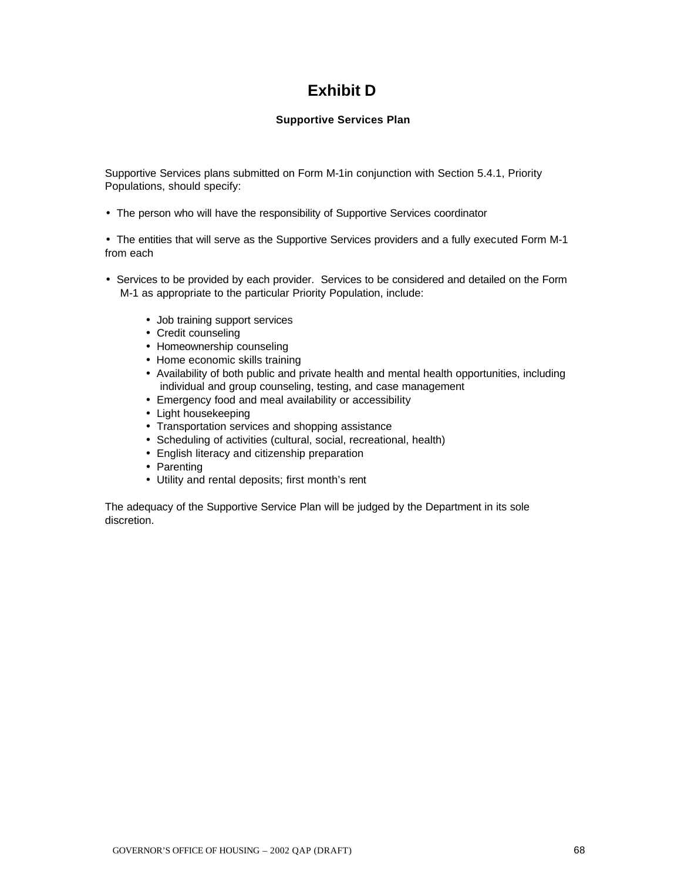# Exhibit D

## Supportive Services Plan

Supportive Services plans submitted on Form M-1in conjunction with Section 5.4.1, Priority Populations, should specify:

- The person who will have the responsibility of Supportive Services coordinator

- The entities that will serve as the Supportive Services providers and a fully executed Form M-1 from each

- Services to be provided by each provider. Services to be considered and detailed on the Form M-1 as appropriate to the particular Priority Population, include:

    - Job training support services
    - Credit counseling
    - Homeownership counseling
    - Home economic skills training
    - Availability of both public and private health and mental health opportunities, including individual and group counseling, testing, and case management
    - Emergency food and meal availability or accessibility
    - Light housekeeping
    - Transportation services and shopping assistance
    - Scheduling of activities (cultural, social, recreational, health)
    - English literacy and citizenship preparation
    - Parenting
    - Utility and rental deposits; first month's rent

The adequacy of the Supportive Service Plan will be judged by the Department in its sole discretion.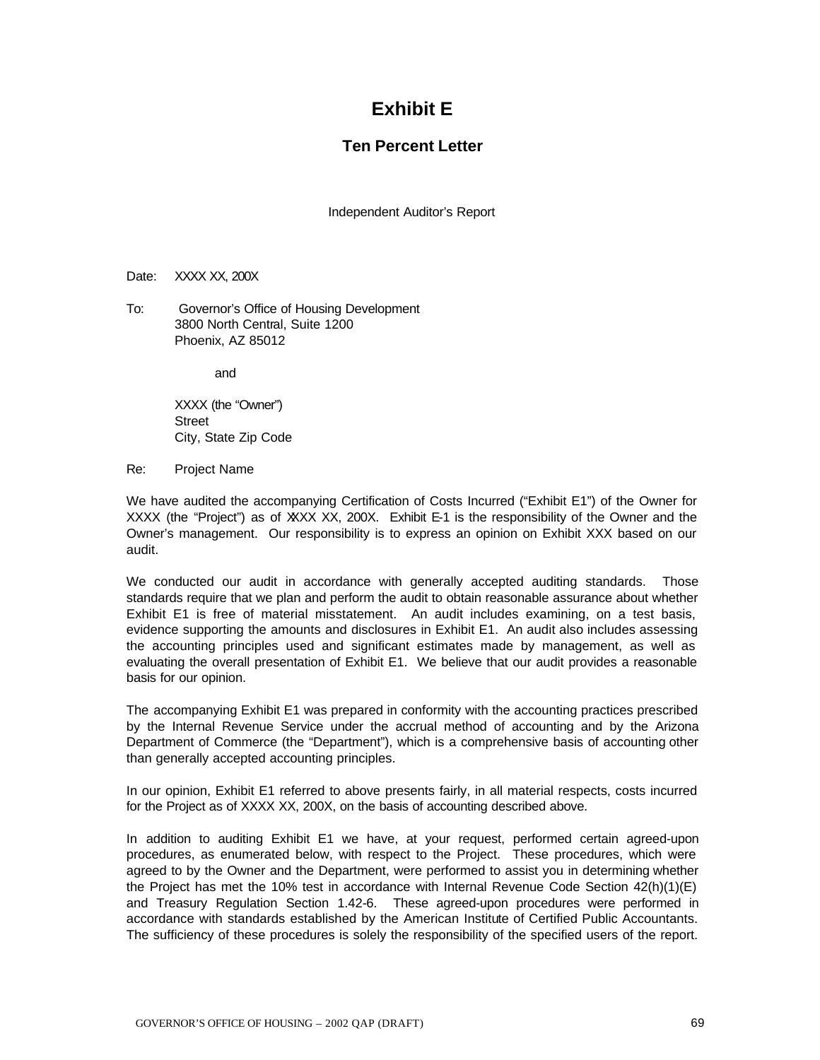# Exhibit E

## Ten Percent Letter

Independent Auditor's Report

Date: XXXX XX, 200X

To: Governor's Office of Housing Development
3800 North Central, Suite 1200
Phoenix, AZ 85012

and

XXXX (the "Owner")
Street
City, State Zip Code

Re: Project Name

We have audited the accompanying Certification of Costs Incurred ("Exhibit E1") of the Owner for XXXX (the "Project") as of XXXX XX, 200X. Exhibit E-1 is the responsibility of the Owner and the Owner's management. Our responsibility is to express an opinion on Exhibit XXX based on our audit.

We conducted our audit in accordance with generally accepted auditing standards. Those standards require that we plan and perform the audit to obtain reasonable assurance about whether Exhibit E1 is free of material misstatement. An audit includes examining, on a test basis, evidence supporting the amounts and disclosures in Exhibit E1. An audit also includes assessing the accounting principles used and significant estimates made by management, as well as evaluating the overall presentation of Exhibit E1. We believe that our audit provides a reasonable basis for our opinion.

The accompanying Exhibit E1 was prepared in conformity with the accounting practices prescribed by the Internal Revenue Service under the accrual method of accounting and by the Arizona Department of Commerce (the "Department"), which is a comprehensive basis of accounting other than generally accepted accounting principles.

In our opinion, Exhibit E1 referred to above presents fairly, in all material respects, costs incurred for the Project as of XXXX XX, 200X, on the basis of accounting described above.

In addition to auditing Exhibit E1 we have, at your request, performed certain agreed-upon procedures, as enumerated below, with respect to the Project. These procedures, which were agreed to by the Owner and the Department, were performed to assist you in determining whether the Project has met the 10% test in accordance with Internal Revenue Code Section 42(h)(1)(E) and Treasury Regulation Section 1.42-6. These agreed-upon procedures were performed in accordance with standards established by the American Institute of Certified Public Accountants. The sufficiency of these procedures is solely the responsibility of the specified users of the report.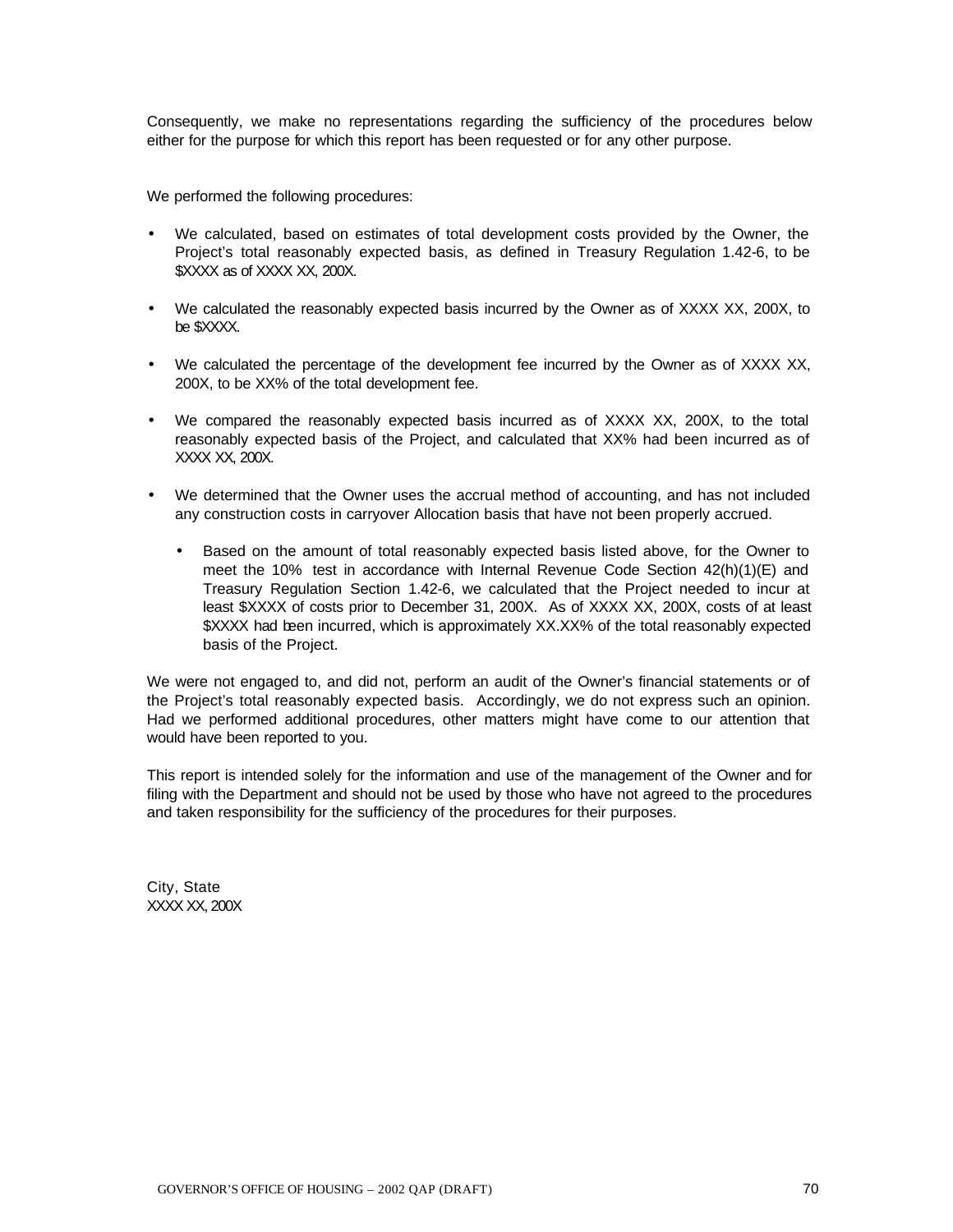Consequently, we make no representations regarding the sufficiency of the procedures below either for the purpose for which this report has been requested or for any other purpose.

We performed the following procedures:

- We calculated, based on estimates of total development costs provided by the Owner, the Project's total reasonably expected basis, as defined in Treasury Regulation 1.42-6, to be $XXXX as of XXXX XX, 200X.

- We calculated the reasonably expected basis incurred by the Owner as of XXXX XX, 200X, to be $XXXX.

- We calculated the percentage of the development fee incurred by the Owner as of XXXX XX, 200X, to be XX% of the total development fee.

- We compared the reasonably expected basis incurred as of XXXX XX, 200X, to the total reasonably expected basis of the Project, and calculated that XX% had been incurred as of XXXX XX, 200X.

- We determined that the Owner uses the accrual method of accounting, and has not included any construction costs in carryover Allocation basis that have not been properly accrued.

  - Based on the amount of total reasonably expected basis listed above, for the Owner to meet the 10% test in accordance with Internal Revenue Code Section 42(h)(1)(E) and Treasury Regulation Section 1.42-6, we calculated that the Project needed to incur at least $XXXX of costs prior to December 31, 200X. As of XXXX XX, 200X, costs of at least $XXXX had been incurred, which is approximately XX.XX% of the total reasonably expected basis of the Project.

We were not engaged to, and did not, perform an audit of the Owner's financial statements or of the Project's total reasonably expected basis. Accordingly, we do not express such an opinion. Had we performed additional procedures, other matters might have come to our attention that would have been reported to you.

This report is intended solely for the information and use of the management of the Owner and for filing with the Department and should not be used by those who have not agreed to the procedures and taken responsibility for the sufficiency of the procedures for their purposes.

City, State
XXXX XX, 200X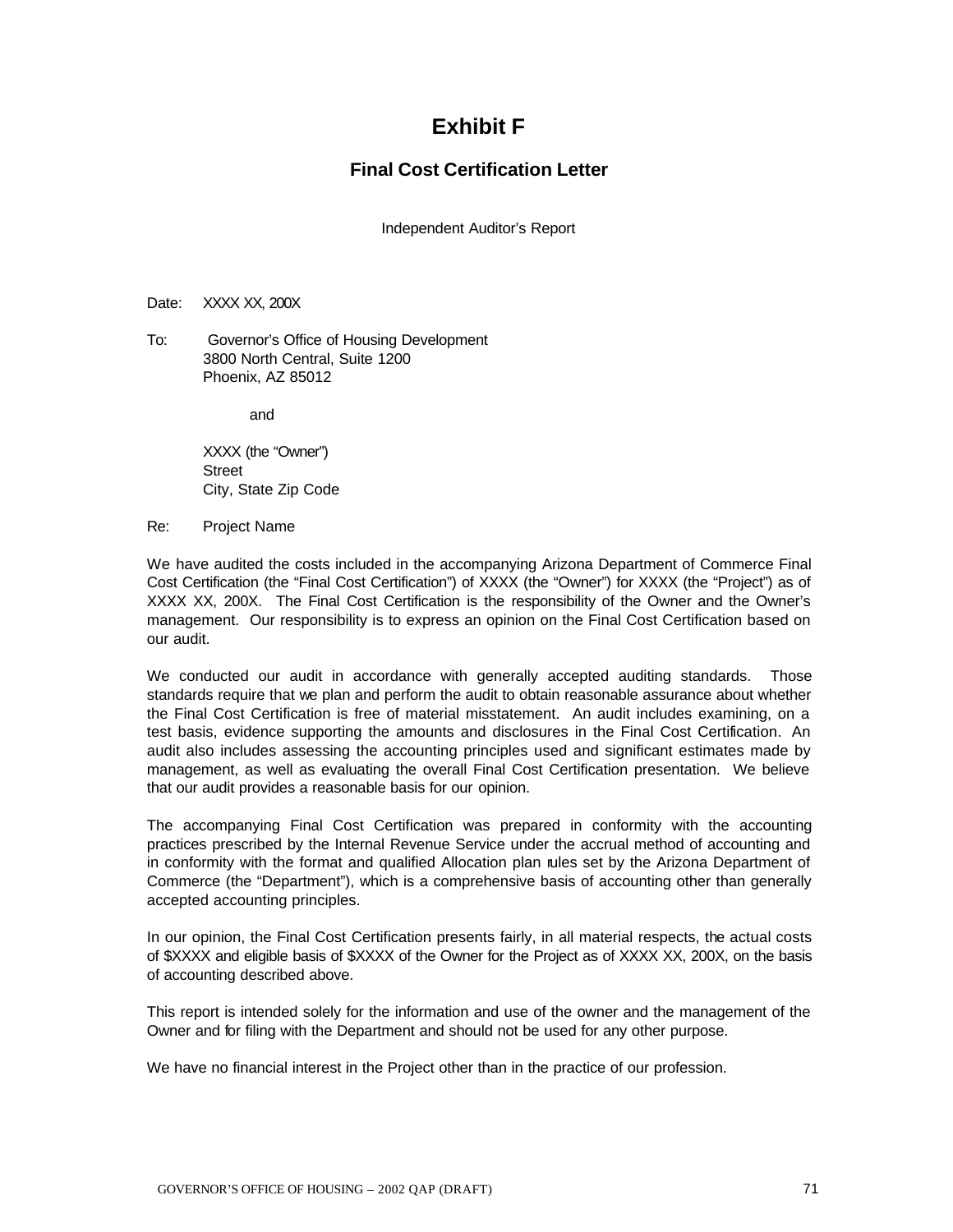# Exhibit F

## Final Cost Certification Letter

Independent Auditor's Report

Date: XXXX XX, 200X

To: Governor's Office of Housing Development
3800 North Central, Suite 1200
Phoenix, AZ 85012

and

XXXX (the "Owner")
Street
City, State Zip Code

Re: Project Name

We have audited the costs included in the accompanying Arizona Department of Commerce Final Cost Certification (the "Final Cost Certification") of XXXX (the "Owner") for XXXX (the "Project") as of XXXX XX, 200X. The Final Cost Certification is the responsibility of the Owner and the Owner's management. Our responsibility is to express an opinion on the Final Cost Certification based on our audit.

We conducted our audit in accordance with generally accepted auditing standards. Those standards require that we plan and perform the audit to obtain reasonable assurance about whether the Final Cost Certification is free of material misstatement. An audit includes examining, on a test basis, evidence supporting the amounts and disclosures in the Final Cost Certification. An audit also includes assessing the accounting principles used and significant estimates made by management, as well as evaluating the overall Final Cost Certification presentation. We believe that our audit provides a reasonable basis for our opinion.

The accompanying Final Cost Certification was prepared in conformity with the accounting practices prescribed by the Internal Revenue Service under the accrual method of accounting and in conformity with the format and qualified Allocation plan rules set by the Arizona Department of Commerce (the "Department"), which is a comprehensive basis of accounting other than generally accepted accounting principles.

In our opinion, the Final Cost Certification presents fairly, in all material respects, the actual costs of $XXXX and eligible basis of $XXXX of the Owner for the Project as of XXXX XX, 200X, on the basis of accounting described above.

This report is intended solely for the information and use of the owner and the management of the Owner and for filing with the Department and should not be used for any other purpose.

We have no financial interest in the Project other than in the practice of our profession.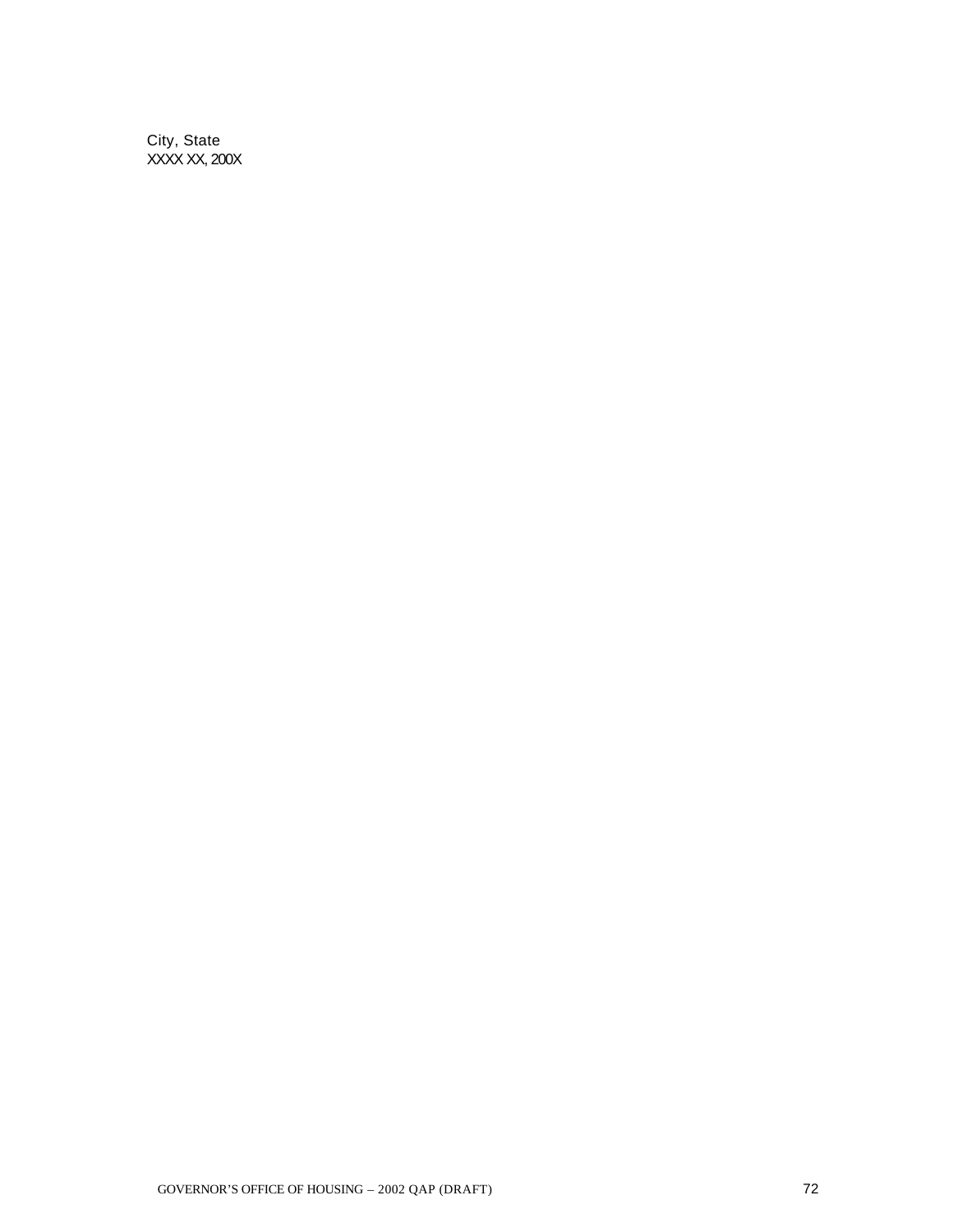City, State
XXXX XX, 200X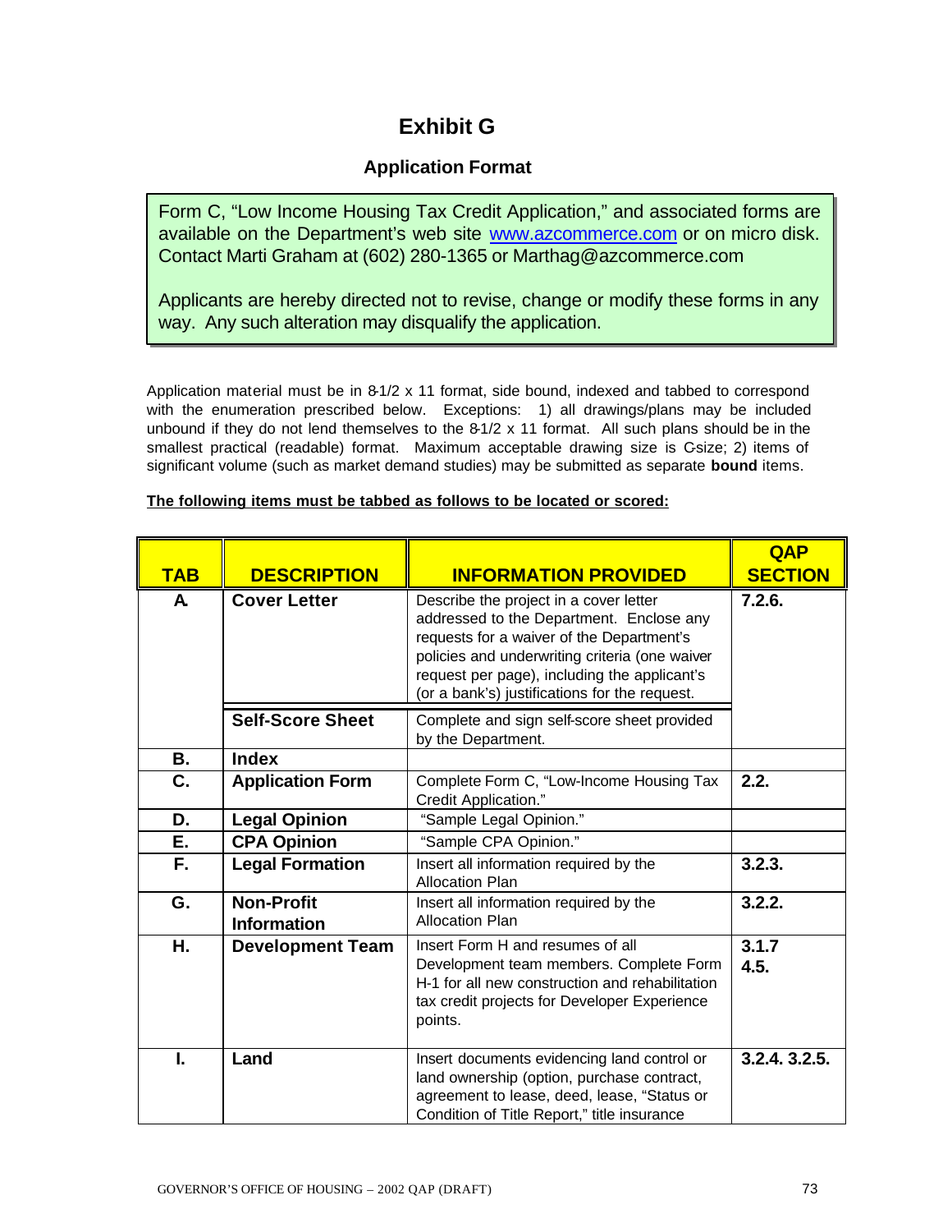# Exhibit G

## Application Format

Form C, "Low Income Housing Tax Credit Application," and associated forms are available on the Department's web site www.azcommerce.com or on micro disk. Contact Marti Graham at (602) 280-1365 or Marthag@azcommerce.com

Applicants are hereby directed not to revise, change or modify these forms in any way. Any such alteration may disqualify the application.

Application material must be in 8-1/2 x 11 format, side bound, indexed and tabbed to correspond with the enumeration prescribed below. Exceptions: 1) all drawings/plans may be included unbound if they do not lend themselves to the 8-1/2 x 11 format. All such plans should be in the smallest practical (readable) format. Maximum acceptable drawing size is C-size; 2) items of significant volume (such as market demand studies) may be submitted as separate **bound** items.

**The following items must be tabbed as follows to be located or scored:**

| TAB | DESCRIPTION | INFORMATION PROVIDED | QAP SECTION |
|---|---|---|---|
| **A.** | **Cover Letter** | Describe the project in a cover letter addressed to the Department. Enclose any requests for a waiver of the Department's policies and underwriting criteria (one waiver request per page), including the applicant's (or a bank's) justifications for the request. | **7.2.6.** |
| | **Self-Score Sheet** | Complete and sign self-score sheet provided by the Department. | |
| **B.** | **Index** | | |
| **C.** | **Application Form** | Complete Form C, "Low-Income Housing Tax Credit Application." | **2.2.** |
| **D.** | **Legal Opinion** | "Sample Legal Opinion." | |
| **E.** | **CPA Opinion** | "Sample CPA Opinion." | |
| **F.** | **Legal Formation** | Insert all information required by the Allocation Plan | **3.2.3.** |
| **G.** | **Non-Profit Information** | Insert all information required by the Allocation Plan | **3.2.2.** |
| **H.** | **Development Team** | Insert Form H and resumes of all Development team members. Complete Form H-1 for all new construction and rehabilitation tax credit projects for Developer Experience points. | **3.1.7 4.5.** |
| **I.** | **Land** | Insert documents evidencing land control or land ownership (option, purchase contract, agreement to lease, deed, lease, "Status or Condition of Title Report," title insurance | **3.2.4. 3.2.5.** |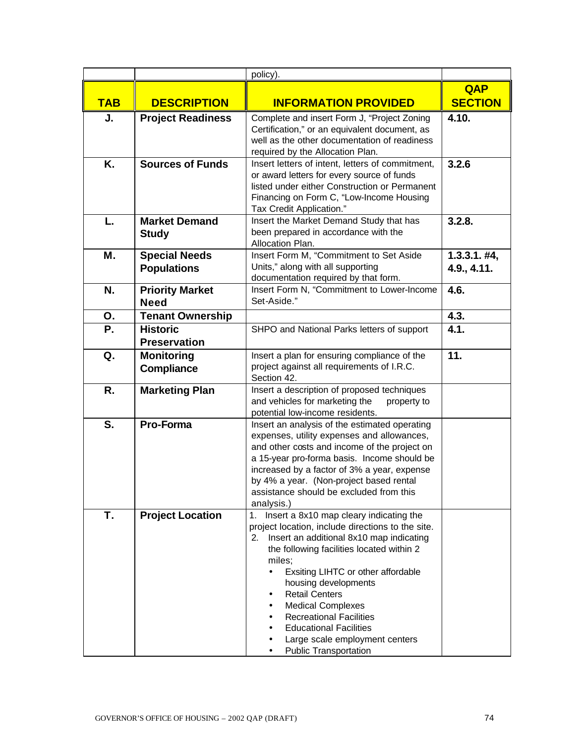| | | policy). | |
|---|---|---|---|
| **TAB** | **DESCRIPTION** | **INFORMATION PROVIDED** | **QAP SECTION** |
| **J.** | **Project Readiness** | Complete and insert Form J, "Project Zoning Certification," or an equivalent document, as well as the other documentation of readiness required by the Allocation Plan. | **4.10.** |
| **K.** | **Sources of Funds** | Insert letters of intent, letters of commitment, or award letters for every source of funds listed under either Construction or Permanent Financing on Form C, "Low-Income Housing Tax Credit Application." | **3.2.6** |
| **L.** | **Market Demand Study** | Insert the Market Demand Study that has been prepared in accordance with the Allocation Plan. | **3.2.8.** |
| **M.** | **Special Needs Populations** | Insert Form M, "Commitment to Set Aside Units," along with all supporting documentation required by that form. | **1.3.3.1. #4, 4.9., 4.11.** |
| **N.** | **Priority Market Need** | Insert Form N, "Commitment to Lower-Income Set-Aside." | **4.6.** |
| **O.** | **Tenant Ownership** | | **4.3.** |
| **P.** | **Historic Preservation** | SHPO and National Parks letters of support | **4.1.** |
| **Q.** | **Monitoring Compliance** | Insert a plan for ensuring compliance of the project against all requirements of I.R.C. Section 42. | **11.** |
| **R.** | **Marketing Plan** | Insert a description of proposed techniques and vehicles for marketing the property to potential low-income residents. | |
| **S.** | **Pro-Forma** | Insert an analysis of the estimated operating expenses, utility expenses and allowances, and other costs and income of the project on a 15-year pro-forma basis. Income should be increased by a factor of 3% a year, expense by 4% a year. (Non-project based rental assistance should be excluded from this analysis.) | |
| **T.** | **Project Location** | 1. Insert a 8x10 map cleary indicating the project location, include directions to the site.<br>2. Insert an additional 8x10 map indicating the following facilities located within 2 miles;<br>• Exsiting LIHTC or other affordable housing developments<br>• Retail Centers<br>• Medical Complexes<br>• Recreational Facilities<br>• Educational Facilities<br>• Large scale employment centers<br>• Public Transportation | |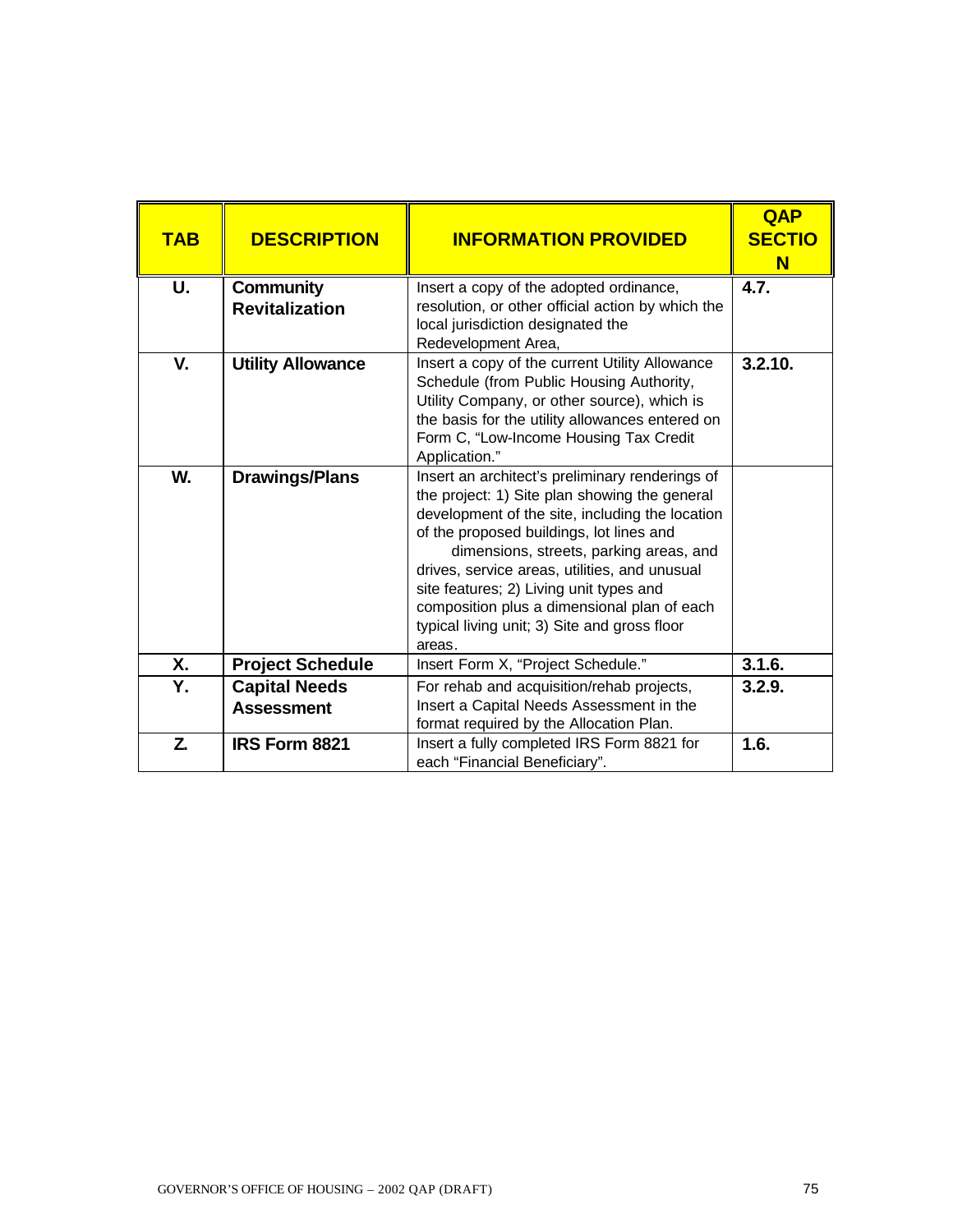| TAB | DESCRIPTION | INFORMATION PROVIDED | QAP SECTION |
|---|---|---|---|
| U. | **Community Revitalization** | Insert a copy of the adopted ordinance, resolution, or other official action by which the local jurisdiction designated the Redevelopment Area, | 4.7. |
| V. | **Utility Allowance** | Insert a copy of the current Utility Allowance Schedule (from Public Housing Authority, Utility Company, or other source), which is the basis for the utility allowances entered on Form C, "Low-Income Housing Tax Credit Application." | 3.2.10. |
| W. | **Drawings/Plans** | Insert an architect's preliminary renderings of the project: 1) Site plan showing the general development of the site, including the location of the proposed buildings, lot lines and dimensions, streets, parking areas, and drives, service areas, utilities, and unusual site features; 2) Living unit types and composition plus a dimensional plan of each typical living unit; 3) Site and gross floor areas. | |
| X. | **Project Schedule** | Insert Form X, "Project Schedule." | 3.1.6. |
| Y. | **Capital Needs Assessment** | For rehab and acquisition/rehab projects, Insert a Capital Needs Assessment in the format required by the Allocation Plan. | 3.2.9. |
| Z. | **IRS Form 8821** | Insert a fully completed IRS Form 8821 for each "Financial Beneficiary". | 1.6. |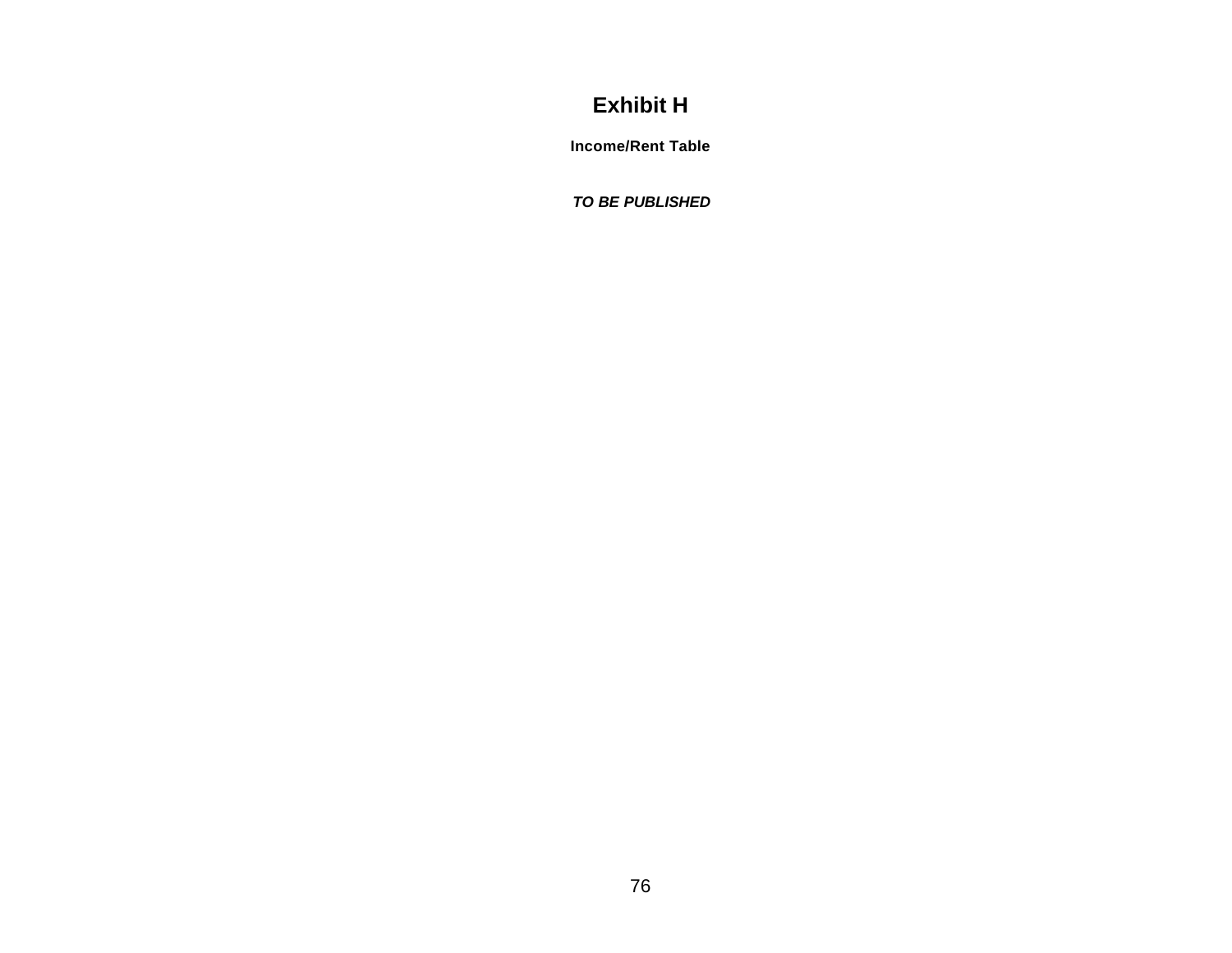# Exhibit H

**Income/Rent Table**

***TO BE PUBLISHED***